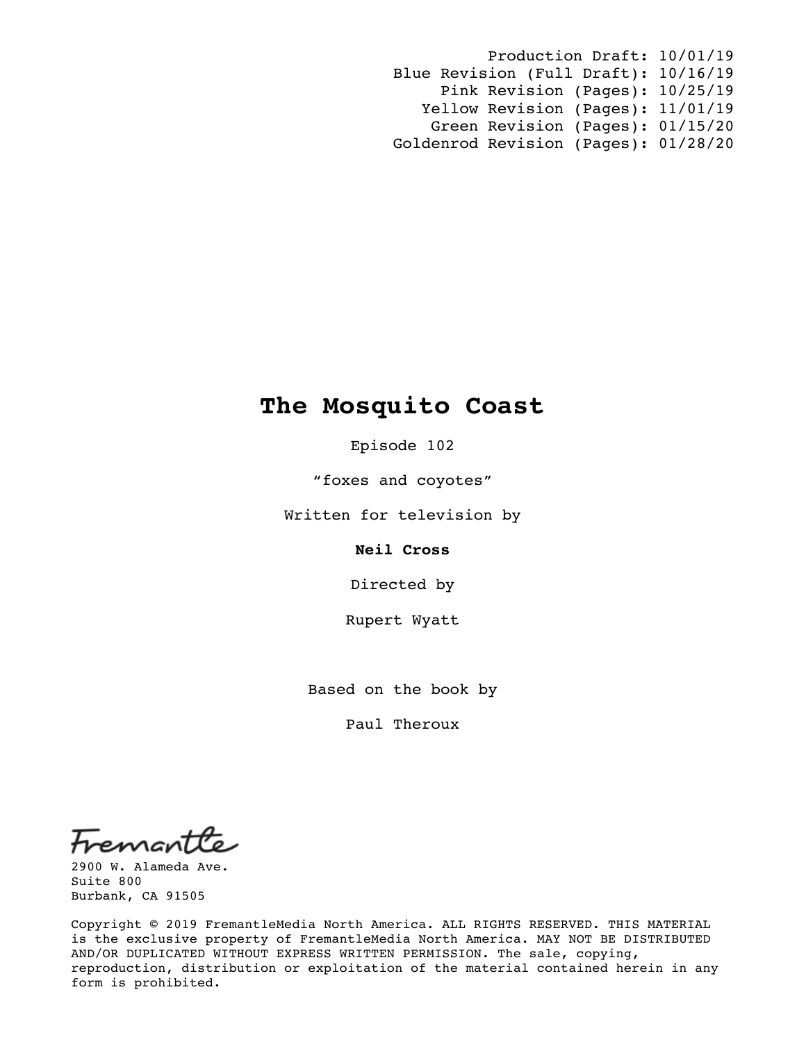Production Draft: 10/01/19
Blue Revision (Full Draft): 10/16/19
Pink Revision (Pages): 10/25/19
Yellow Revision (Pages): 11/01/19
Green Revision (Pages): 01/15/20
Goldenrod Revision (Pages): 01/28/20

# The Mosquito Coast

Episode 102

"foxes and coyotes"

Written for television by

**Neil Cross**

Directed by

Rupert Wyatt

Based on the book by

Paul Theroux

Fremantle
2900 W. Alameda Ave.
Suite 800
Burbank, CA 91505

Copyright © 2019 FremantleMedia North America. ALL RIGHTS RESERVED. THIS MATERIAL is the exclusive property of FremantleMedia North America. MAY NOT BE DISTRIBUTED AND/OR DUPLICATED WITHOUT EXPRESS WRITTEN PERMISSION. The sale, copying, reproduction, distribution or exploitation of the material contained herein in any form is prohibited.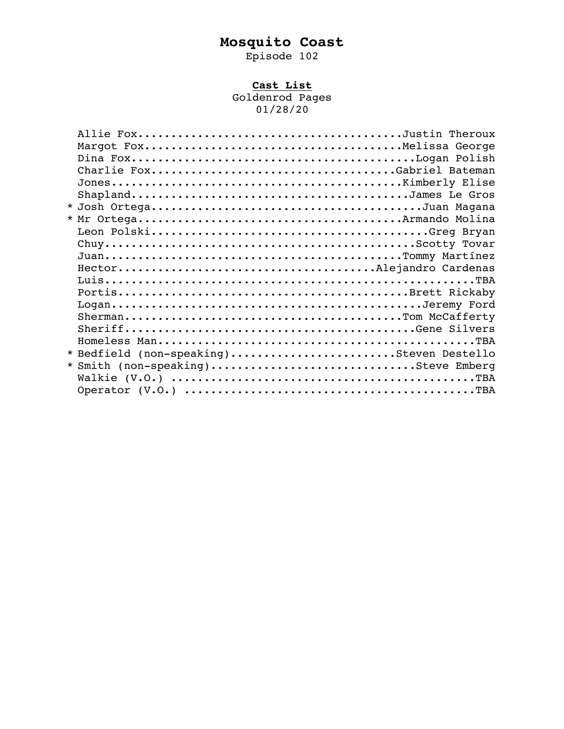# Mosquito Coast

Episode 102

## Cast List

Goldenrod Pages
01/28/20

| | Character | Actor |
|---|---|---|
| | Allie Fox | Justin Theroux |
| | Margot Fox | Melissa George |
| | Dina Fox | Logan Polish |
| | Charlie Fox | Gabriel Bateman |
| | Jones | Kimberly Elise |
| | Shapland | James Le Gros |
| * | Josh Ortega | Juan Magana |
| * | Mr Ortega | Armando Molina |
| | Leon Polski | Greg Bryan |
| | Chuy | Scotty Tovar |
| | Juan | Tommy Martínez |
| | Hector | Alejandro Cardenas |
| | Luis | TBA |
| | Portis | Brett Rickaby |
| | Logan | Jeremy Ford |
| | Sherman | Tom McCafferty |
| | Sheriff | Gene Silvers |
| | Homeless Man | TBA |
| * | Bedfield (non-speaking) | Steven Destello |
| * | Smith (non-speaking) | Steve Emberg |
| | Walkie (V.O.) | TBA |
| | Operator (V.O.) | TBA |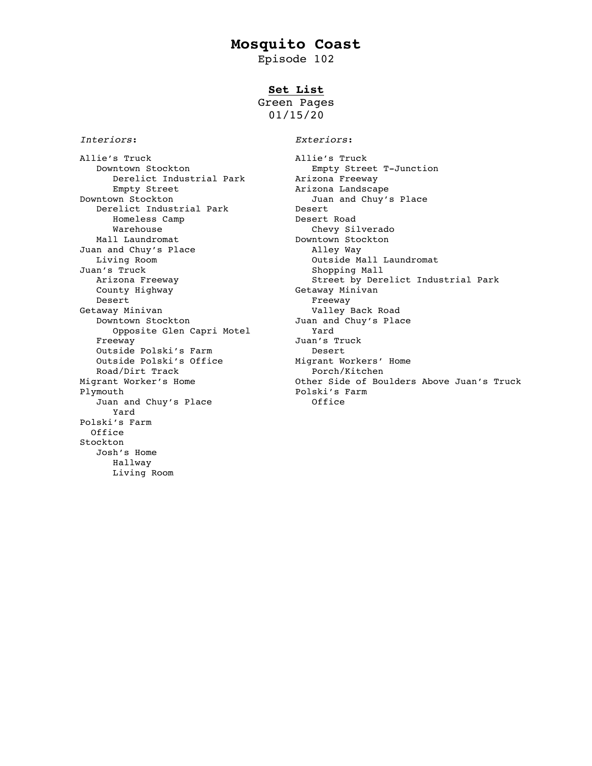# Mosquito Coast

Episode 102

## Set List

Green Pages
01/15/20

*Interiors*:

- Allie's Truck
  - Downtown Stockton
    - Derelict Industrial Park
    - Empty Street
- Downtown Stockton
  - Derelict Industrial Park
    - Homeless Camp
    - Warehouse
  - Mall Laundromat
- Juan and Chuy's Place
  - Living Room
- Juan's Truck
  - Arizona Freeway
  - County Highway
  - Desert
- Getaway Minivan
  - Downtown Stockton
    - Opposite Glen Capri Motel
  - Freeway
  - Outside Polski's Farm
  - Outside Polski's Office
  - Road/Dirt Track
- Migrant Worker's Home
- Plymouth
  - Juan and Chuy's Place
    - Yard
- Polski's Farm
  - Office
- Stockton
  - Josh's Home
    - Hallway
    - Living Room

*Exteriors*:

- Allie's Truck
  - Empty Street T-Junction
- Arizona Freeway
- Arizona Landscape
  - Juan and Chuy's Place
- Desert
- Desert Road
  - Chevy Silverado
- Downtown Stockton
  - Alley Way
  - Outside Mall Laundromat
  - Shopping Mall
  - Street by Derelict Industrial Park
- Getaway Minivan
  - Freeway
  - Valley Back Road
- Juan and Chuy's Place
  - Yard
- Juan's Truck
  - Desert
- Migrant Workers' Home
  - Porch/Kitchen
- Other Side of Boulders Above Juan's Truck
- Polski's Farm
  - Office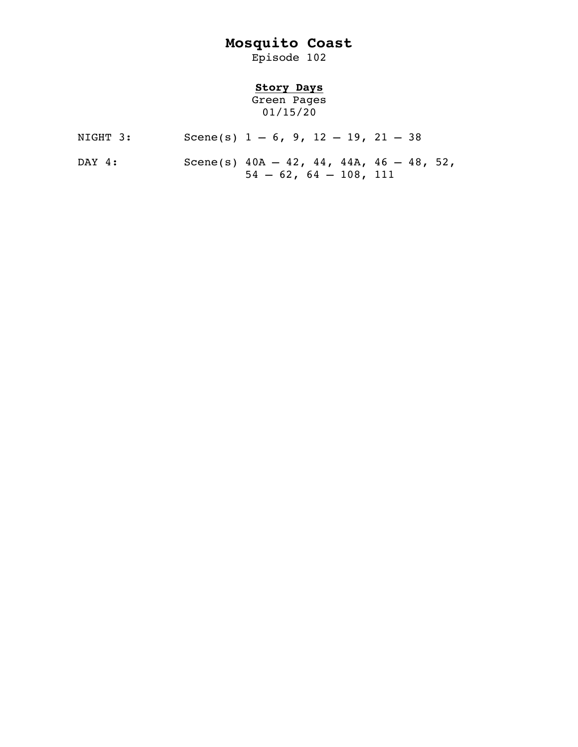# **Mosquito Coast**

Episode 102

## **Story Days**

Green Pages
01/15/20

NIGHT 3: Scene(s) 1 – 6, 9, 12 – 19, 21 – 38

DAY 4: Scene(s) 40A – 42, 44, 44A, 46 – 48, 52, 54 – 62, 64 – 108, 111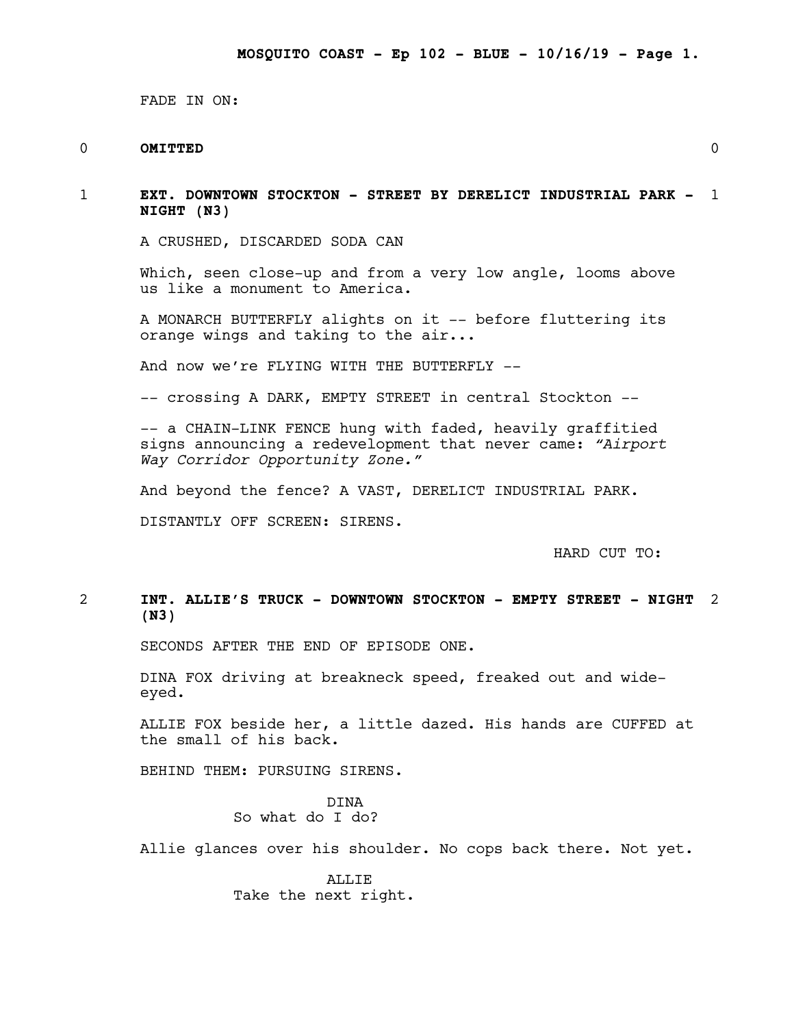FADE IN ON:

0 **OMITTED** 0

1 **EXT. DOWNTOWN STOCKTON - STREET BY DERELICT INDUSTRIAL PARK - NIGHT (N3)** 1

A CRUSHED, DISCARDED SODA CAN

Which, seen close-up and from a very low angle, looms above us like a monument to America.

A MONARCH BUTTERFLY alights on it -- before fluttering its orange wings and taking to the air...

And now we're FLYING WITH THE BUTTERFLY --

-- crossing A DARK, EMPTY STREET in central Stockton --

-- a CHAIN-LINK FENCE hung with faded, heavily graffitied signs announcing a redevelopment that never came: *"Airport Way Corridor Opportunity Zone."*

And beyond the fence? A VAST, DERELICT INDUSTRIAL PARK.

DISTANTLY OFF SCREEN: SIRENS.

HARD CUT TO:

2 **INT. ALLIE'S TRUCK - DOWNTOWN STOCKTON - EMPTY STREET - NIGHT (N3)** 2

SECONDS AFTER THE END OF EPISODE ONE.

DINA FOX driving at breakneck speed, freaked out and wide-eyed.

ALLIE FOX beside her, a little dazed. His hands are CUFFED at the small of his back.

BEHIND THEM: PURSUING SIRENS.

DINA
So what do I do?

Allie glances over his shoulder. No cops back there. Not yet.

ALLIE
Take the next right.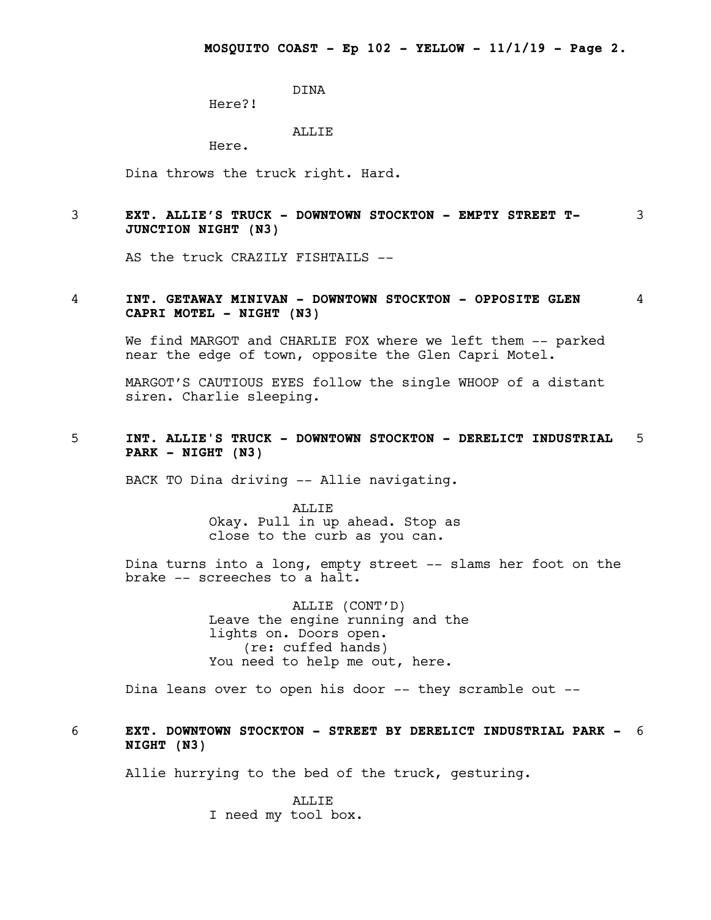DINA
Here?!

ALLIE
Here.

Dina throws the truck right. Hard.

**3 EXT. ALLIE'S TRUCK - DOWNTOWN STOCKTON - EMPTY STREET T-JUNCTION NIGHT (N3) 3**

AS the truck CRAZILY FISHTAILS --

**4 INT. GETAWAY MINIVAN - DOWNTOWN STOCKTON - OPPOSITE GLEN CAPRI MOTEL - NIGHT (N3) 4**

We find MARGOT and CHARLIE FOX where we left them -- parked near the edge of town, opposite the Glen Capri Motel.

MARGOT'S CAUTIOUS EYES follow the single WHOOP of a distant siren. Charlie sleeping.

**5 INT. ALLIE'S TRUCK - DOWNTOWN STOCKTON - DERELICT INDUSTRIAL PARK - NIGHT (N3) 5**

BACK TO Dina driving -- Allie navigating.

ALLIE
Okay. Pull in up ahead. Stop as close to the curb as you can.

Dina turns into a long, empty street -- slams her foot on the brake -- screeches to a halt.

ALLIE (CONT'D)
Leave the engine running and the lights on. Doors open.
(re: cuffed hands)
You need to help me out, here.

Dina leans over to open his door -- they scramble out --

**6 EXT. DOWNTOWN STOCKTON - STREET BY DERELICT INDUSTRIAL PARK - NIGHT (N3) 6**

Allie hurrying to the bed of the truck, gesturing.

ALLIE
I need my tool box.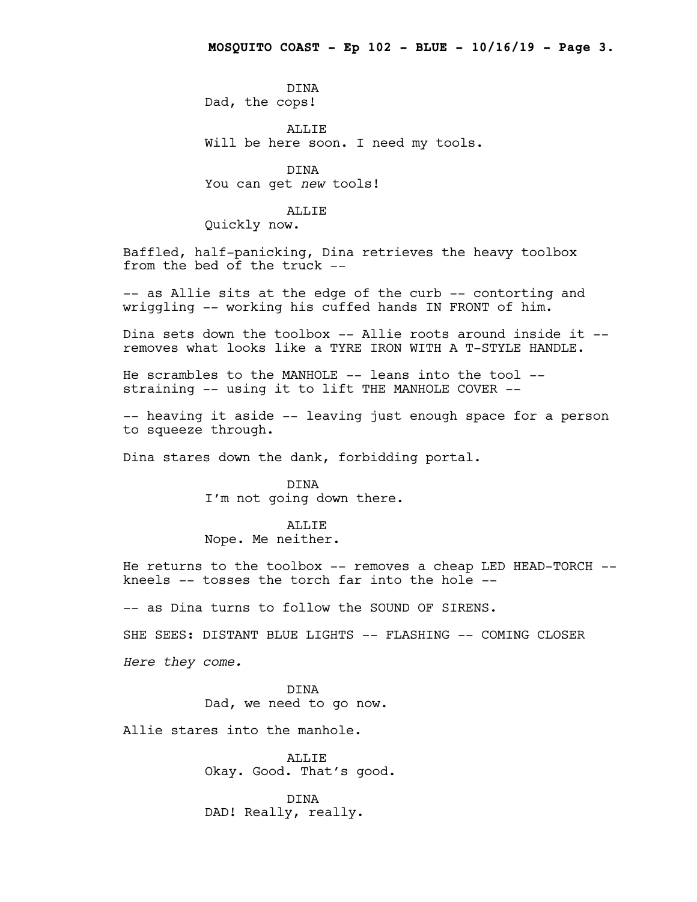DINA
Dad, the cops!

ALLIE
Will be here soon. I need my tools.

DINA
You can get *new* tools!

ALLIE
Quickly now.

Baffled, half-panicking, Dina retrieves the heavy toolbox from the bed of the truck --

-- as Allie sits at the edge of the curb -- contorting and wriggling -- working his cuffed hands IN FRONT of him.

Dina sets down the toolbox -- Allie roots around inside it -- removes what looks like a TYRE IRON WITH A T-STYLE HANDLE.

He scrambles to the MANHOLE -- leans into the tool -- straining -- using it to lift THE MANHOLE COVER --

-- heaving it aside -- leaving just enough space for a person to squeeze through.

Dina stares down the dank, forbidding portal.

DINA
I'm not going down there.

ALLIE
Nope. Me neither.

He returns to the toolbox -- removes a cheap LED HEAD-TORCH -- kneels -- tosses the torch far into the hole --

-- as Dina turns to follow the SOUND OF SIRENS.

SHE SEES: DISTANT BLUE LIGHTS -- FLASHING -- COMING CLOSER

*Here they come.*

DINA
Dad, we need to go now.

Allie stares into the manhole.

ALLIE
Okay. Good. That's good.

DINA
DAD! Really, really.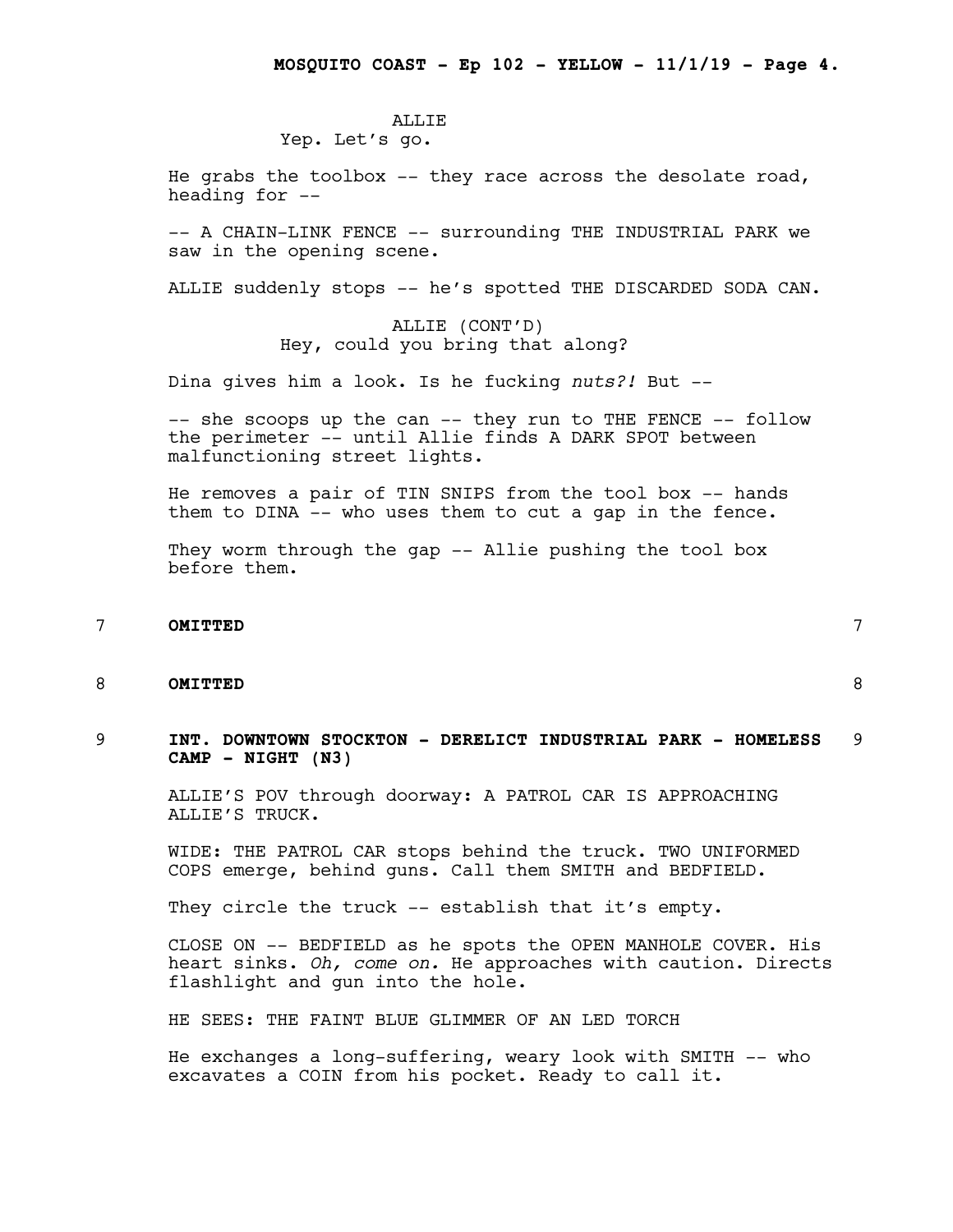ALLIE
Yep. Let's go.

He grabs the toolbox -- they race across the desolate road, heading for --

-- A CHAIN-LINK FENCE -- surrounding THE INDUSTRIAL PARK we saw in the opening scene.

ALLIE suddenly stops -- he's spotted THE DISCARDED SODA CAN.

ALLIE (CONT'D)
Hey, could you bring that along?

Dina gives him a look. Is he fucking *nuts?!* But --

-- she scoops up the can -- they run to THE FENCE -- follow the perimeter -- until Allie finds A DARK SPOT between malfunctioning street lights.

He removes a pair of TIN SNIPS from the tool box -- hands them to DINA -- who uses them to cut a gap in the fence.

They worm through the gap -- Allie pushing the tool box before them.

7 **OMITTED** 7

8 **OMITTED** 8

9 **INT. DOWNTOWN STOCKTON - DERELICT INDUSTRIAL PARK - HOMELESS CAMP - NIGHT (N3)** 9

ALLIE'S POV through doorway: A PATROL CAR IS APPROACHING ALLIE'S TRUCK.

WIDE: THE PATROL CAR stops behind the truck. TWO UNIFORMED COPS emerge, behind guns. Call them SMITH and BEDFIELD.

They circle the truck -- establish that it's empty.

CLOSE ON -- BEDFIELD as he spots the OPEN MANHOLE COVER. His heart sinks. *Oh, come on.* He approaches with caution. Directs flashlight and gun into the hole.

HE SEES: THE FAINT BLUE GLIMMER OF AN LED TORCH

He exchanges a long-suffering, weary look with SMITH -- who excavates a COIN from his pocket. Ready to call it.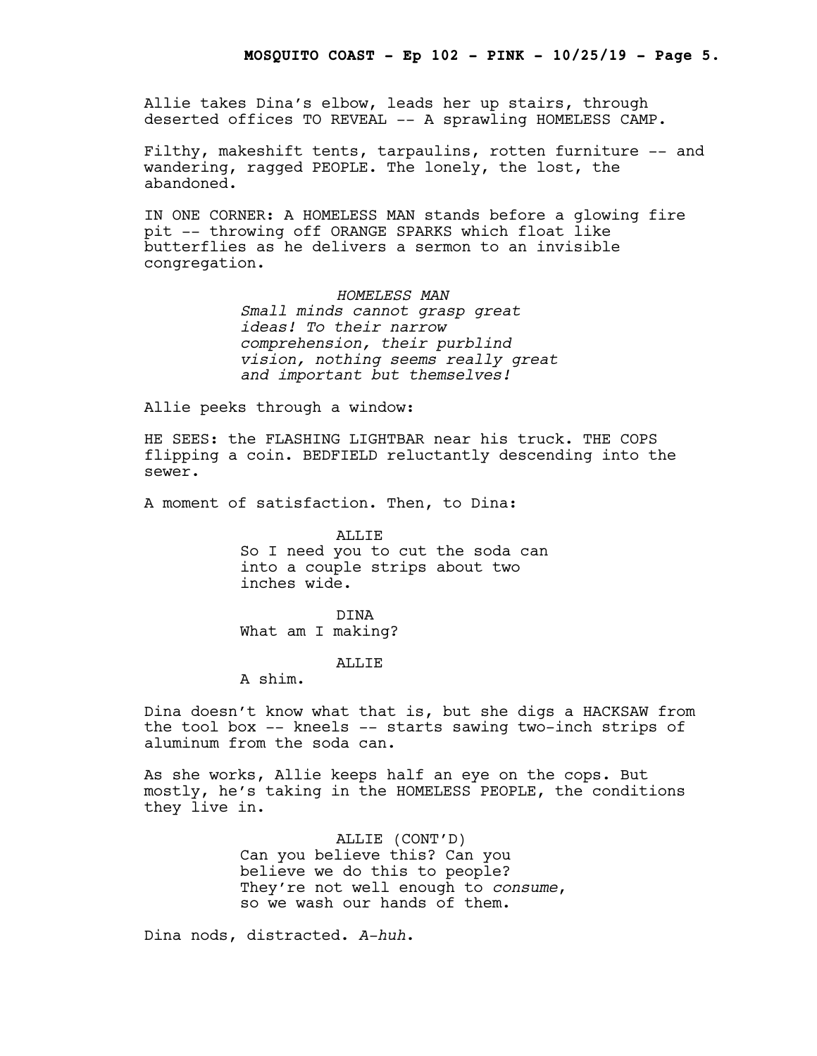Allie takes Dina's elbow, leads her up stairs, through deserted offices TO REVEAL -- A sprawling HOMELESS CAMP.

Filthy, makeshift tents, tarpaulins, rotten furniture -- and wandering, ragged PEOPLE. The lonely, the lost, the abandoned.

IN ONE CORNER: A HOMELESS MAN stands before a glowing fire pit -- throwing off ORANGE SPARKS which float like butterflies as he delivers a sermon to an invisible congregation.

*HOMELESS MAN*
*Small minds cannot grasp great ideas! To their narrow comprehension, their purblind vision, nothing seems really great and important but themselves!*

Allie peeks through a window:

HE SEES: the FLASHING LIGHTBAR near his truck. THE COPS flipping a coin. BEDFIELD reluctantly descending into the sewer.

A moment of satisfaction. Then, to Dina:

ALLIE
So I need you to cut the soda can into a couple strips about two inches wide.

DINA
What am I making?

ALLIE
A shim.

Dina doesn't know what that is, but she digs a HACKSAW from the tool box -- kneels -- starts sawing two-inch strips of aluminum from the soda can.

As she works, Allie keeps half an eye on the cops. But mostly, he's taking in the HOMELESS PEOPLE, the conditions they live in.

ALLIE (CONT'D)
Can you believe this? Can you believe we do this to people? They're not well enough to *consume*, so we wash our hands of them.

Dina nods, distracted. *A-huh*.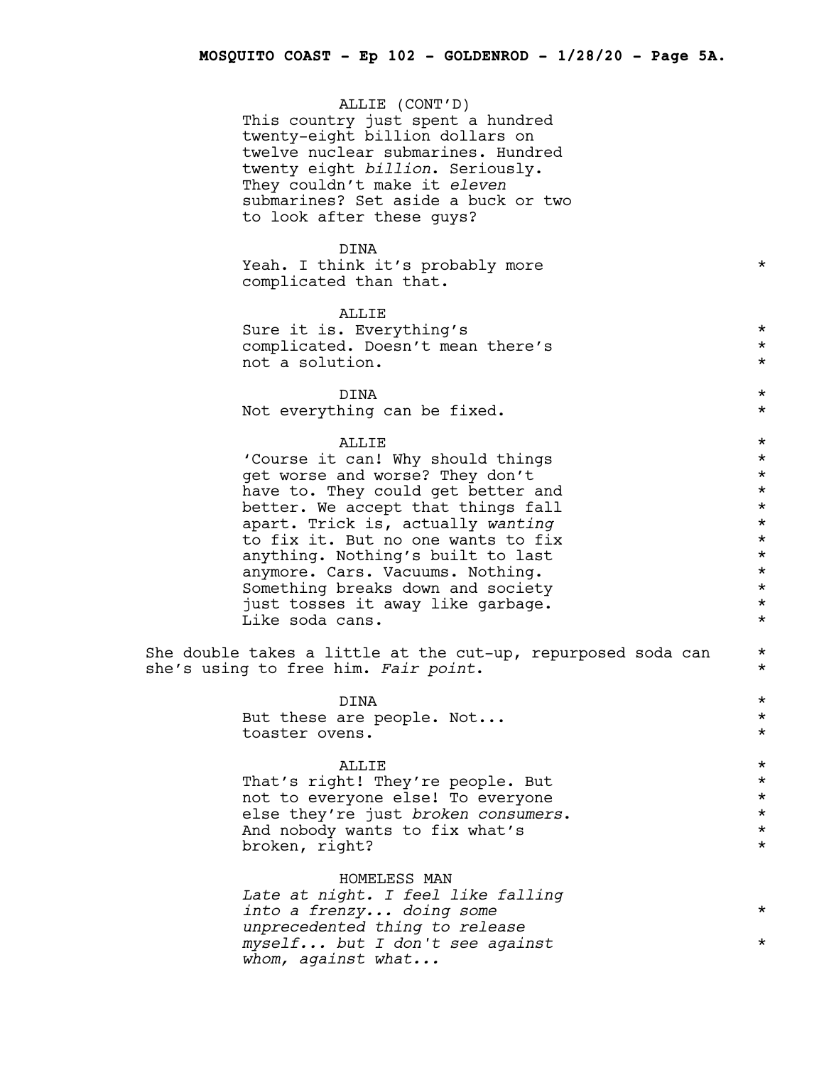ALLIE (CONT'D)
This country just spent a hundred twenty-eight billion dollars on twelve nuclear submarines. Hundred twenty eight *billion*. Seriously. They couldn't make it *eleven* submarines? Set aside a buck or two to look after these guys?

DINA
Yeah. I think it's probably more complicated than that. *

ALLIE
Sure it is. Everything's complicated. Doesn't mean there's not a solution. *

DINA
Not everything can be fixed. *

ALLIE
'Course it can! Why should things get worse and worse? They don't have to. They could get better and better. We accept that things fall apart. Trick is, actually *wanting* to fix it. But no one wants to fix anything. Nothing's built to last anymore. Cars. Vacuums. Nothing. Something breaks down and society just tosses it away like garbage. Like soda cans. *

She double takes a little at the cut-up, repurposed soda can she's using to free him. *Fair point*. *

DINA
But these are people. Not... toaster ovens. *

ALLIE
That's right! They're people. But not to everyone else! To everyone else they're just *broken consumers*. And nobody wants to fix what's broken, right? *

HOMELESS MAN
*Late at night. I feel like falling into a frenzy... doing some unprecedented thing to release myself... but I don't see against whom, against what...* *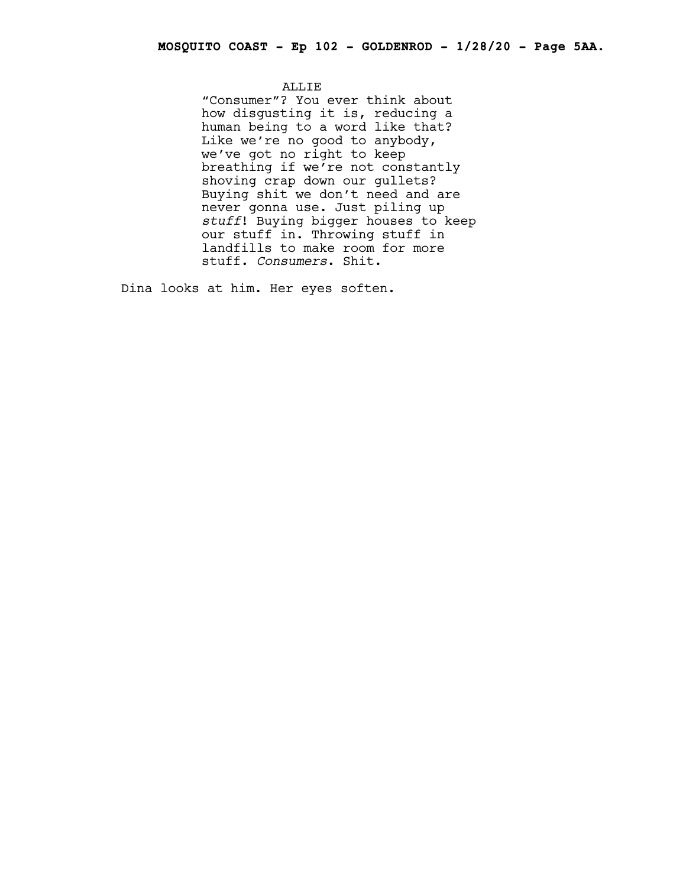ALLIE

"Consumer"? You ever think about how disgusting it is, reducing a human being to a word like that? Like we're no good to anybody, we've got no right to keep breathing if we're not constantly shoving crap down our gullets? Buying shit we don't need and are never gonna use. Just piling up *stuff*! Buying bigger houses to keep our stuff in. Throwing stuff in landfills to make room for more stuff. *Consumers*. Shit.

Dina looks at him. Her eyes soften.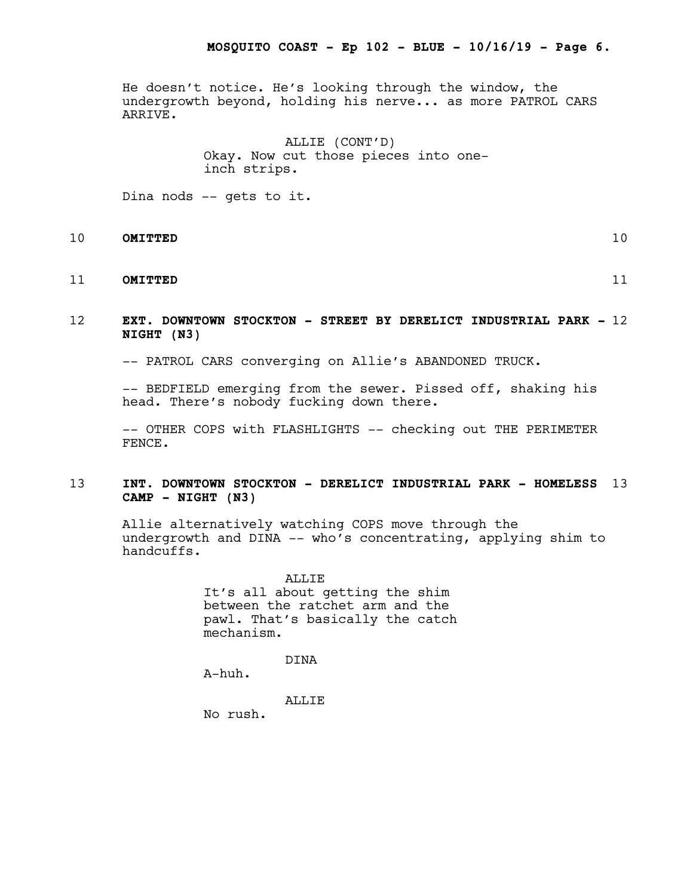He doesn't notice. He's looking through the window, the undergrowth beyond, holding his nerve... as more PATROL CARS ARRIVE.

ALLIE (CONT'D)
Okay. Now cut those pieces into one-inch strips.

Dina nods -- gets to it.

10 **OMITTED** 10

11 **OMITTED** 11

12 **EXT. DOWNTOWN STOCKTON - STREET BY DERELICT INDUSTRIAL PARK - NIGHT (N3)** 12

-- PATROL CARS converging on Allie's ABANDONED TRUCK.

-- BEDFIELD emerging from the sewer. Pissed off, shaking his head. There's nobody fucking down there.

-- OTHER COPS with FLASHLIGHTS -- checking out THE PERIMETER FENCE.

13 **INT. DOWNTOWN STOCKTON - DERELICT INDUSTRIAL PARK - HOMELESS CAMP - NIGHT (N3)** 13

Allie alternatively watching COPS move through the undergrowth and DINA -- who's concentrating, applying shim to handcuffs.

ALLIE
It's all about getting the shim between the ratchet arm and the pawl. That's basically the catch mechanism.

DINA
A-huh.

ALLIE
No rush.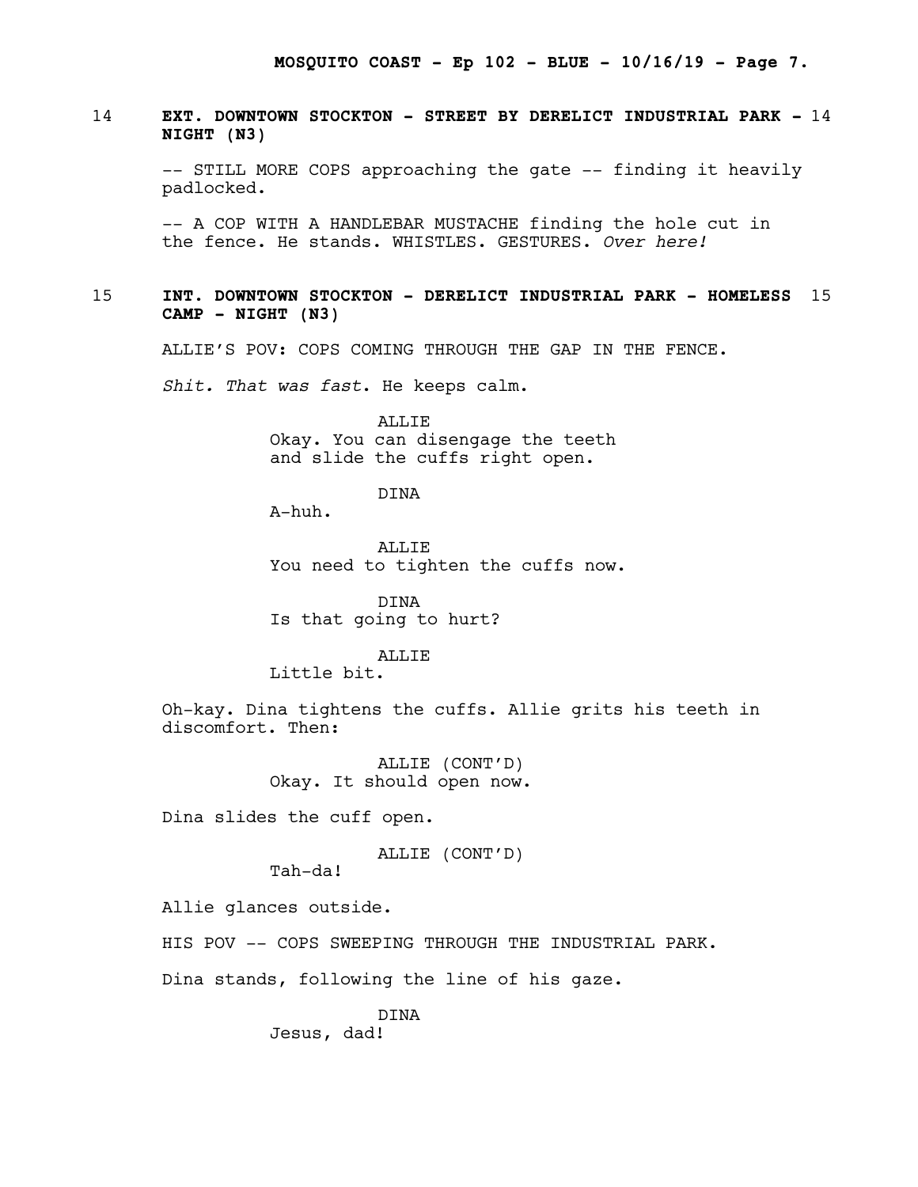14 **EXT. DOWNTOWN STOCKTON - STREET BY DERELICT INDUSTRIAL PARK - NIGHT (N3)** 14

-- STILL MORE COPS approaching the gate -- finding it heavily padlocked.

-- A COP WITH A HANDLEBAR MUSTACHE finding the hole cut in the fence. He stands. WHISTLES. GESTURES. *Over here!*

15 **INT. DOWNTOWN STOCKTON - DERELICT INDUSTRIAL PARK - HOMELESS CAMP - NIGHT (N3)** 15

ALLIE'S POV: COPS COMING THROUGH THE GAP IN THE FENCE.

*Shit. That was fast.* He keeps calm.

ALLIE
Okay. You can disengage the teeth and slide the cuffs right open.

DINA
A-huh.

ALLIE
You need to tighten the cuffs now.

DINA
Is that going to hurt?

ALLIE
Little bit.

Oh-kay. Dina tightens the cuffs. Allie grits his teeth in discomfort. Then:

ALLIE (CONT'D)
Okay. It should open now.

Dina slides the cuff open.

ALLIE (CONT'D)
Tah-da!

Allie glances outside.

HIS POV -- COPS SWEEPING THROUGH THE INDUSTRIAL PARK.

Dina stands, following the line of his gaze.

DINA
Jesus, dad!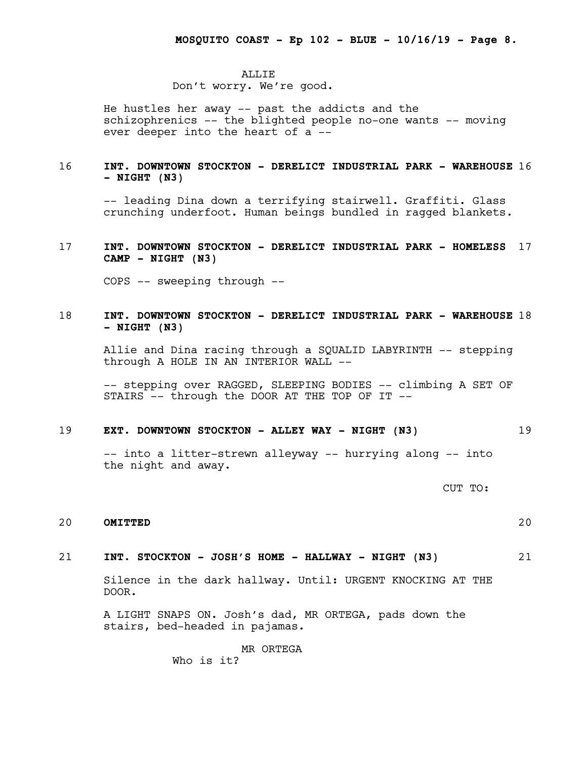ALLIE
Don't worry. We're good.

He hustles her away -- past the addicts and the schizophrenics -- the blighted people no-one wants -- moving ever deeper into the heart of a --

**16 INT. DOWNTOWN STOCKTON - DERELICT INDUSTRIAL PARK - WAREHOUSE - NIGHT (N3) 16**

-- leading Dina down a terrifying stairwell. Graffiti. Glass crunching underfoot. Human beings bundled in ragged blankets.

**17 INT. DOWNTOWN STOCKTON - DERELICT INDUSTRIAL PARK - HOMELESS CAMP - NIGHT (N3) 17**

COPS -- sweeping through --

**18 INT. DOWNTOWN STOCKTON - DERELICT INDUSTRIAL PARK - WAREHOUSE - NIGHT (N3) 18**

Allie and Dina racing through a SQUALID LABYRINTH -- stepping through A HOLE IN AN INTERIOR WALL --

-- stepping over RAGGED, SLEEPING BODIES -- climbing A SET OF STAIRS -- through the DOOR AT THE TOP OF IT --

**19 EXT. DOWNTOWN STOCKTON - ALLEY WAY - NIGHT (N3) 19**

-- into a litter-strewn alleyway -- hurrying along -- into the night and away.

CUT TO:

**20 OMITTED 20**

**21 INT. STOCKTON - JOSH'S HOME - HALLWAY - NIGHT (N3) 21**

Silence in the dark hallway. Until: URGENT KNOCKING AT THE DOOR.

A LIGHT SNAPS ON. Josh's dad, MR ORTEGA, pads down the stairs, bed-headed in pajamas.

MR ORTEGA
Who is it?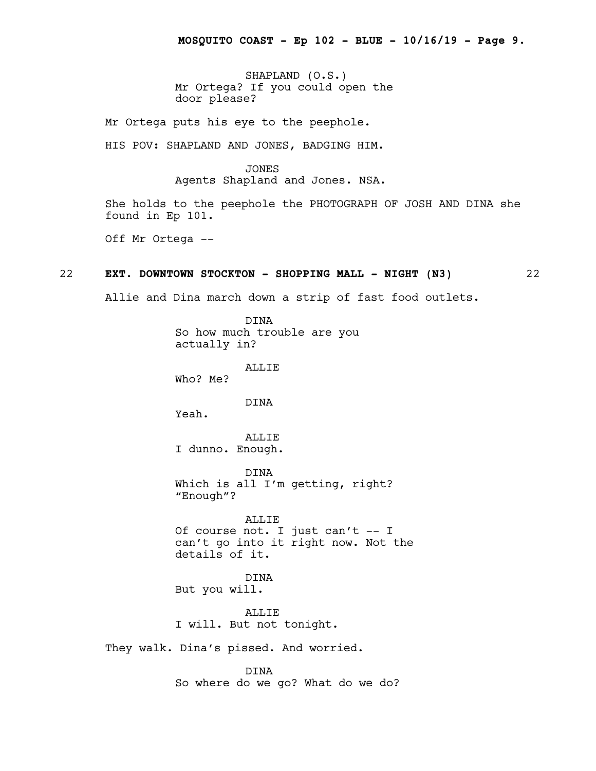SHAPLAND (O.S.)
Mr Ortega? If you could open the door please?

Mr Ortega puts his eye to the peephole.

HIS POV: SHAPLAND AND JONES, BADGING HIM.

JONES
Agents Shapland and Jones. NSA.

She holds to the peephole the PHOTOGRAPH OF JOSH AND DINA she found in Ep 101.

Off Mr Ortega --

22 **EXT. DOWNTOWN STOCKTON - SHOPPING MALL - NIGHT (N3)** 22

Allie and Dina march down a strip of fast food outlets.

DINA
So how much trouble are you actually in?

ALLIE
Who? Me?

DINA
Yeah.

ALLIE
I dunno. Enough.

DINA
Which is all I'm getting, right? "Enough"?

ALLIE
Of course not. I just can't -- I can't go into it right now. Not the details of it.

DINA
But you will.

ALLIE
I will. But not tonight.

They walk. Dina's pissed. And worried.

DINA
So where do we go? What do we do?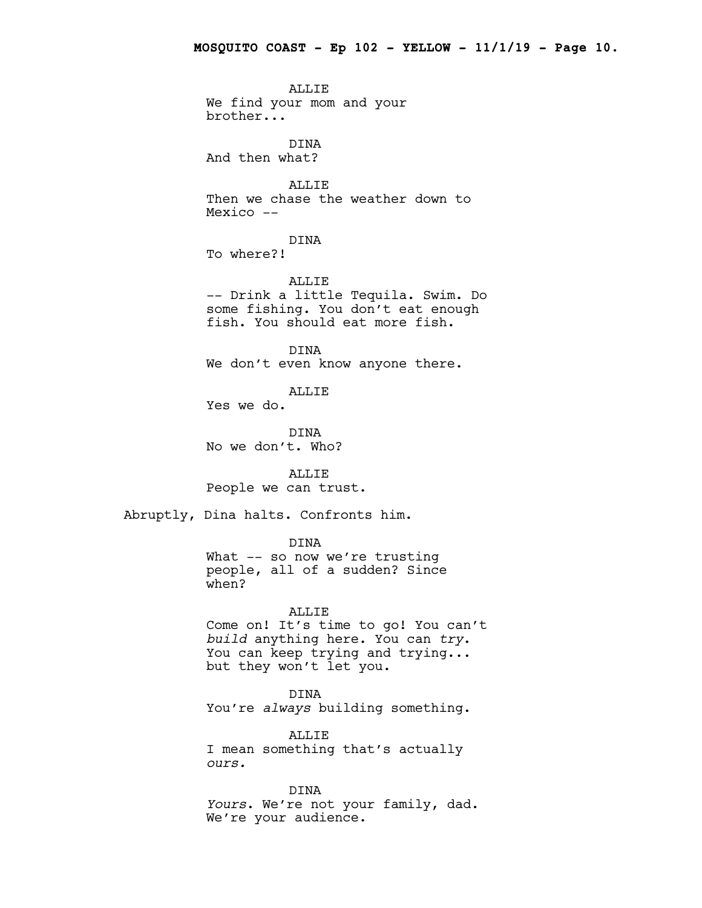ALLIE
We find your mom and your brother...

DINA
And then what?

ALLIE
Then we chase the weather down to Mexico --

DINA
To where?!

ALLIE
-- Drink a little Tequila. Swim. Do some fishing. You don't eat enough fish. You should eat more fish.

DINA
We don't even know anyone there.

ALLIE
Yes we do.

DINA
No we don't. Who?

ALLIE
People we can trust.

Abruptly, Dina halts. Confronts him.

DINA
What -- so now we're trusting people, all of a sudden? Since when?

ALLIE
Come on! It's time to go! You can't *build* anything here. You can *try*. You can keep trying and trying... but they won't let you.

DINA
You're *always* building something.

ALLIE
I mean something that's actually *ours.*

DINA
*Yours*. We're not your family, dad. We're your audience.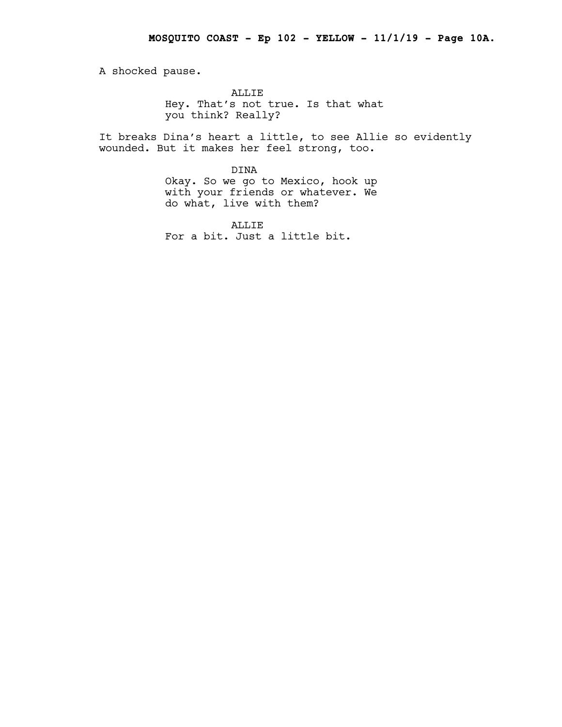A shocked pause.

ALLIE
Hey. That's not true. Is that what you think? Really?

It breaks Dina's heart a little, to see Allie so evidently wounded. But it makes her feel strong, too.

DINA
Okay. So we go to Mexico, hook up with your friends or whatever. We do what, live with them?

ALLIE
For a bit. Just a little bit.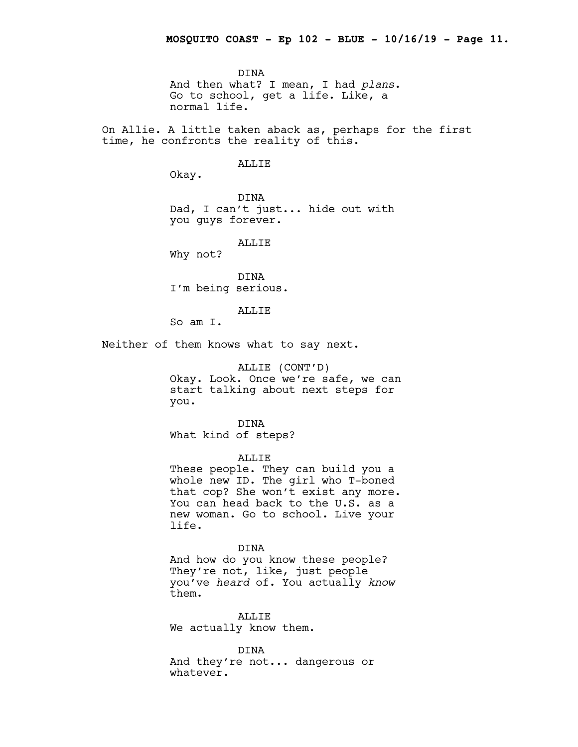DINA
And then what? I mean, I had *plans*. Go to school, get a life. Like, a normal life.

On Allie. A little taken aback as, perhaps for the first time, he confronts the reality of this.

ALLIE
Okay.

DINA
Dad, I can't just... hide out with you guys forever.

ALLIE
Why not?

DINA
I'm being serious.

ALLIE
So am I.

Neither of them knows what to say next.

ALLIE (CONT'D)
Okay. Look. Once we're safe, we can start talking about next steps for you.

DINA
What kind of steps?

ALLIE
These people. They can build you a whole new ID. The girl who T-boned that cop? She won't exist any more. You can head back to the U.S. as a new woman. Go to school. Live your life.

DINA
And how do you know these people? They're not, like, just people you've *heard* of. You actually *know* them.

ALLIE
We actually know them.

DINA
And they're not... dangerous or whatever.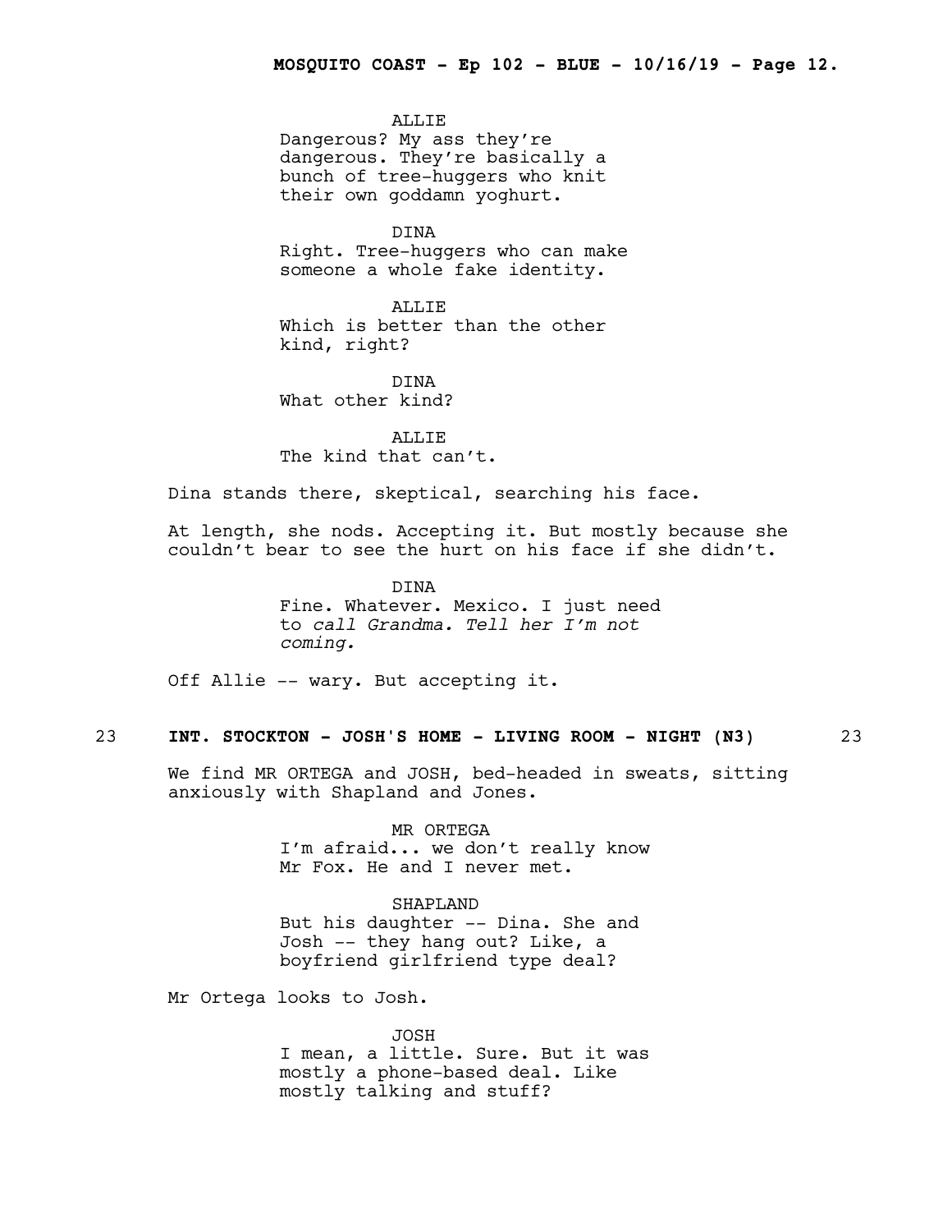ALLIE
Dangerous? My ass they're dangerous. They're basically a bunch of tree-huggers who knit their own goddamn yoghurt.

DINA
Right. Tree-huggers who can make someone a whole fake identity.

ALLIE
Which is better than the other kind, right?

DINA
What other kind?

ALLIE
The kind that can't.

Dina stands there, skeptical, searching his face.

At length, she nods. Accepting it. But mostly because she couldn't bear to see the hurt on his face if she didn't.

DINA
Fine. Whatever. Mexico. I just need to *call Grandma. Tell her I'm not coming.*

Off Allie -- wary. But accepting it.

23 **INT. STOCKTON - JOSH'S HOME - LIVING ROOM - NIGHT (N3)** 23

We find MR ORTEGA and JOSH, bed-headed in sweats, sitting anxiously with Shapland and Jones.

MR ORTEGA
I'm afraid... we don't really know Mr Fox. He and I never met.

SHAPLAND
But his daughter -- Dina. She and Josh -- they hang out? Like, a boyfriend girlfriend type deal?

Mr Ortega looks to Josh.

JOSH
I mean, a little. Sure. But it was mostly a phone-based deal. Like mostly talking and stuff?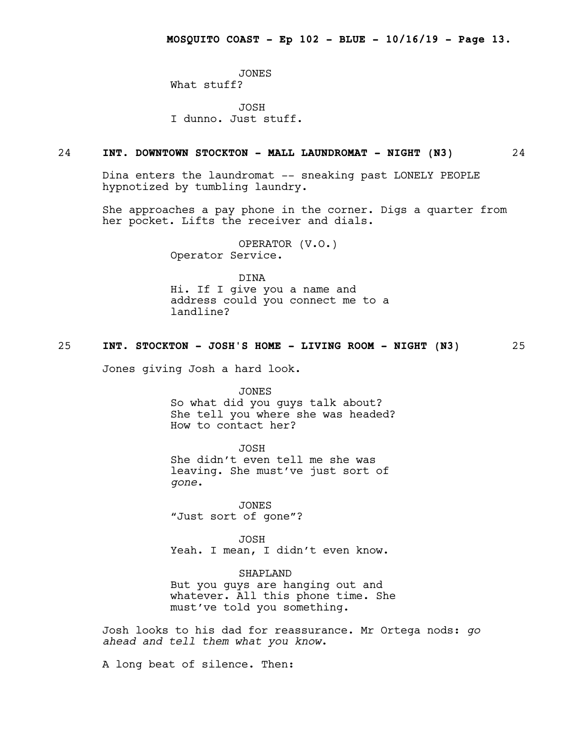JONES
What stuff?

JOSH
I dunno. Just stuff.

## 24 INT. DOWNTOWN STOCKTON - MALL LAUNDROMAT - NIGHT (N3) 24

Dina enters the laundromat -- sneaking past LONELY PEOPLE hypnotized by tumbling laundry.

She approaches a pay phone in the corner. Digs a quarter from her pocket. Lifts the receiver and dials.

OPERATOR (V.O.)
Operator Service.

DINA
Hi. If I give you a name and address could you connect me to a landline?

## 25 INT. STOCKTON - JOSH'S HOME - LIVING ROOM - NIGHT (N3) 25

Jones giving Josh a hard look.

JONES
So what did you guys talk about? She tell you where she was headed? How to contact her?

JOSH
She didn't even tell me she was leaving. She must've just sort of *gone*.

JONES
"Just sort of gone"?

JOSH
Yeah. I mean, I didn't even know.

SHAPLAND
But you guys are hanging out and whatever. All this phone time. She must've told you something.

Josh looks to his dad for reassurance. Mr Ortega nods: *go ahead and tell them what you know*.

A long beat of silence. Then: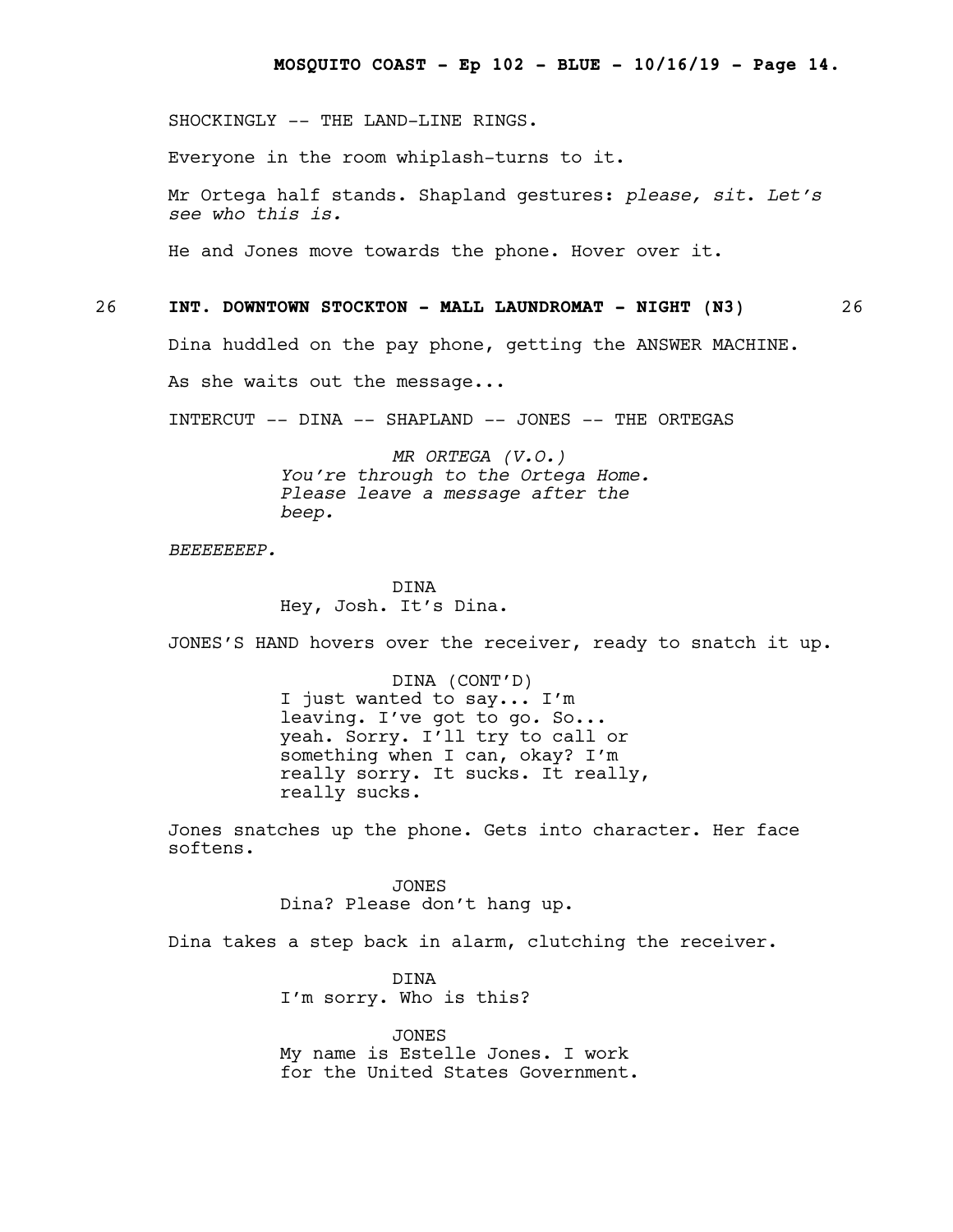SHOCKINGLY -- THE LAND-LINE RINGS.

Everyone in the room whiplash-turns to it.

Mr Ortega half stands. Shapland gestures: *please, sit. Let's see who this is.*

He and Jones move towards the phone. Hover over it.

**26 INT. DOWNTOWN STOCKTON - MALL LAUNDROMAT - NIGHT (N3) 26**

Dina huddled on the pay phone, getting the ANSWER MACHINE.

As she waits out the message...

INTERCUT -- DINA -- SHAPLAND -- JONES -- THE ORTEGAS

*MR ORTEGA (V.O.)*
*You're through to the Ortega Home. Please leave a message after the beep.*

*BEEEEEEEP.*

DINA
Hey, Josh. It's Dina.

JONES'S HAND hovers over the receiver, ready to snatch it up.

DINA (CONT'D)
I just wanted to say... I'm leaving. I've got to go. So... yeah. Sorry. I'll try to call or something when I can, okay? I'm really sorry. It sucks. It really, really sucks.

Jones snatches up the phone. Gets into character. Her face softens.

JONES
Dina? Please don't hang up.

Dina takes a step back in alarm, clutching the receiver.

DINA
I'm sorry. Who is this?

JONES
My name is Estelle Jones. I work for the United States Government.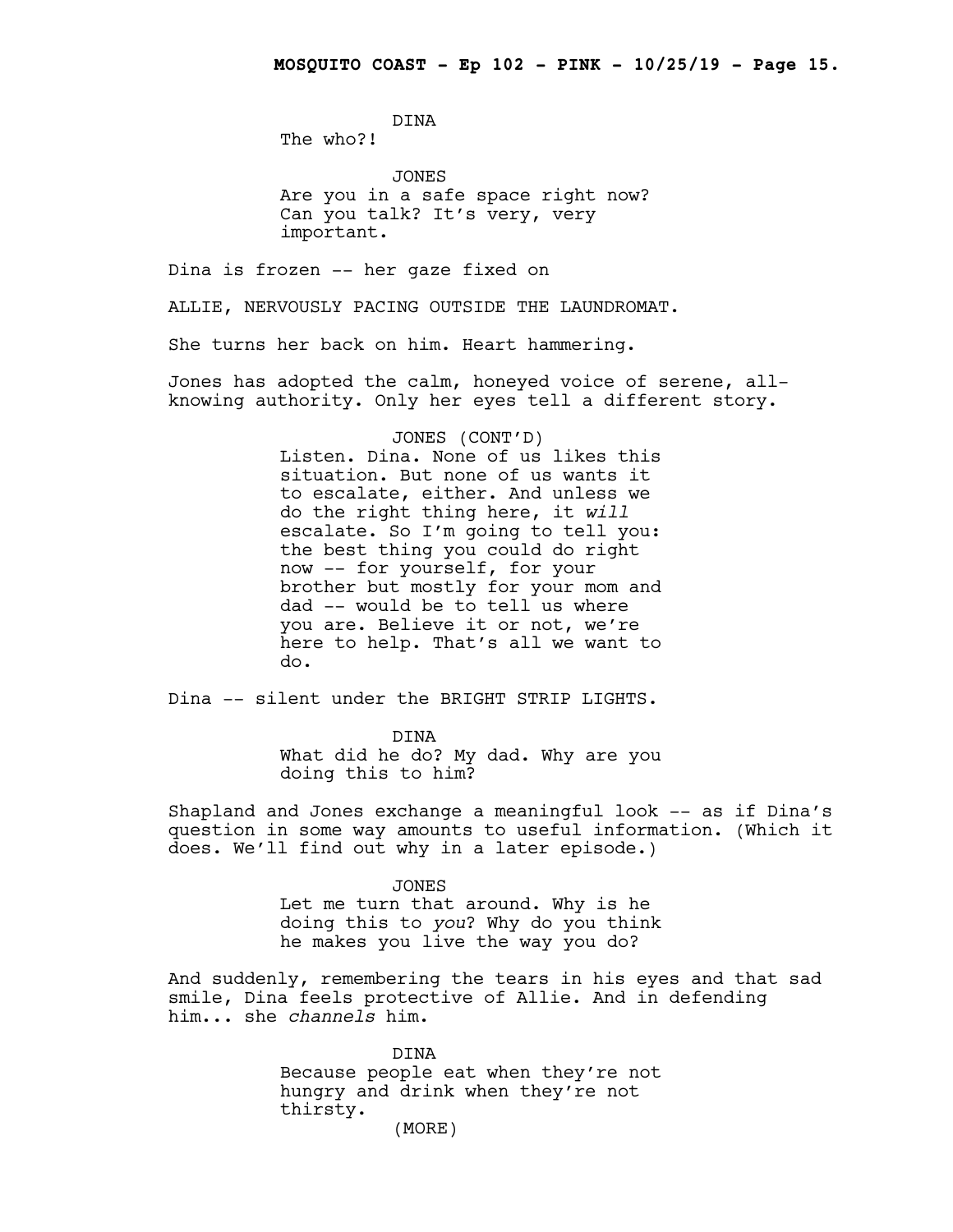DINA
The who?!

JONES
Are you in a safe space right now? Can you talk? It's very, very important.

Dina is frozen -- her gaze fixed on

ALLIE, NERVOUSLY PACING OUTSIDE THE LAUNDROMAT.

She turns her back on him. Heart hammering.

Jones has adopted the calm, honeyed voice of serene, all-knowing authority. Only her eyes tell a different story.

JONES (CONT'D)
Listen. Dina. None of us likes this situation. But none of us wants it to escalate, either. And unless we do the right thing here, it *will* escalate. So I'm going to tell you: the best thing you could do right now -- for yourself, for your brother but mostly for your mom and dad -- would be to tell us where you are. Believe it or not, we're here to help. That's all we want to do.

Dina -- silent under the BRIGHT STRIP LIGHTS.

DINA
What did he do? My dad. Why are you doing this to him?

Shapland and Jones exchange a meaningful look -- as if Dina's question in some way amounts to useful information. (Which it does. We'll find out why in a later episode.)

JONES
Let me turn that around. Why is he doing this to *you*? Why do you think he makes you live the way you do?

And suddenly, remembering the tears in his eyes and that sad smile, Dina feels protective of Allie. And in defending him... she *channels* him.

DINA
Because people eat when they're not hungry and drink when they're not thirsty.
(MORE)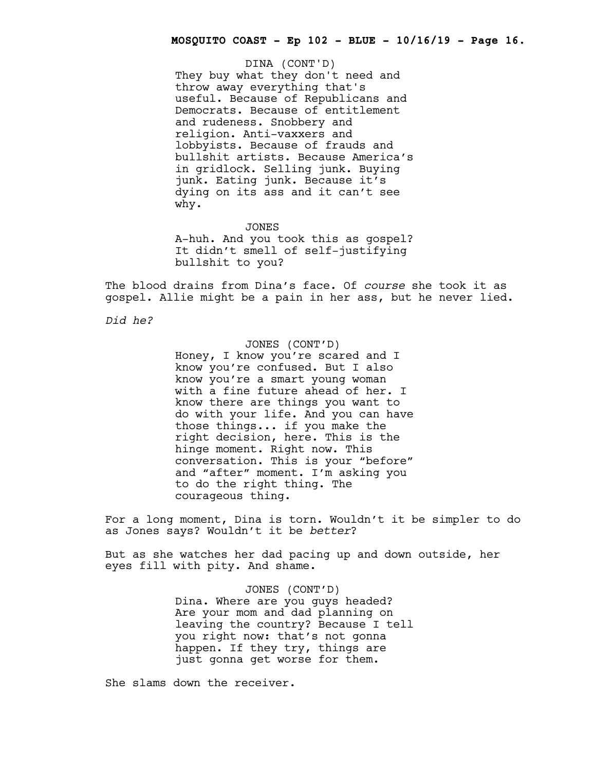DINA (CONT'D)
They buy what they don't need and throw away everything that's useful. Because of Republicans and Democrats. Because of entitlement and rudeness. Snobbery and religion. Anti-vaxxers and lobbyists. Because of frauds and bullshit artists. Because America's in gridlock. Selling junk. Buying junk. Eating junk. Because it's dying on its ass and it can't see why.

JONES
A-huh. And you took this as gospel? It didn't smell of self-justifying bullshit to you?

The blood drains from Dina's face. Of *course* she took it as gospel. Allie might be a pain in her ass, but he never lied.

*Did he?*

JONES (CONT'D)
Honey, I know you're scared and I know you're confused. But I also know you're a smart young woman with a fine future ahead of her. I know there are things you want to do with your life. And you can have those things... if you make the right decision, here. This is the hinge moment. Right now. This conversation. This is your "before" and "after" moment. I'm asking you to do the right thing. The courageous thing.

For a long moment, Dina is torn. Wouldn't it be simpler to do as Jones says? Wouldn't it be *better*?

But as she watches her dad pacing up and down outside, her eyes fill with pity. And shame.

JONES (CONT'D)
Dina. Where are you guys headed? Are your mom and dad planning on leaving the country? Because I tell you right now: that's not gonna happen. If they try, things are just gonna get worse for them.

She slams down the receiver.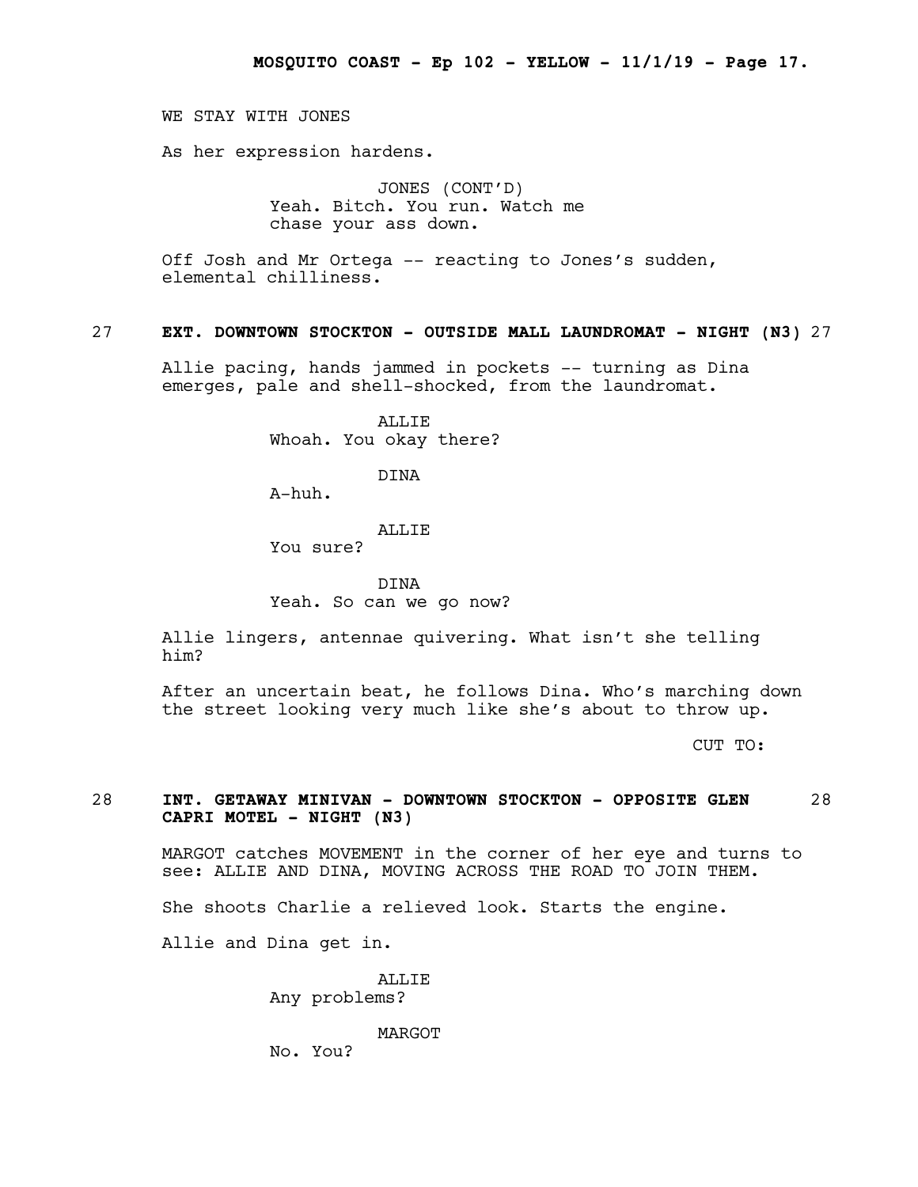WE STAY WITH JONES

As her expression hardens.

JONES (CONT'D)
Yeah. Bitch. You run. Watch me chase your ass down.

Off Josh and Mr Ortega -- reacting to Jones's sudden, elemental chilliness.

27 **EXT. DOWNTOWN STOCKTON - OUTSIDE MALL LAUNDROMAT - NIGHT (N3)** 27

Allie pacing, hands jammed in pockets -- turning as Dina emerges, pale and shell-shocked, from the laundromat.

ALLIE
Whoah. You okay there?

DINA
A-huh.

ALLIE
You sure?

DINA
Yeah. So can we go now?

Allie lingers, antennae quivering. What isn't she telling him?

After an uncertain beat, he follows Dina. Who's marching down the street looking very much like she's about to throw up.

CUT TO:

28 **INT. GETAWAY MINIVAN - DOWNTOWN STOCKTON - OPPOSITE GLEN CAPRI MOTEL - NIGHT (N3)** 28

MARGOT catches MOVEMENT in the corner of her eye and turns to see: ALLIE AND DINA, MOVING ACROSS THE ROAD TO JOIN THEM.

She shoots Charlie a relieved look. Starts the engine.

Allie and Dina get in.

ALLIE
Any problems?

MARGOT
No. You?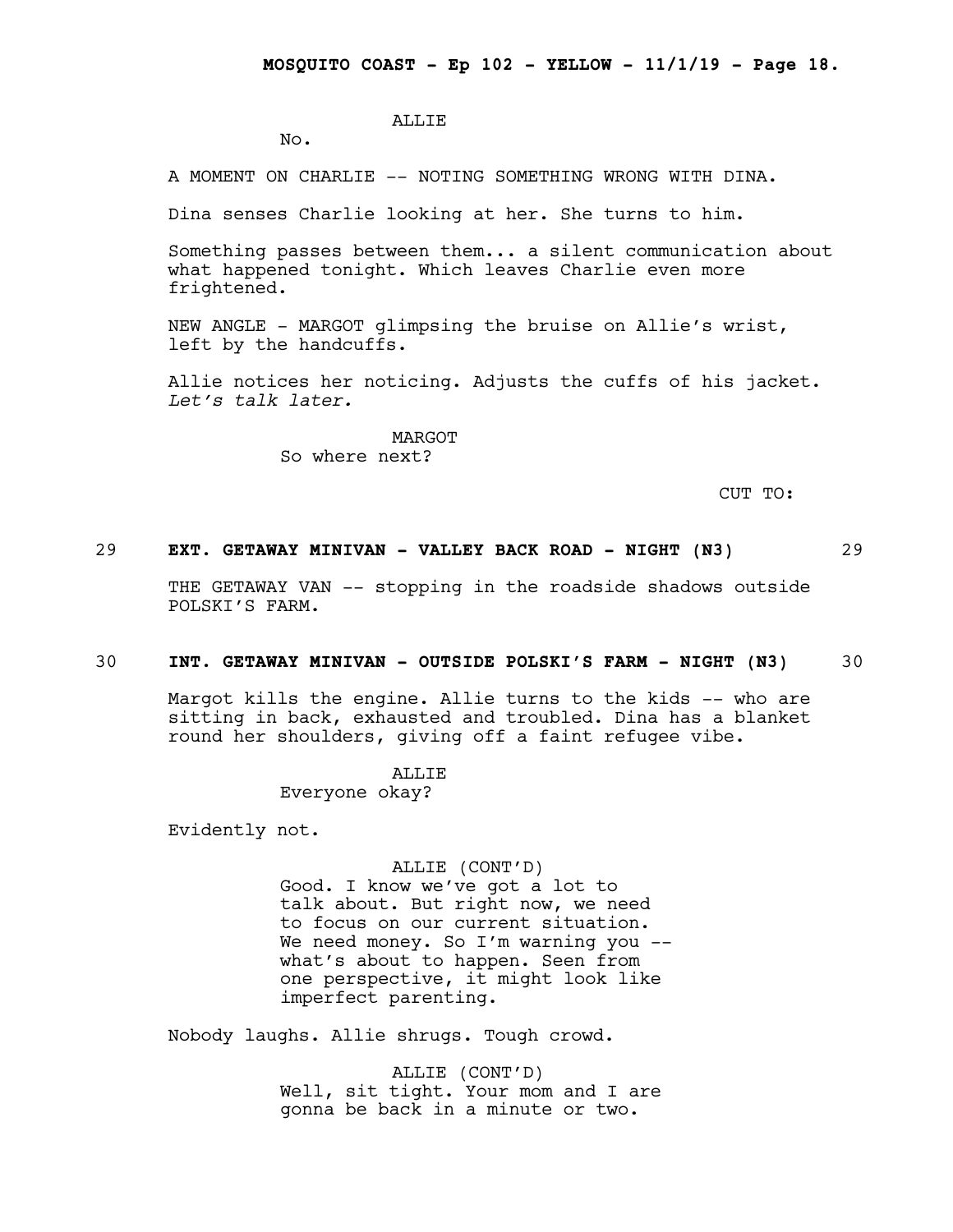ALLIE

No.

A MOMENT ON CHARLIE -- NOTING SOMETHING WRONG WITH DINA.

Dina senses Charlie looking at her. She turns to him.

Something passes between them... a silent communication about what happened tonight. Which leaves Charlie even more frightened.

NEW ANGLE - MARGOT glimpsing the bruise on Allie's wrist, left by the handcuffs.

Allie notices her noticing. Adjusts the cuffs of his jacket. *Let's talk later.*

MARGOT

So where next?

CUT TO:

**29 EXT. GETAWAY MINIVAN - VALLEY BACK ROAD - NIGHT (N3) 29**

THE GETAWAY VAN -- stopping in the roadside shadows outside POLSKI'S FARM.

**30 INT. GETAWAY MINIVAN - OUTSIDE POLSKI'S FARM - NIGHT (N3) 30**

Margot kills the engine. Allie turns to the kids -- who are sitting in back, exhausted and troubled. Dina has a blanket round her shoulders, giving off a faint refugee vibe.

ALLIE

Everyone okay?

Evidently not.

ALLIE (CONT'D)

Good. I know we've got a lot to talk about. But right now, we need to focus on our current situation. We need money. So I'm warning you -- what's about to happen. Seen from one perspective, it might look like imperfect parenting.

Nobody laughs. Allie shrugs. Tough crowd.

ALLIE (CONT'D)

Well, sit tight. Your mom and I are gonna be back in a minute or two.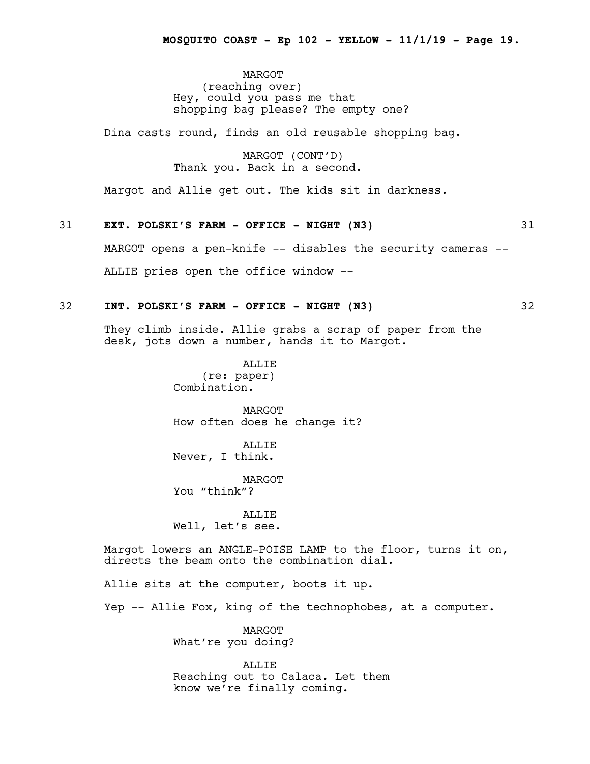MARGOT
(reaching over)
Hey, could you pass me that shopping bag please? The empty one?

Dina casts round, finds an old reusable shopping bag.

MARGOT (CONT'D)
Thank you. Back in a second.

Margot and Allie get out. The kids sit in darkness.

**31 EXT. POLSKI'S FARM - OFFICE - NIGHT (N3) 31**

MARGOT opens a pen-knife -- disables the security cameras --

ALLIE pries open the office window --

**32 INT. POLSKI'S FARM - OFFICE - NIGHT (N3) 32**

They climb inside. Allie grabs a scrap of paper from the desk, jots down a number, hands it to Margot.

ALLIE
(re: paper)
Combination.

MARGOT
How often does he change it?

ALLIE
Never, I think.

MARGOT
You "think"?

ALLIE
Well, let's see.

Margot lowers an ANGLE-POISE LAMP to the floor, turns it on, directs the beam onto the combination dial.

Allie sits at the computer, boots it up.

Yep -- Allie Fox, king of the technophobes, at a computer.

MARGOT
What're you doing?

ALLIE
Reaching out to Calaca. Let them know we're finally coming.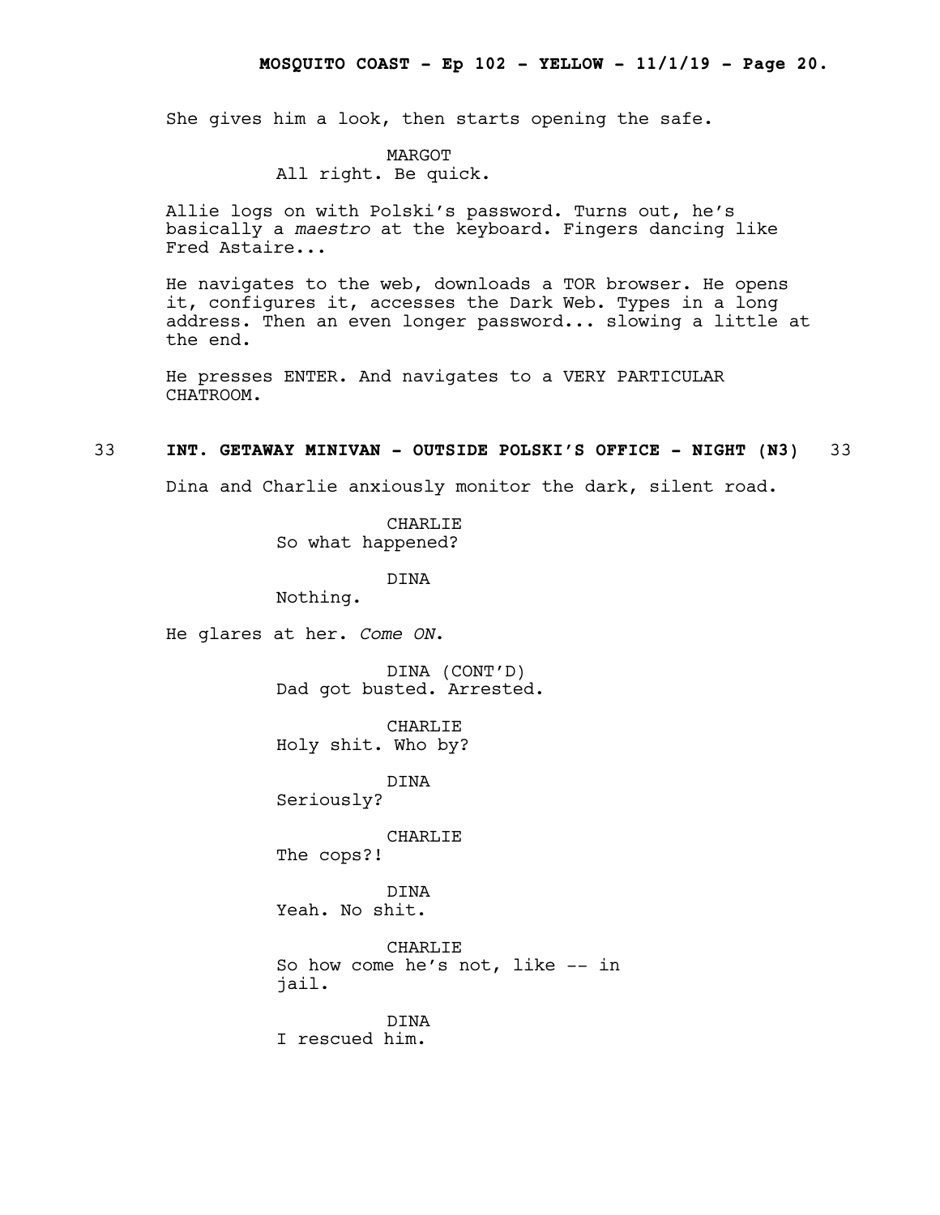She gives him a look, then starts opening the safe.

MARGOT
All right. Be quick.

Allie logs on with Polski's password. Turns out, he's basically a *maestro* at the keyboard. Fingers dancing like Fred Astaire...

He navigates to the web, downloads a TOR browser. He opens it, configures it, accesses the Dark Web. Types in a long address. Then an even longer password... slowing a little at the end.

He presses ENTER. And navigates to a VERY PARTICULAR CHATROOM.

**33 INT. GETAWAY MINIVAN - OUTSIDE POLSKI'S OFFICE - NIGHT (N3) 33**

Dina and Charlie anxiously monitor the dark, silent road.

CHARLIE
So what happened?

DINA
Nothing.

He glares at her. *Come ON.*

DINA (CONT'D)
Dad got busted. Arrested.

CHARLIE
Holy shit. Who by?

DINA
Seriously?

CHARLIE
The cops?!

DINA
Yeah. No shit.

CHARLIE
So how come he's not, like -- in jail.

DINA
I rescued him.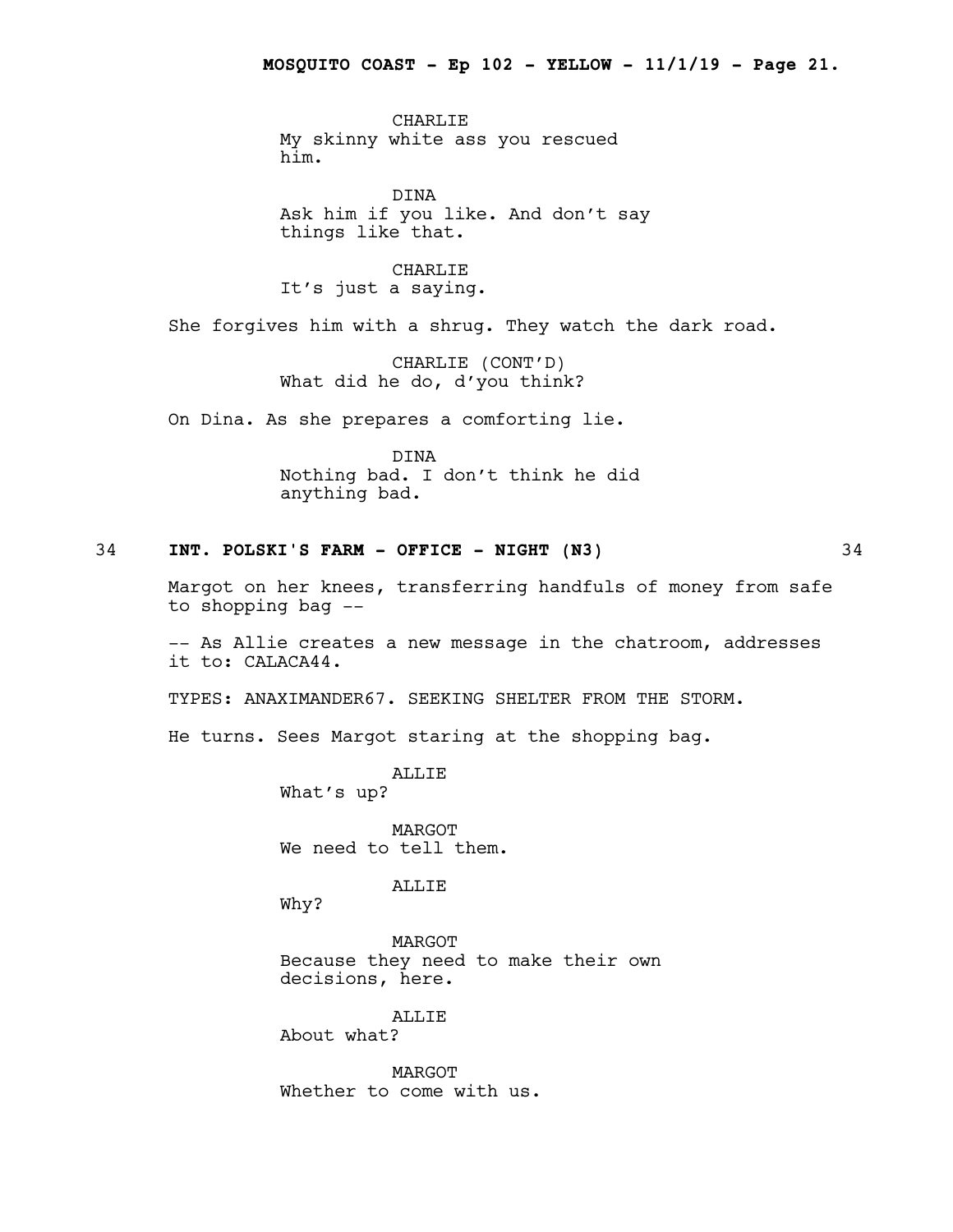CHARLIE
My skinny white ass you rescued him.

DINA
Ask him if you like. And don't say things like that.

CHARLIE
It's just a saying.

She forgives him with a shrug. They watch the dark road.

CHARLIE (CONT'D)
What did he do, d'you think?

On Dina. As she prepares a comforting lie.

DINA
Nothing bad. I don't think he did anything bad.

**34 INT. POLSKI'S FARM - OFFICE - NIGHT (N3) 34**

Margot on her knees, transferring handfuls of money from safe to shopping bag --

-- As Allie creates a new message in the chatroom, addresses it to: CALACA44.

TYPES: ANAXIMANDER67. SEEKING SHELTER FROM THE STORM.

He turns. Sees Margot staring at the shopping bag.

ALLIE
What's up?

MARGOT
We need to tell them.

ALLIE
Why?

MARGOT
Because they need to make their own decisions, here.

ALLIE
About what?

MARGOT
Whether to come with us.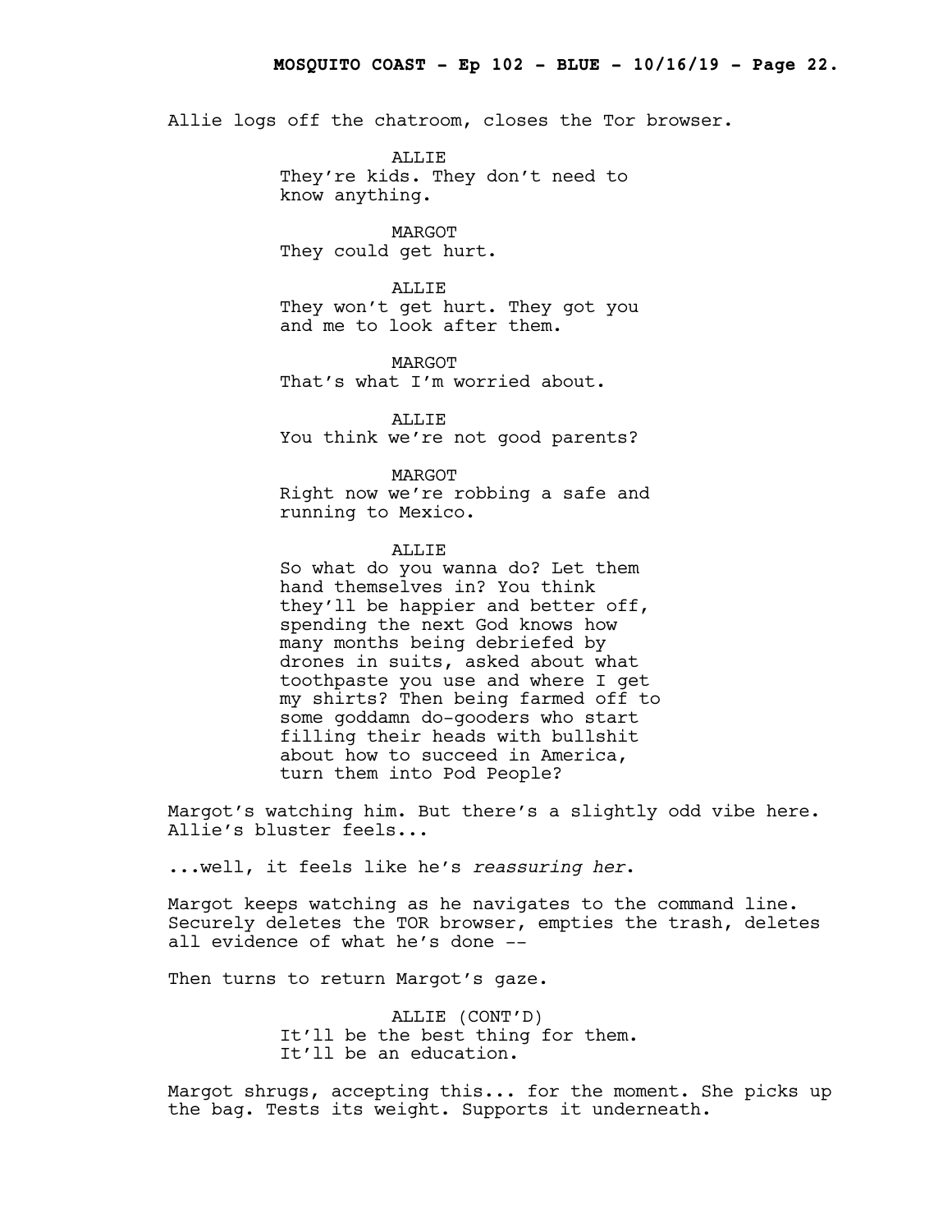Allie logs off the chatroom, closes the Tor browser.

ALLIE
They're kids. They don't need to know anything.

MARGOT
They could get hurt.

ALLIE
They won't get hurt. They got you and me to look after them.

MARGOT
That's what I'm worried about.

ALLIE
You think we're not good parents?

MARGOT
Right now we're robbing a safe and running to Mexico.

ALLIE
So what do you wanna do? Let them hand themselves in? You think they'll be happier and better off, spending the next God knows how many months being debriefed by drones in suits, asked about what toothpaste you use and where I get my shirts? Then being farmed off to some goddamn do-gooders who start filling their heads with bullshit about how to succeed in America, turn them into Pod People?

Margot's watching him. But there's a slightly odd vibe here. Allie's bluster feels...

...well, it feels like he's *reassuring her*.

Margot keeps watching as he navigates to the command line. Securely deletes the TOR browser, empties the trash, deletes all evidence of what he's done --

Then turns to return Margot's gaze.

ALLIE (CONT'D)
It'll be the best thing for them. It'll be an education.

Margot shrugs, accepting this... for the moment. She picks up the bag. Tests its weight. Supports it underneath.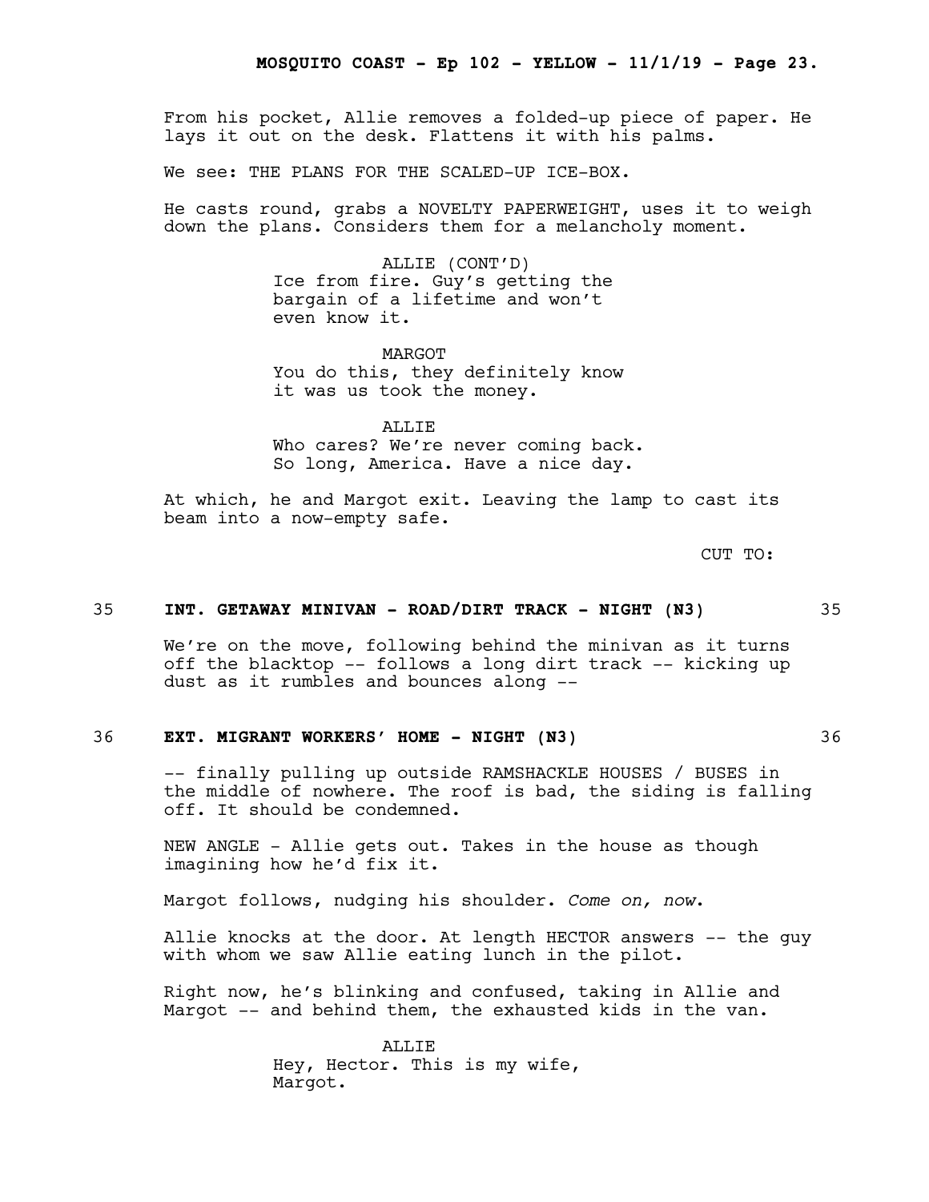From his pocket, Allie removes a folded-up piece of paper. He lays it out on the desk. Flattens it with his palms.

We see: THE PLANS FOR THE SCALED-UP ICE-BOX.

He casts round, grabs a NOVELTY PAPERWEIGHT, uses it to weigh down the plans. Considers them for a melancholy moment.

ALLIE (CONT'D)
Ice from fire. Guy's getting the bargain of a lifetime and won't even know it.

MARGOT
You do this, they definitely know it was us took the money.

ALLIE
Who cares? We're never coming back. So long, America. Have a nice day.

At which, he and Margot exit. Leaving the lamp to cast its beam into a now-empty safe.

CUT TO:

**35 INT. GETAWAY MINIVAN - ROAD/DIRT TRACK - NIGHT (N3) 35**

We're on the move, following behind the minivan as it turns off the blacktop -- follows a long dirt track -- kicking up dust as it rumbles and bounces along --

**36 EXT. MIGRANT WORKERS' HOME - NIGHT (N3) 36**

-- finally pulling up outside RAMSHACKLE HOUSES / BUSES in the middle of nowhere. The roof is bad, the siding is falling off. It should be condemned.

NEW ANGLE - Allie gets out. Takes in the house as though imagining how he'd fix it.

Margot follows, nudging his shoulder. *Come on, now*.

Allie knocks at the door. At length HECTOR answers -- the guy with whom we saw Allie eating lunch in the pilot.

Right now, he's blinking and confused, taking in Allie and Margot -- and behind them, the exhausted kids in the van.

ALLIE
Hey, Hector. This is my wife, Margot.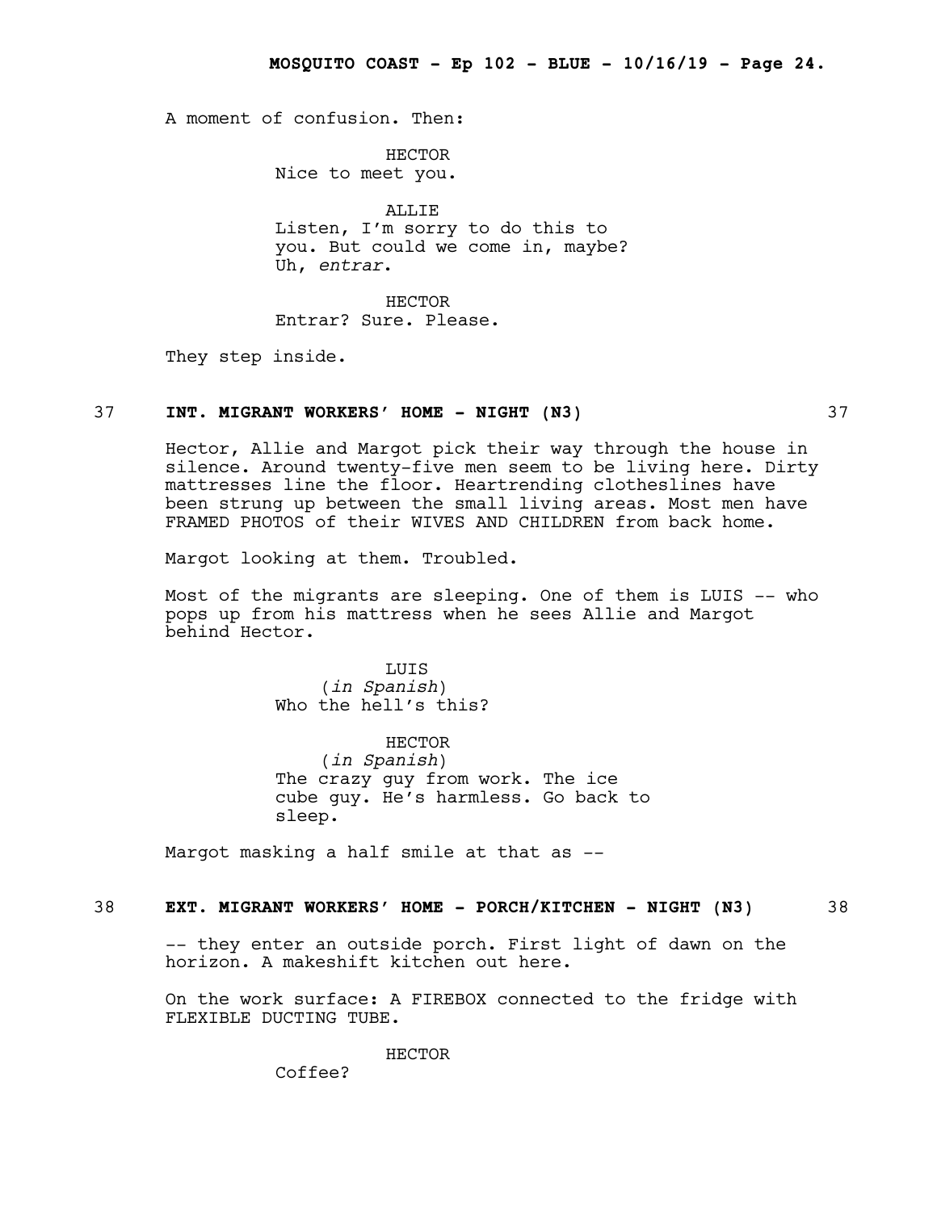A moment of confusion. Then:

HECTOR
Nice to meet you.

ALLIE
Listen, I'm sorry to do this to you. But could we come in, maybe? Uh, *entrar*.

HECTOR
Entrar? Sure. Please.

They step inside.

**37 INT. MIGRANT WORKERS' HOME - NIGHT (N3) 37**

Hector, Allie and Margot pick their way through the house in silence. Around twenty-five men seem to be living here. Dirty mattresses line the floor. Heartrending clotheslines have been strung up between the small living areas. Most men have FRAMED PHOTOS of their WIVES AND CHILDREN from back home.

Margot looking at them. Troubled.

Most of the migrants are sleeping. One of them is LUIS -- who pops up from his mattress when he sees Allie and Margot behind Hector.

LUIS
(*in Spanish*)
Who the hell's this?

HECTOR
(*in Spanish*)
The crazy guy from work. The ice cube guy. He's harmless. Go back to sleep.

Margot masking a half smile at that as --

**38 EXT. MIGRANT WORKERS' HOME - PORCH/KITCHEN - NIGHT (N3) 38**

-- they enter an outside porch. First light of dawn on the horizon. A makeshift kitchen out here.

On the work surface: A FIREBOX connected to the fridge with FLEXIBLE DUCTING TUBE.

HECTOR
Coffee?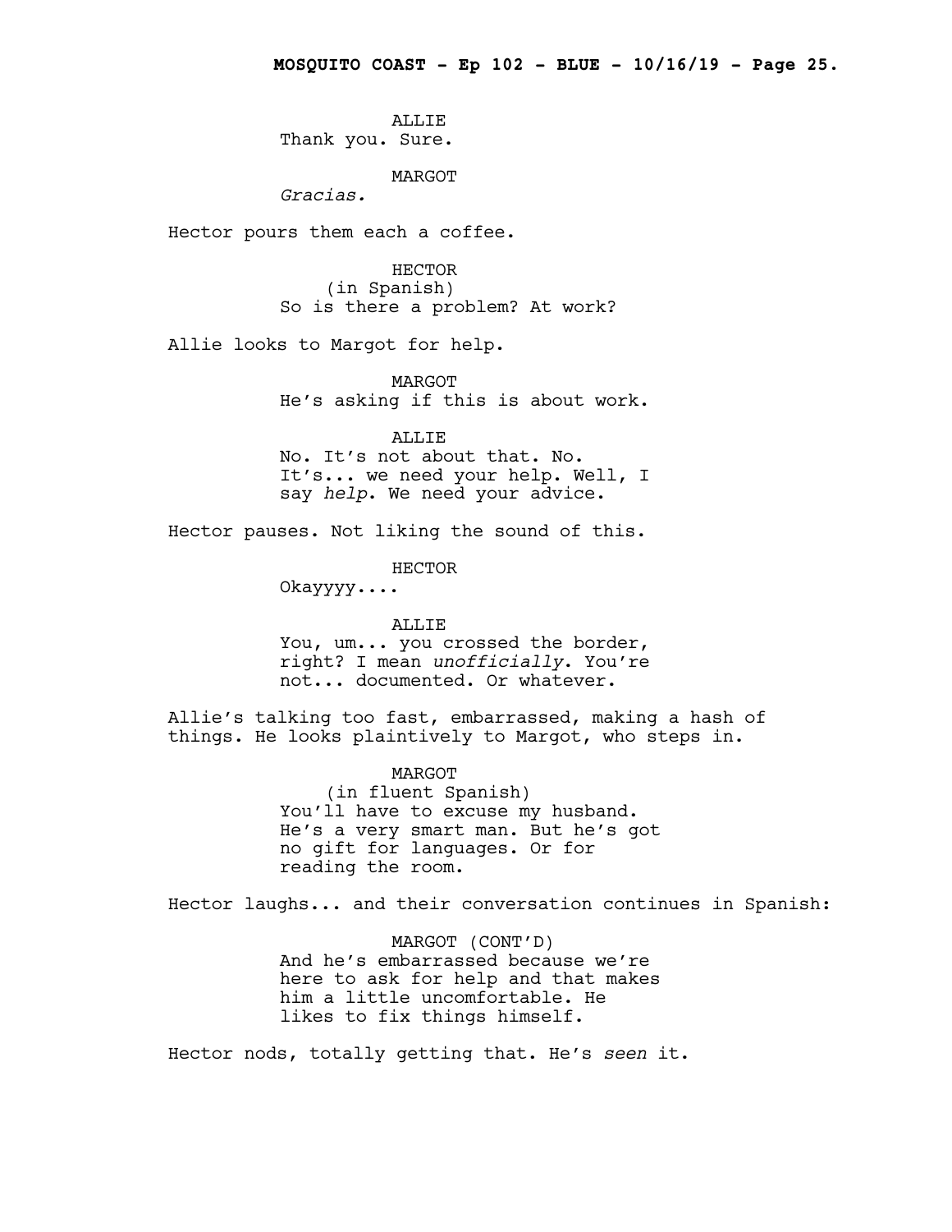ALLIE
Thank you. Sure.

MARGOT
*Gracias.*

Hector pours them each a coffee.

HECTOR
(in Spanish)
So is there a problem? At work?

Allie looks to Margot for help.

MARGOT
He's asking if this is about work.

ALLIE
No. It's not about that. No.
It's... we need your help. Well, I
say *help*. We need your advice.

Hector pauses. Not liking the sound of this.

HECTOR
Okayyyy....

ALLIE
You, um... you crossed the border,
right? I mean *unofficially*. You're
not... documented. Or whatever.

Allie's talking too fast, embarrassed, making a hash of
things. He looks plaintively to Margot, who steps in.

MARGOT
(in fluent Spanish)
You'll have to excuse my husband.
He's a very smart man. But he's got
no gift for languages. Or for
reading the room.

Hector laughs... and their conversation continues in Spanish:

MARGOT (CONT'D)
And he's embarrassed because we're
here to ask for help and that makes
him a little uncomfortable. He
likes to fix things himself.

Hector nods, totally getting that. He's *seen* it.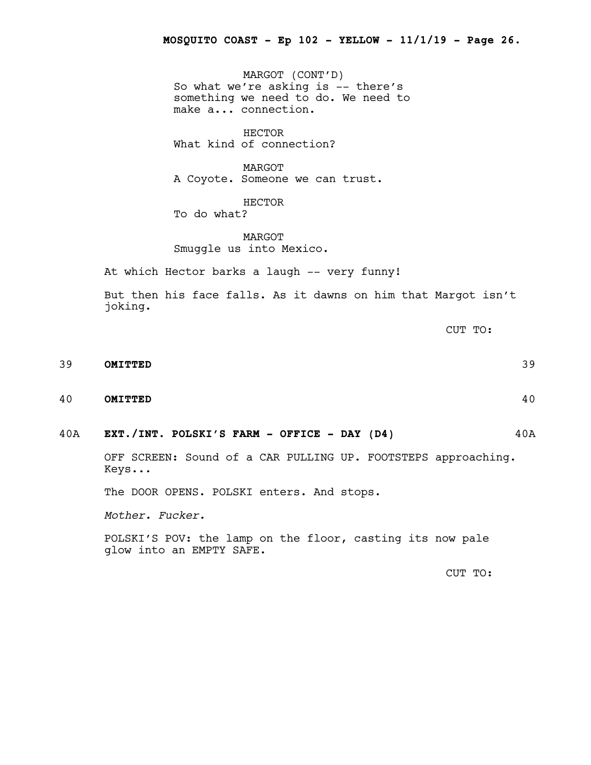MARGOT (CONT'D)
So what we're asking is -- there's something we need to do. We need to make a... connection.

HECTOR
What kind of connection?

MARGOT
A Coyote. Someone we can trust.

HECTOR
To do what?

MARGOT
Smuggle us into Mexico.

At which Hector barks a laugh -- very funny!

But then his face falls. As it dawns on him that Margot isn't joking.

CUT TO:

39 **OMITTED** 39

40 **OMITTED** 40

40A **EXT./INT. POLSKI'S FARM - OFFICE - DAY (D4)** 40A

OFF SCREEN: Sound of a CAR PULLING UP. FOOTSTEPS approaching. Keys...

The DOOR OPENS. POLSKI enters. And stops.

*Mother. Fucker.*

POLSKI'S POV: the lamp on the floor, casting its now pale glow into an EMPTY SAFE.

CUT TO: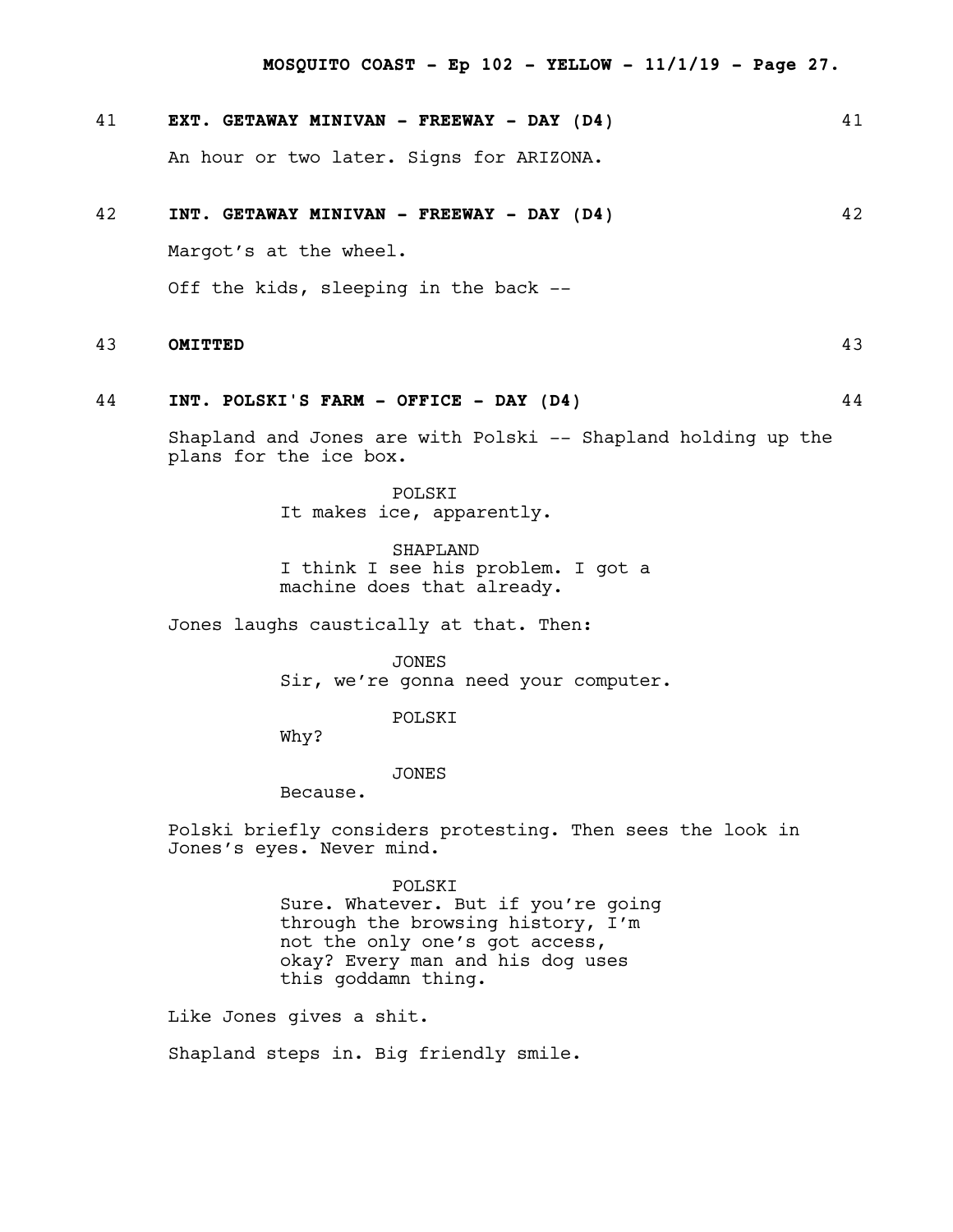41 **EXT. GETAWAY MINIVAN - FREEWAY - DAY (D4)** 41

An hour or two later. Signs for ARIZONA.

42 **INT. GETAWAY MINIVAN - FREEWAY - DAY (D4)** 42

Margot's at the wheel.

Off the kids, sleeping in the back --

43 **OMITTED** 43

44 **INT. POLSKI'S FARM - OFFICE - DAY (D4)** 44

Shapland and Jones are with Polski -- Shapland holding up the plans for the ice box.

POLSKI
It makes ice, apparently.

SHAPLAND
I think I see his problem. I got a machine does that already.

Jones laughs caustically at that. Then:

JONES
Sir, we're gonna need your computer.

POLSKI
Why?

JONES
Because.

Polski briefly considers protesting. Then sees the look in Jones's eyes. Never mind.

POLSKI
Sure. Whatever. But if you're going through the browsing history, I'm not the only one's got access, okay? Every man and his dog uses this goddamn thing.

Like Jones gives a shit.

Shapland steps in. Big friendly smile.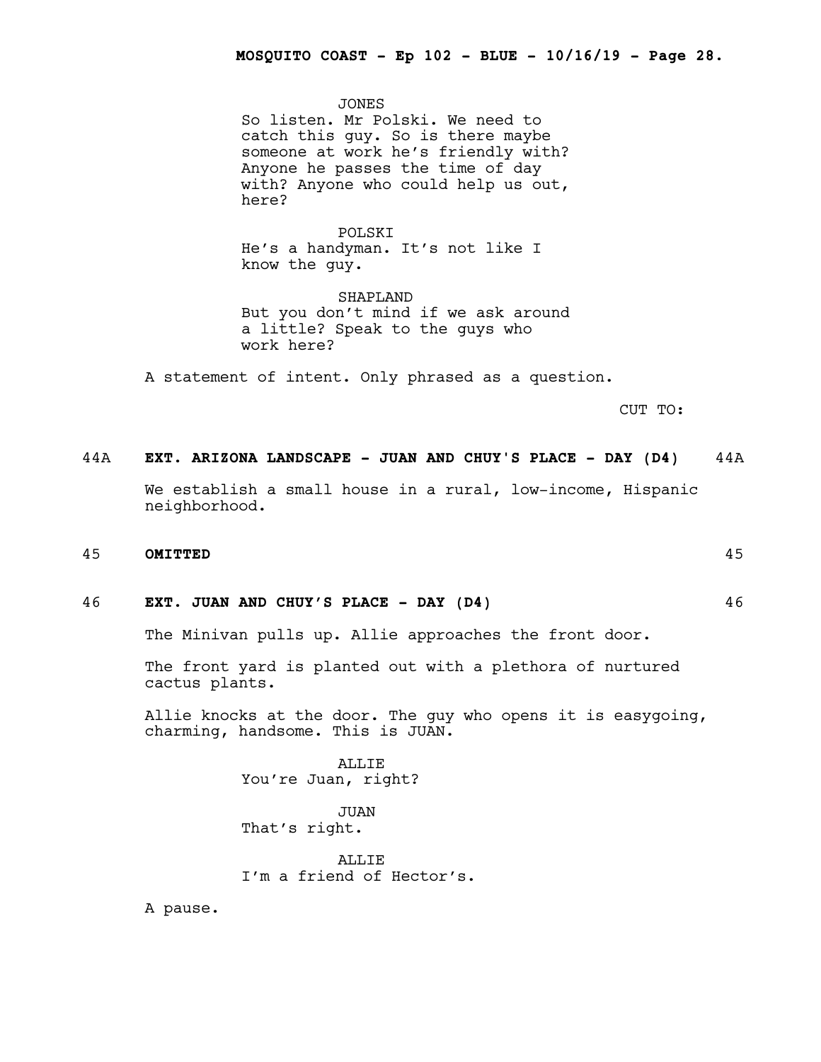JONES
So listen. Mr Polski. We need to catch this guy. So is there maybe someone at work he's friendly with? Anyone he passes the time of day with? Anyone who could help us out, here?

POLSKI
He's a handyman. It's not like I know the guy.

SHAPLAND
But you don't mind if we ask around a little? Speak to the guys who work here?

A statement of intent. Only phrased as a question.

CUT TO:

44A **EXT. ARIZONA LANDSCAPE - JUAN AND CHUY'S PLACE - DAY (D4)** 44A

We establish a small house in a rural, low-income, Hispanic neighborhood.

45 **OMITTED** 45

46 **EXT. JUAN AND CHUY'S PLACE - DAY (D4)** 46

The Minivan pulls up. Allie approaches the front door.

The front yard is planted out with a plethora of nurtured cactus plants.

Allie knocks at the door. The guy who opens it is easygoing, charming, handsome. This is JUAN.

ALLIE
You're Juan, right?

JUAN
That's right.

ALLIE
I'm a friend of Hector's.

A pause.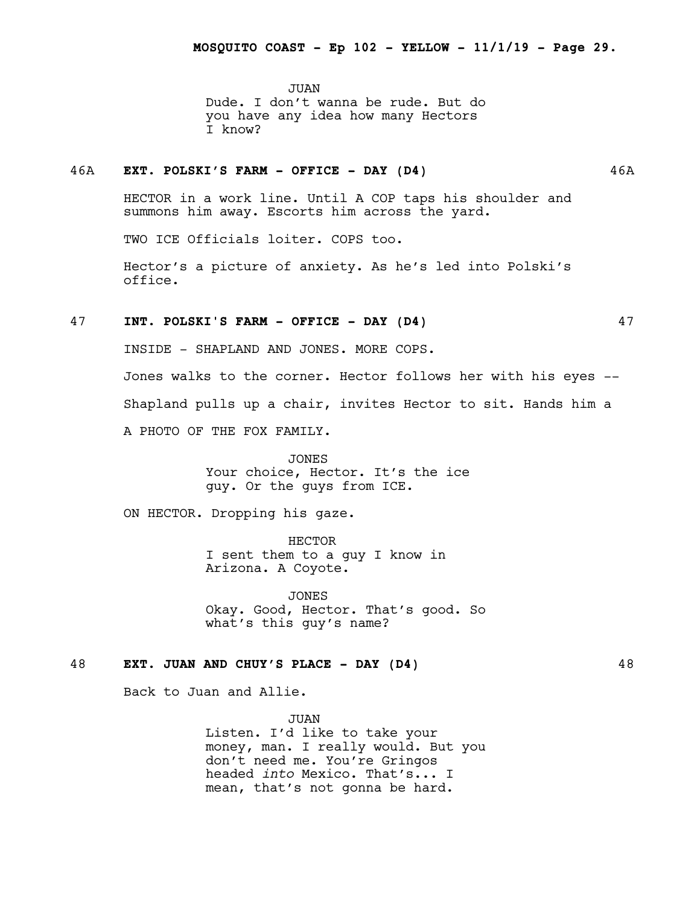JUAN
Dude. I don't wanna be rude. But do you have any idea how many Hectors I know?

46A **EXT. POLSKI'S FARM - OFFICE - DAY (D4)** 46A

HECTOR in a work line. Until A COP taps his shoulder and summons him away. Escorts him across the yard.

TWO ICE Officials loiter. COPS too.

Hector's a picture of anxiety. As he's led into Polski's office.

47 **INT. POLSKI'S FARM - OFFICE - DAY (D4)** 47

INSIDE - SHAPLAND AND JONES. MORE COPS.

Jones walks to the corner. Hector follows her with his eyes --

Shapland pulls up a chair, invites Hector to sit. Hands him a

A PHOTO OF THE FOX FAMILY.

JONES
Your choice, Hector. It's the ice guy. Or the guys from ICE.

ON HECTOR. Dropping his gaze.

HECTOR
I sent them to a guy I know in Arizona. A Coyote.

JONES
Okay. Good, Hector. That's good. So what's this guy's name?

48 **EXT. JUAN AND CHUY'S PLACE - DAY (D4)** 48

Back to Juan and Allie.

JUAN
Listen. I'd like to take your money, man. I really would. But you don't need me. You're Gringos headed *into* Mexico. That's... I mean, that's not gonna be hard.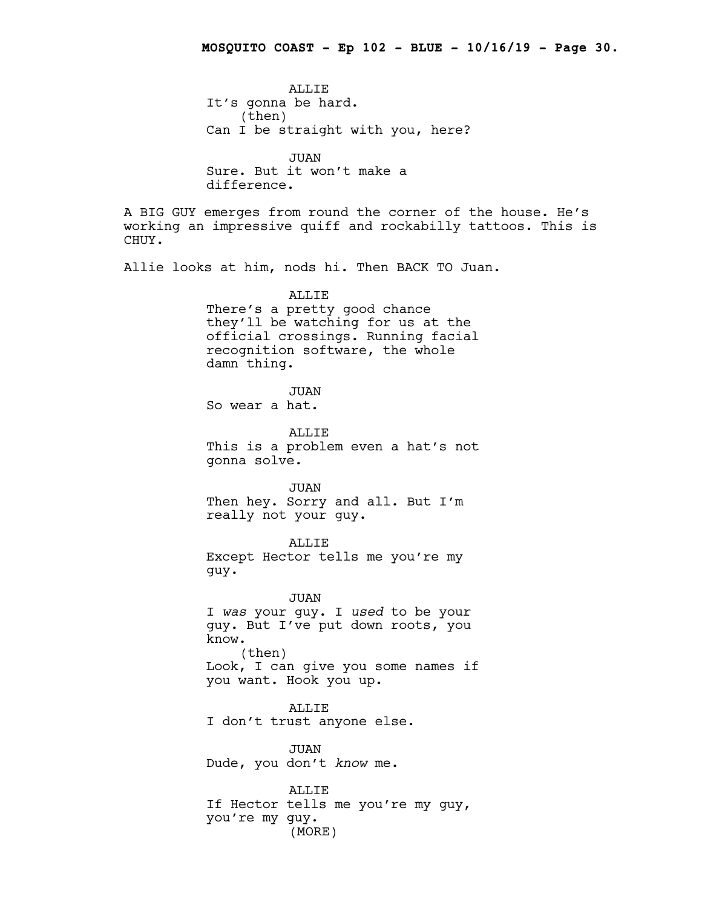ALLIE
It's gonna be hard.
(then)
Can I be straight with you, here?

JUAN
Sure. But it won't make a difference.

A BIG GUY emerges from round the corner of the house. He's working an impressive quiff and rockabilly tattoos. This is CHUY.

Allie looks at him, nods hi. Then BACK TO Juan.

ALLIE
There's a pretty good chance they'll be watching for us at the official crossings. Running facial recognition software, the whole damn thing.

JUAN
So wear a hat.

ALLIE
This is a problem even a hat's not gonna solve.

JUAN
Then hey. Sorry and all. But I'm really not your guy.

ALLIE
Except Hector tells me you're my guy.

JUAN
I *was* your guy. I *used* to be your guy. But I've put down roots, you know.
(then)
Look, I can give you some names if you want. Hook you up.

ALLIE
I don't trust anyone else.

JUAN
Dude, you don't *know* me.

ALLIE
If Hector tells me you're my guy, you're my guy.
(MORE)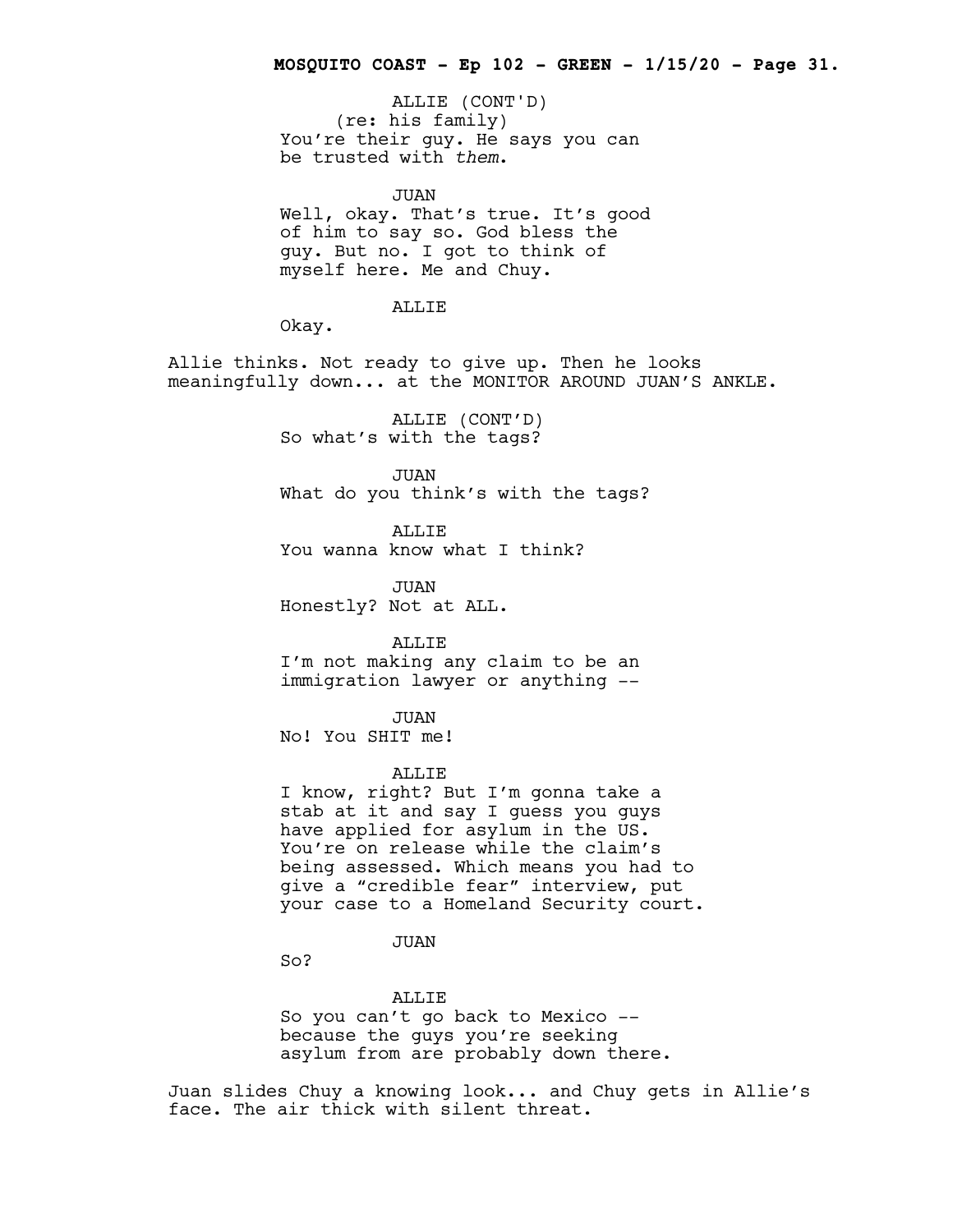ALLIE (CONT'D)
(re: his family)
You're their guy. He says you can be trusted with *them*.

JUAN
Well, okay. That's true. It's good of him to say so. God bless the guy. But no. I got to think of myself here. Me and Chuy.

ALLIE
Okay.

Allie thinks. Not ready to give up. Then he looks meaningfully down... at the MONITOR AROUND JUAN'S ANKLE.

ALLIE (CONT'D)
So what's with the tags?

JUAN
What do you think's with the tags?

ALLIE
You wanna know what I think?

JUAN
Honestly? Not at ALL.

ALLIE
I'm not making any claim to be an immigration lawyer or anything --

JUAN
No! You SHIT me!

ALLIE
I know, right? But I'm gonna take a stab at it and say I guess you guys have applied for asylum in the US. You're on release while the claim's being assessed. Which means you had to give a "credible fear" interview, put your case to a Homeland Security court.

JUAN
So?

ALLIE
So you can't go back to Mexico -- because the guys you're seeking asylum from are probably down there.

Juan slides Chuy a knowing look... and Chuy gets in Allie's face. The air thick with silent threat.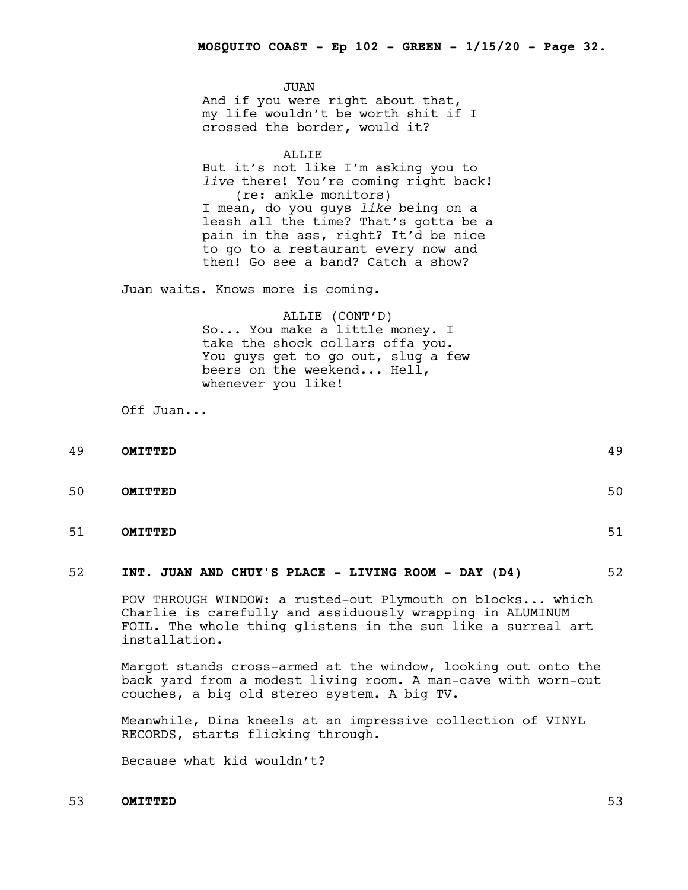JUAN
And if you were right about that, my life wouldn't be worth shit if I crossed the border, would it?

ALLIE
But it's not like I'm asking you to *live* there! You're coming right back!
(re: ankle monitors)
I mean, do you guys *like* being on a leash all the time? That's gotta be a pain in the ass, right? It'd be nice to go to a restaurant every now and then! Go see a band? Catch a show?

Juan waits. Knows more is coming.

ALLIE (CONT'D)
So... You make a little money. I take the shock collars offa you. You guys get to go out, slug a few beers on the weekend... Hell, whenever you like!

Off Juan...

49 **OMITTED** 49

50 **OMITTED** 50

51 **OMITTED** 51

52 **INT. JUAN AND CHUY'S PLACE - LIVING ROOM - DAY (D4)** 52

POV THROUGH WINDOW: a rusted-out Plymouth on blocks... which Charlie is carefully and assiduously wrapping in ALUMINUM FOIL. The whole thing glistens in the sun like a surreal art installation.

Margot stands cross-armed at the window, looking out onto the back yard from a modest living room. A man-cave with worn-out couches, a big old stereo system. A big TV.

Meanwhile, Dina kneels at an impressive collection of VINYL RECORDS, starts flicking through.

Because what kid wouldn't?

53 **OMITTED** 53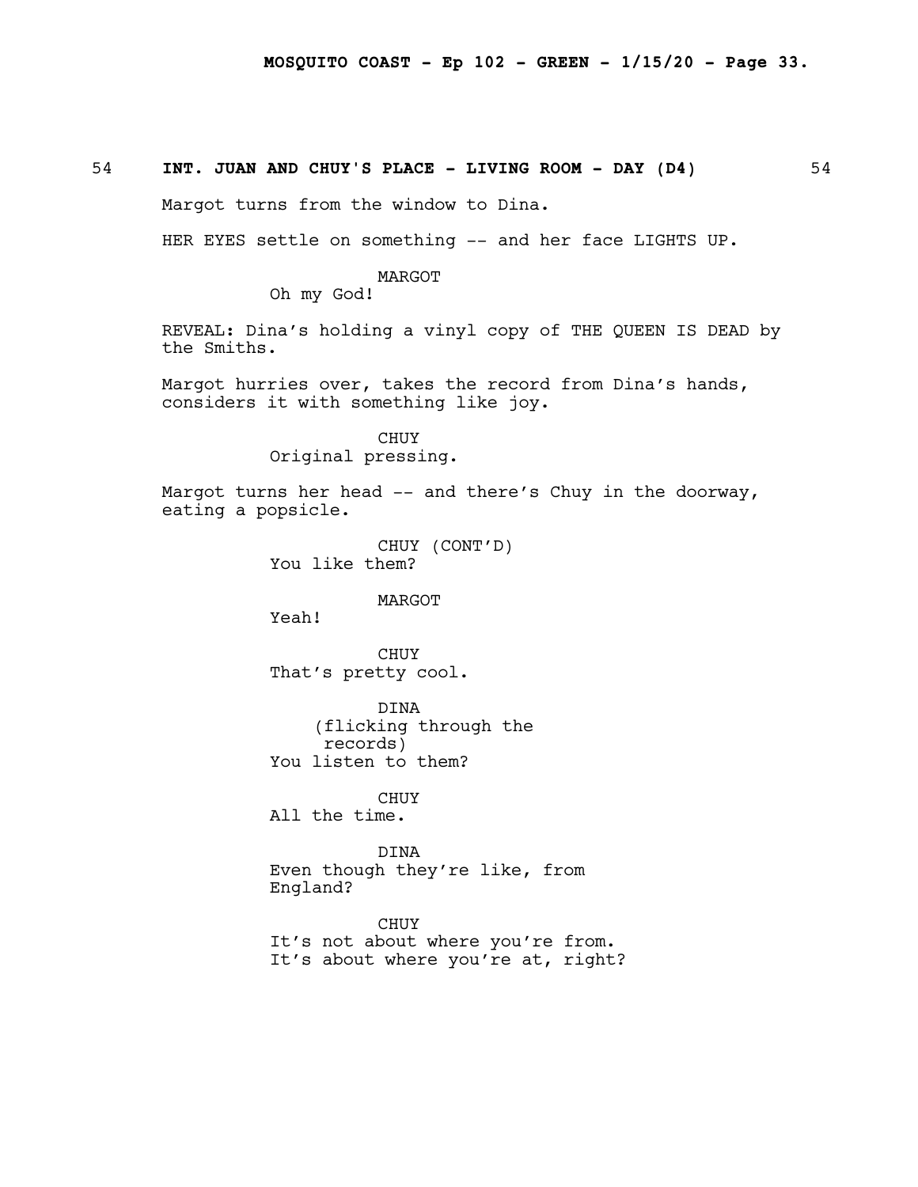54 **INT. JUAN AND CHUY'S PLACE - LIVING ROOM - DAY (D4)** 54

Margot turns from the window to Dina.

HER EYES settle on something -- and her face LIGHTS UP.

MARGOT
Oh my God!

REVEAL: Dina's holding a vinyl copy of THE QUEEN IS DEAD by the Smiths.

Margot hurries over, takes the record from Dina's hands, considers it with something like joy.

CHUY
Original pressing.

Margot turns her head -- and there's Chuy in the doorway, eating a popsicle.

CHUY (CONT'D)
You like them?

MARGOT
Yeah!

CHUY
That's pretty cool.

DINA
(flicking through the records)
You listen to them?

CHUY
All the time.

DINA
Even though they're like, from England?

CHUY
It's not about where you're from. It's about where you're at, right?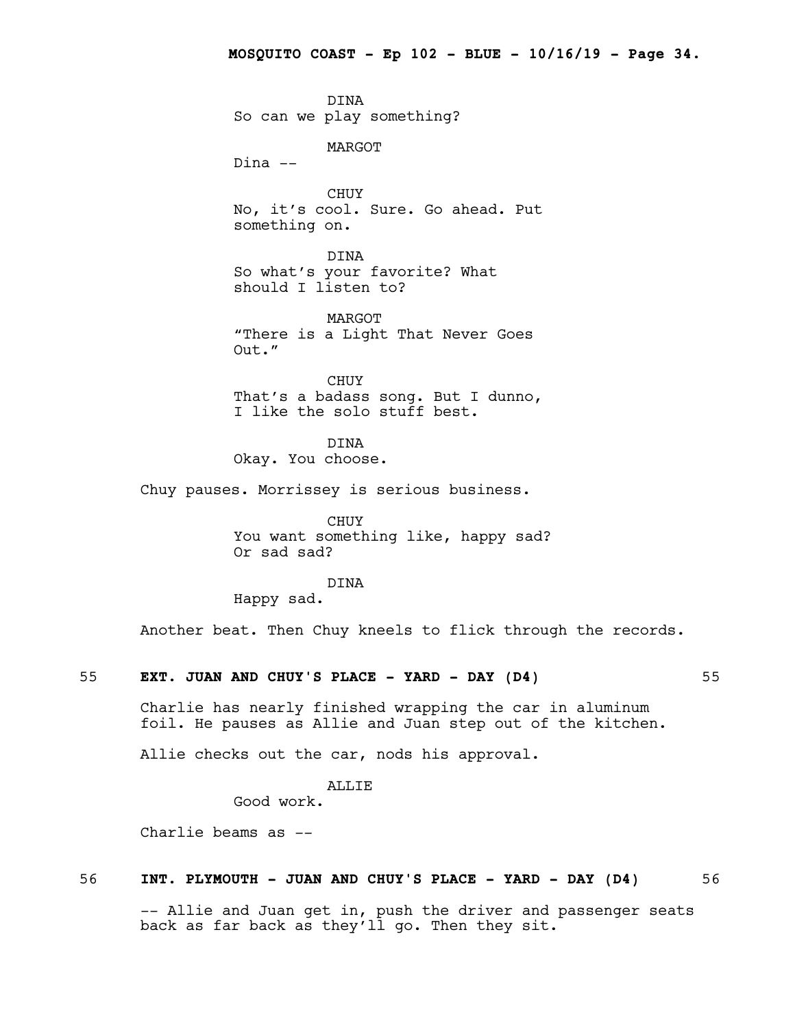DINA
So can we play something?

MARGOT
Dina --

CHUY
No, it's cool. Sure. Go ahead. Put something on.

DINA
So what's your favorite? What should I listen to?

MARGOT
"There is a Light That Never Goes Out."

CHUY
That's a badass song. But I dunno, I like the solo stuff best.

DINA
Okay. You choose.

Chuy pauses. Morrissey is serious business.

CHUY
You want something like, happy sad? Or sad sad?

DINA
Happy sad.

Another beat. Then Chuy kneels to flick through the records.

**55 EXT. JUAN AND CHUY'S PLACE - YARD - DAY (D4) 55**

Charlie has nearly finished wrapping the car in aluminum foil. He pauses as Allie and Juan step out of the kitchen.

Allie checks out the car, nods his approval.

ALLIE
Good work.

Charlie beams as --

**56 INT. PLYMOUTH - JUAN AND CHUY'S PLACE - YARD - DAY (D4) 56**

-- Allie and Juan get in, push the driver and passenger seats back as far back as they'll go. Then they sit.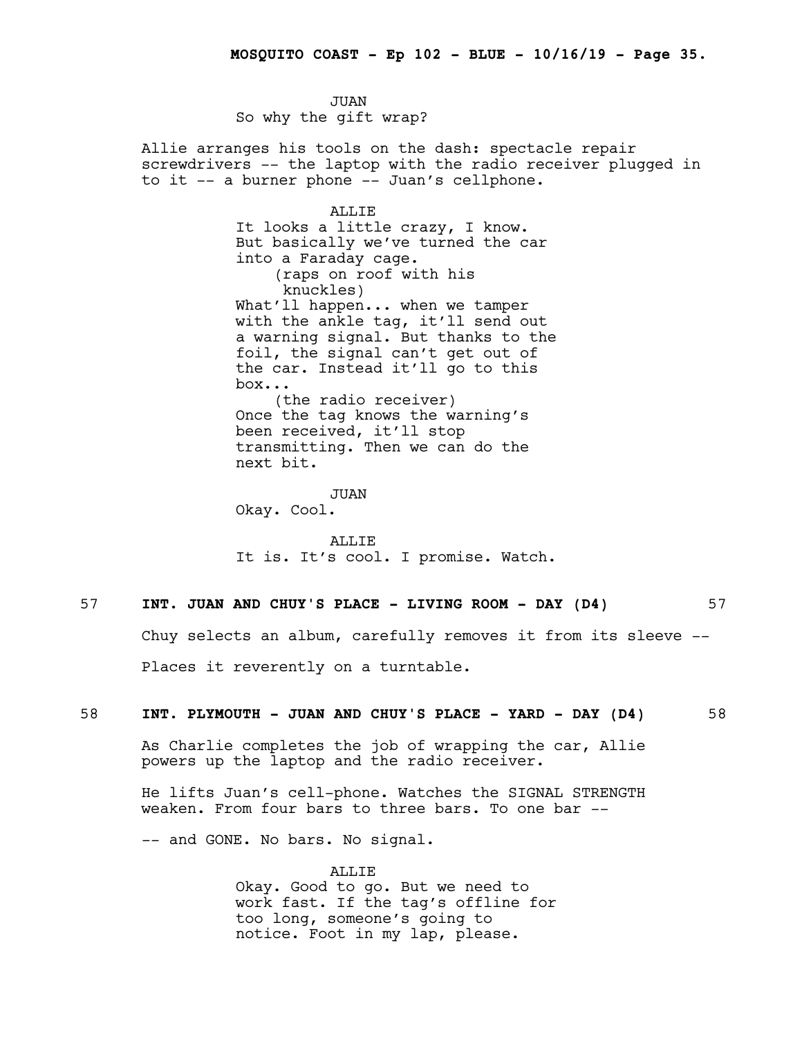JUAN

So why the gift wrap?

Allie arranges his tools on the dash: spectacle repair screwdrivers -- the laptop with the radio receiver plugged in to it -- a burner phone -- Juan's cellphone.

ALLIE

It looks a little crazy, I know. But basically we've turned the car into a Faraday cage.

(raps on roof with his knuckles)

What'll happen... when we tamper with the ankle tag, it'll send out a warning signal. But thanks to the foil, the signal can't get out of the car. Instead it'll go to this box...

(the radio receiver)

Once the tag knows the warning's been received, it'll stop transmitting. Then we can do the next bit.

JUAN

Okay. Cool.

ALLIE

It is. It's cool. I promise. Watch.

57 **INT. JUAN AND CHUY'S PLACE - LIVING ROOM - DAY (D4)** 57

Chuy selects an album, carefully removes it from its sleeve --

Places it reverently on a turntable.

58 **INT. PLYMOUTH - JUAN AND CHUY'S PLACE - YARD - DAY (D4)** 58

As Charlie completes the job of wrapping the car, Allie powers up the laptop and the radio receiver.

He lifts Juan's cell-phone. Watches the SIGNAL STRENGTH weaken. From four bars to three bars. To one bar --

-- and GONE. No bars. No signal.

ALLIE

Okay. Good to go. But we need to work fast. If the tag's offline for too long, someone's going to notice. Foot in my lap, please.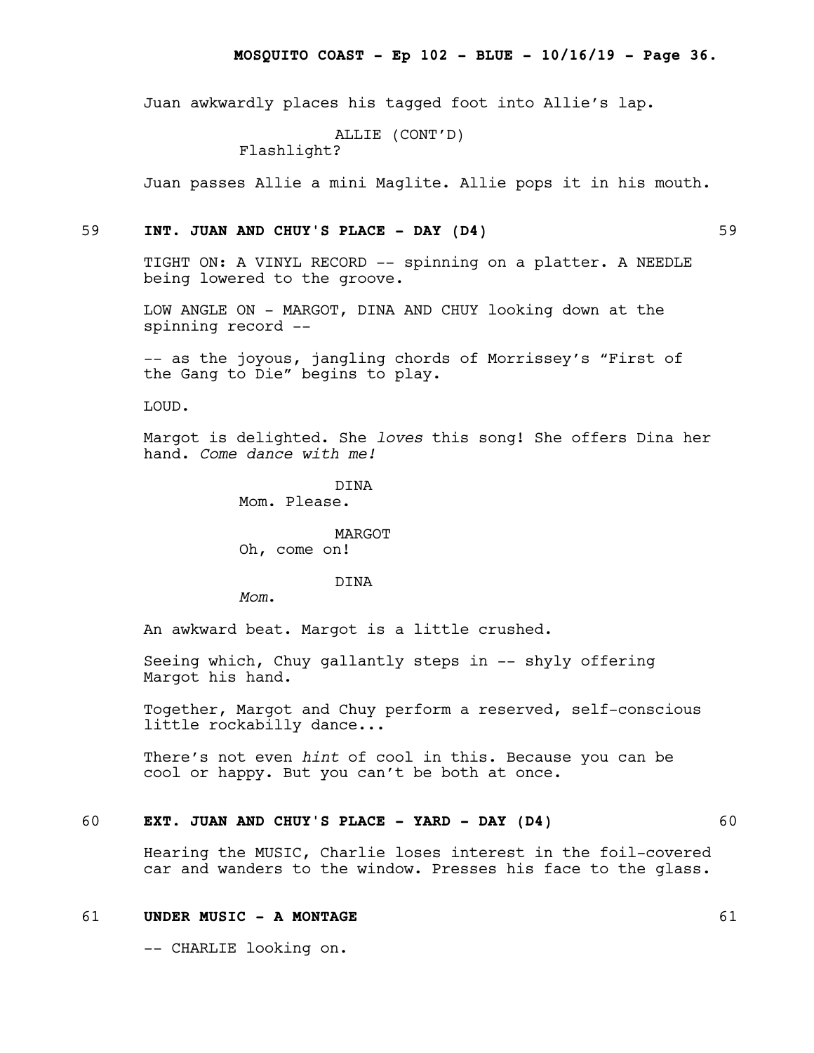Juan awkwardly places his tagged foot into Allie's lap.

ALLIE (CONT'D)
Flashlight?

Juan passes Allie a mini Maglite. Allie pops it in his mouth.

**59 INT. JUAN AND CHUY'S PLACE - DAY (D4) 59**

TIGHT ON: A VINYL RECORD -- spinning on a platter. A NEEDLE being lowered to the groove.

LOW ANGLE ON - MARGOT, DINA AND CHUY looking down at the spinning record --

-- as the joyous, jangling chords of Morrissey's "First of the Gang to Die" begins to play.

LOUD.

Margot is delighted. She *loves* this song! She offers Dina her hand. *Come dance with me!*

DINA
Mom. Please.

MARGOT
Oh, come on!

DINA
*Mom.*

An awkward beat. Margot is a little crushed.

Seeing which, Chuy gallantly steps in -- shyly offering Margot his hand.

Together, Margot and Chuy perform a reserved, self-conscious little rockabilly dance...

There's not even *hint* of cool in this. Because you can be cool or happy. But you can't be both at once.

**60 EXT. JUAN AND CHUY'S PLACE - YARD - DAY (D4) 60**

Hearing the MUSIC, Charlie loses interest in the foil-covered car and wanders to the window. Presses his face to the glass.

**61 UNDER MUSIC - A MONTAGE 61**

-- CHARLIE looking on.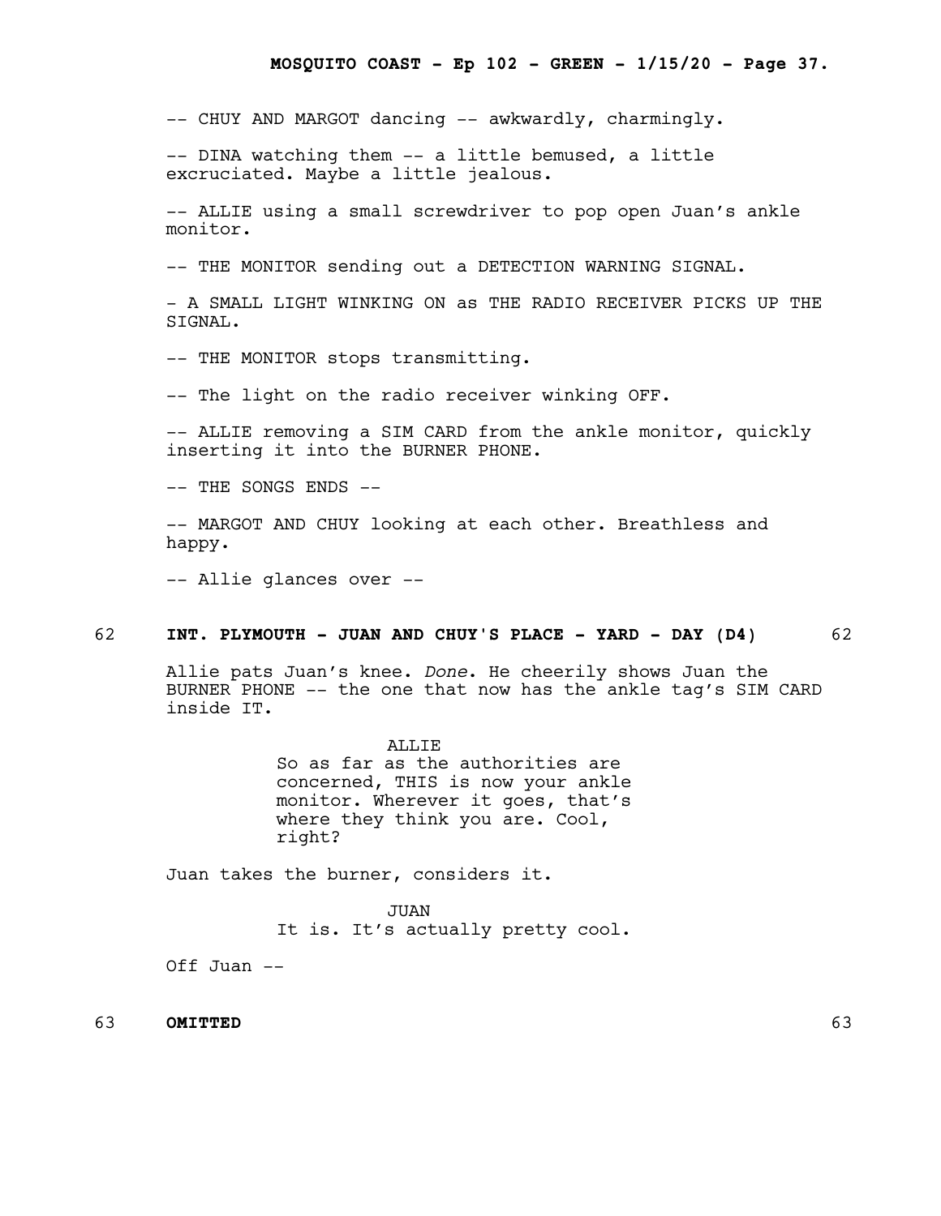-- CHUY AND MARGOT dancing -- awkwardly, charmingly.

-- DINA watching them -- a little bemused, a little excruciated. Maybe a little jealous.

-- ALLIE using a small screwdriver to pop open Juan's ankle monitor.

-- THE MONITOR sending out a DETECTION WARNING SIGNAL.

- A SMALL LIGHT WINKING ON as THE RADIO RECEIVER PICKS UP THE SIGNAL.

-- THE MONITOR stops transmitting.

-- The light on the radio receiver winking OFF.

-- ALLIE removing a SIM CARD from the ankle monitor, quickly inserting it into the BURNER PHONE.

-- THE SONGS ENDS --

-- MARGOT AND CHUY looking at each other. Breathless and happy.

-- Allie glances over --

**62 INT. PLYMOUTH - JUAN AND CHUY'S PLACE - YARD - DAY (D4) 62**

Allie pats Juan's knee. *Done*. He cheerily shows Juan the BURNER PHONE -- the one that now has the ankle tag's SIM CARD inside IT.

ALLIE
So as far as the authorities are concerned, THIS is now your ankle monitor. Wherever it goes, that's where they think you are. Cool, right?

Juan takes the burner, considers it.

JUAN
It is. It's actually pretty cool.

Off Juan --

**63 OMITTED 63**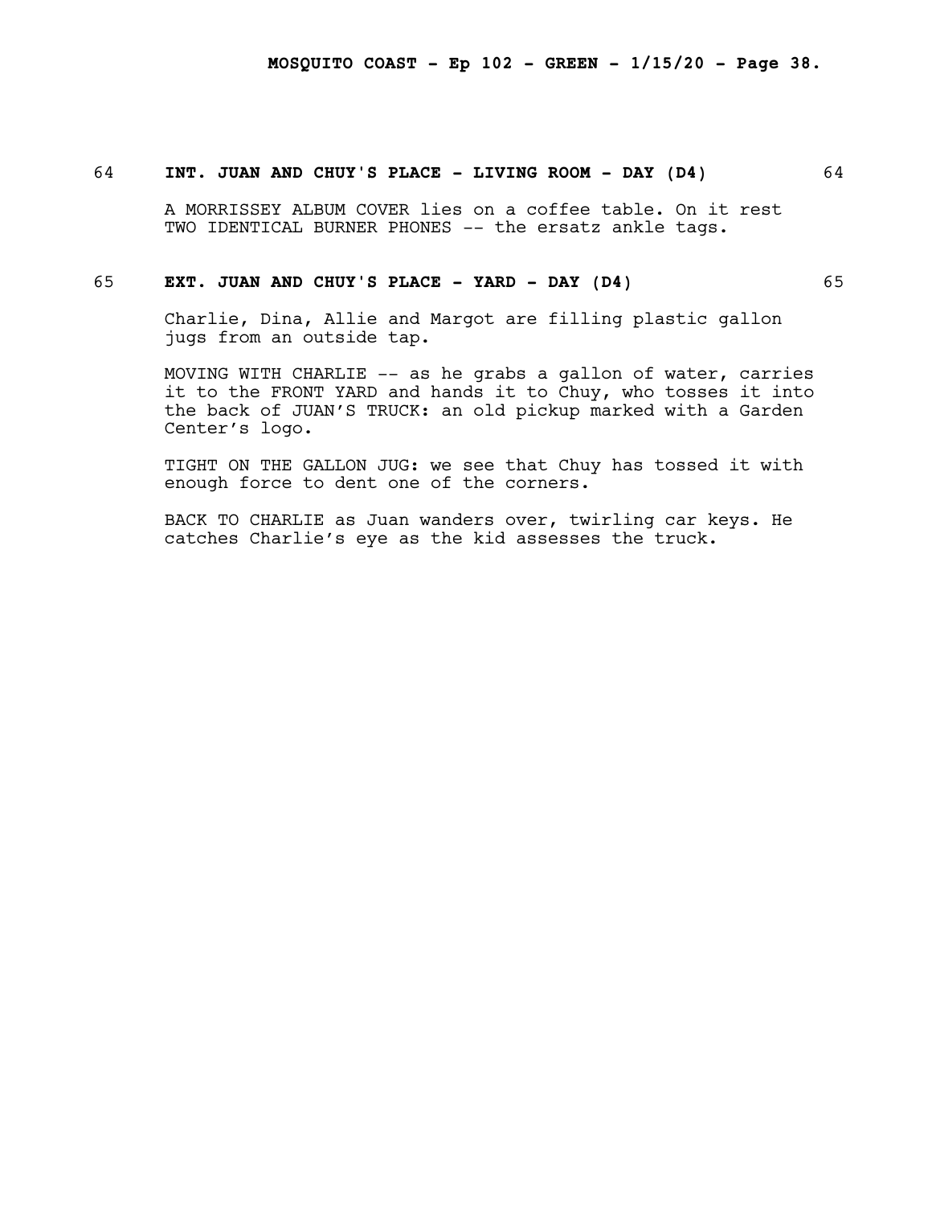64 **INT. JUAN AND CHUY'S PLACE - LIVING ROOM - DAY (D4)** 64

A MORRISSEY ALBUM COVER lies on a coffee table. On it rest TWO IDENTICAL BURNER PHONES -- the ersatz ankle tags.

65 **EXT. JUAN AND CHUY'S PLACE - YARD - DAY (D4)** 65

Charlie, Dina, Allie and Margot are filling plastic gallon jugs from an outside tap.

MOVING WITH CHARLIE -- as he grabs a gallon of water, carries it to the FRONT YARD and hands it to Chuy, who tosses it into the back of JUAN'S TRUCK: an old pickup marked with a Garden Center's logo.

TIGHT ON THE GALLON JUG: we see that Chuy has tossed it with enough force to dent one of the corners.

BACK TO CHARLIE as Juan wanders over, twirling car keys. He catches Charlie's eye as the kid assesses the truck.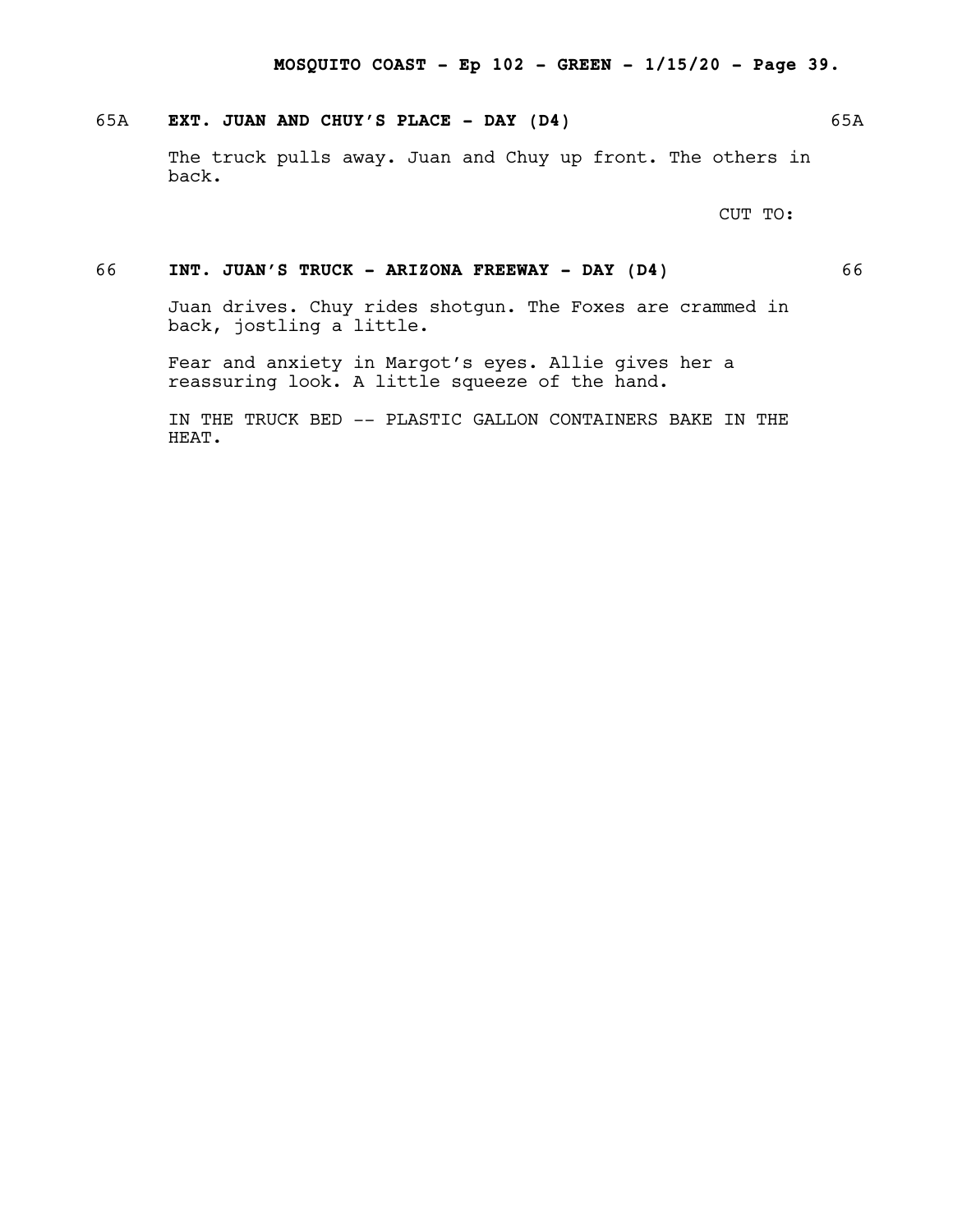65A **EXT. JUAN AND CHUY'S PLACE - DAY (D4)** 65A

The truck pulls away. Juan and Chuy up front. The others in back.

CUT TO:

66 **INT. JUAN'S TRUCK - ARIZONA FREEWAY - DAY (D4)** 66

Juan drives. Chuy rides shotgun. The Foxes are crammed in back, jostling a little.

Fear and anxiety in Margot's eyes. Allie gives her a reassuring look. A little squeeze of the hand.

IN THE TRUCK BED -- PLASTIC GALLON CONTAINERS BAKE IN THE HEAT.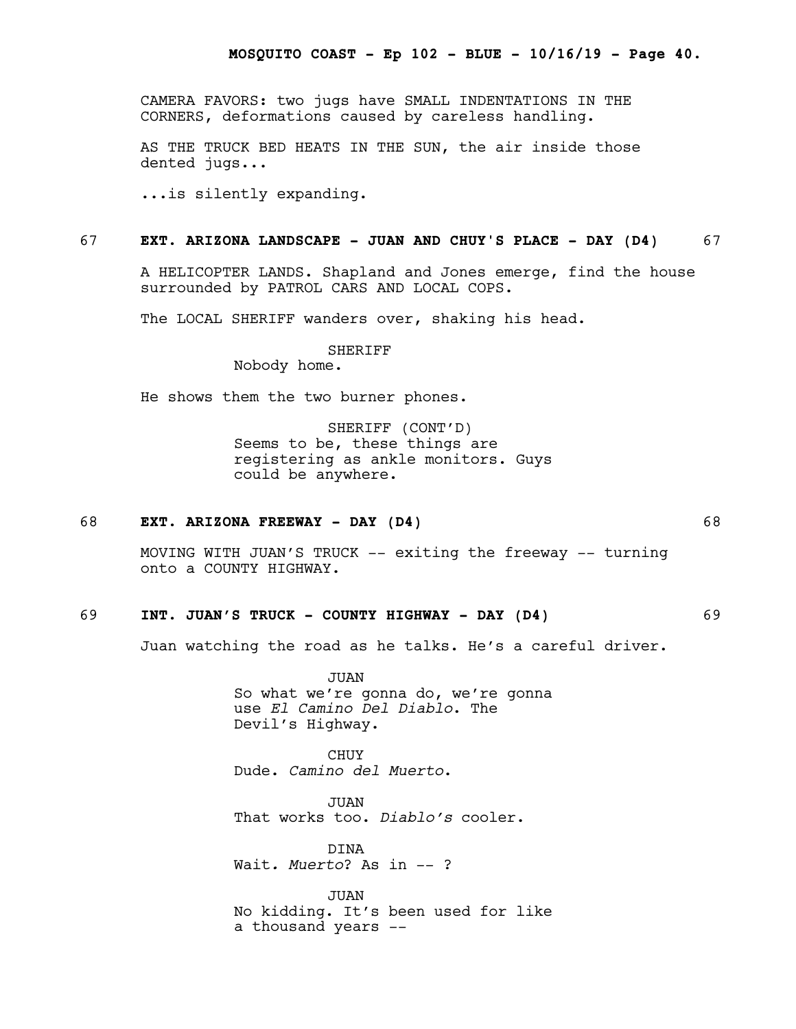CAMERA FAVORS: two jugs have SMALL INDENTATIONS IN THE CORNERS, deformations caused by careless handling.

AS THE TRUCK BED HEATS IN THE SUN, the air inside those dented jugs...

...is silently expanding.

67 **EXT. ARIZONA LANDSCAPE - JUAN AND CHUY'S PLACE - DAY (D4)** 67

A HELICOPTER LANDS. Shapland and Jones emerge, find the house surrounded by PATROL CARS AND LOCAL COPS.

The LOCAL SHERIFF wanders over, shaking his head.

SHERIFF
Nobody home.

He shows them the two burner phones.

SHERIFF (CONT'D)
Seems to be, these things are registering as ankle monitors. Guys could be anywhere.

68 **EXT. ARIZONA FREEWAY - DAY (D4)** 68

MOVING WITH JUAN'S TRUCK -- exiting the freeway -- turning onto a COUNTY HIGHWAY.

69 **INT. JUAN'S TRUCK - COUNTY HIGHWAY - DAY (D4)** 69

Juan watching the road as he talks. He's a careful driver.

JUAN
So what we're gonna do, we're gonna use *El Camino Del Diablo*. The Devil's Highway.

CHUY
Dude. *Camino del Muerto*.

JUAN
That works too. *Diablo's* cooler.

DINA
Wait. *Muerto*? As in -- ?

JUAN
No kidding. It's been used for like a thousand years --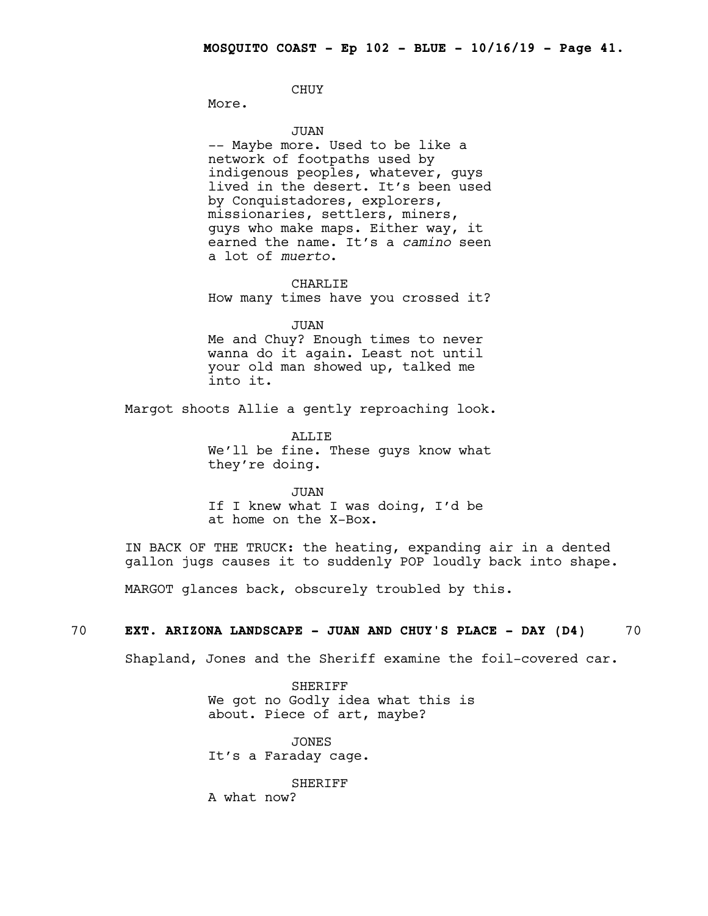CHUY
More.

JUAN
-- Maybe more. Used to be like a network of footpaths used by indigenous peoples, whatever, guys lived in the desert. It's been used by Conquistadores, explorers, missionaries, settlers, miners, guys who make maps. Either way, it earned the name. It's a *camino* seen a lot of *muerto*.

CHARLIE
How many times have you crossed it?

JUAN
Me and Chuy? Enough times to never wanna do it again. Least not until your old man showed up, talked me into it.

Margot shoots Allie a gently reproaching look.

ALLIE
We'll be fine. These guys know what they're doing.

JUAN
If I knew what I was doing, I'd be at home on the X-Box.

IN BACK OF THE TRUCK: the heating, expanding air in a dented gallon jugs causes it to suddenly POP loudly back into shape.

MARGOT glances back, obscurely troubled by this.

**70 EXT. ARIZONA LANDSCAPE - JUAN AND CHUY'S PLACE - DAY (D4) 70**

Shapland, Jones and the Sheriff examine the foil-covered car.

SHERIFF
We got no Godly idea what this is about. Piece of art, maybe?

JONES
It's a Faraday cage.

SHERIFF
A what now?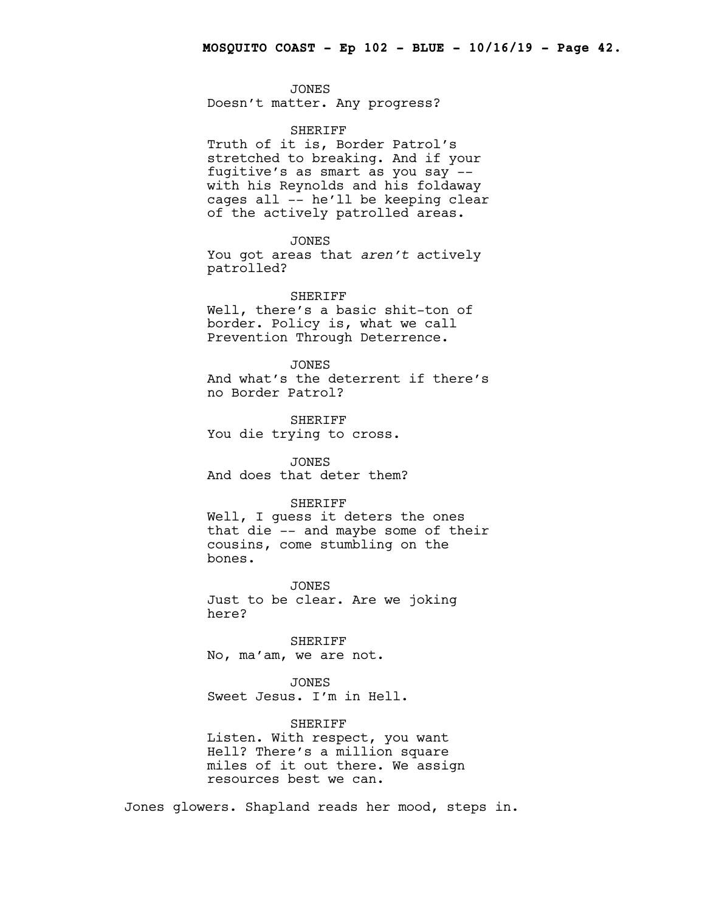JONES
Doesn't matter. Any progress?

SHERIFF
Truth of it is, Border Patrol's stretched to breaking. And if your fugitive's as smart as you say -- with his Reynolds and his foldaway cages all -- he'll be keeping clear of the actively patrolled areas.

JONES
You got areas that *aren't* actively patrolled?

SHERIFF
Well, there's a basic shit-ton of border. Policy is, what we call Prevention Through Deterrence.

JONES
And what's the deterrent if there's no Border Patrol?

SHERIFF
You die trying to cross.

JONES
And does that deter them?

SHERIFF
Well, I guess it deters the ones that die -- and maybe some of their cousins, come stumbling on the bones.

JONES
Just to be clear. Are we joking here?

SHERIFF
No, ma'am, we are not.

JONES
Sweet Jesus. I'm in Hell.

SHERIFF
Listen. With respect, you want Hell? There's a million square miles of it out there. We assign resources best we can.

Jones glowers. Shapland reads her mood, steps in.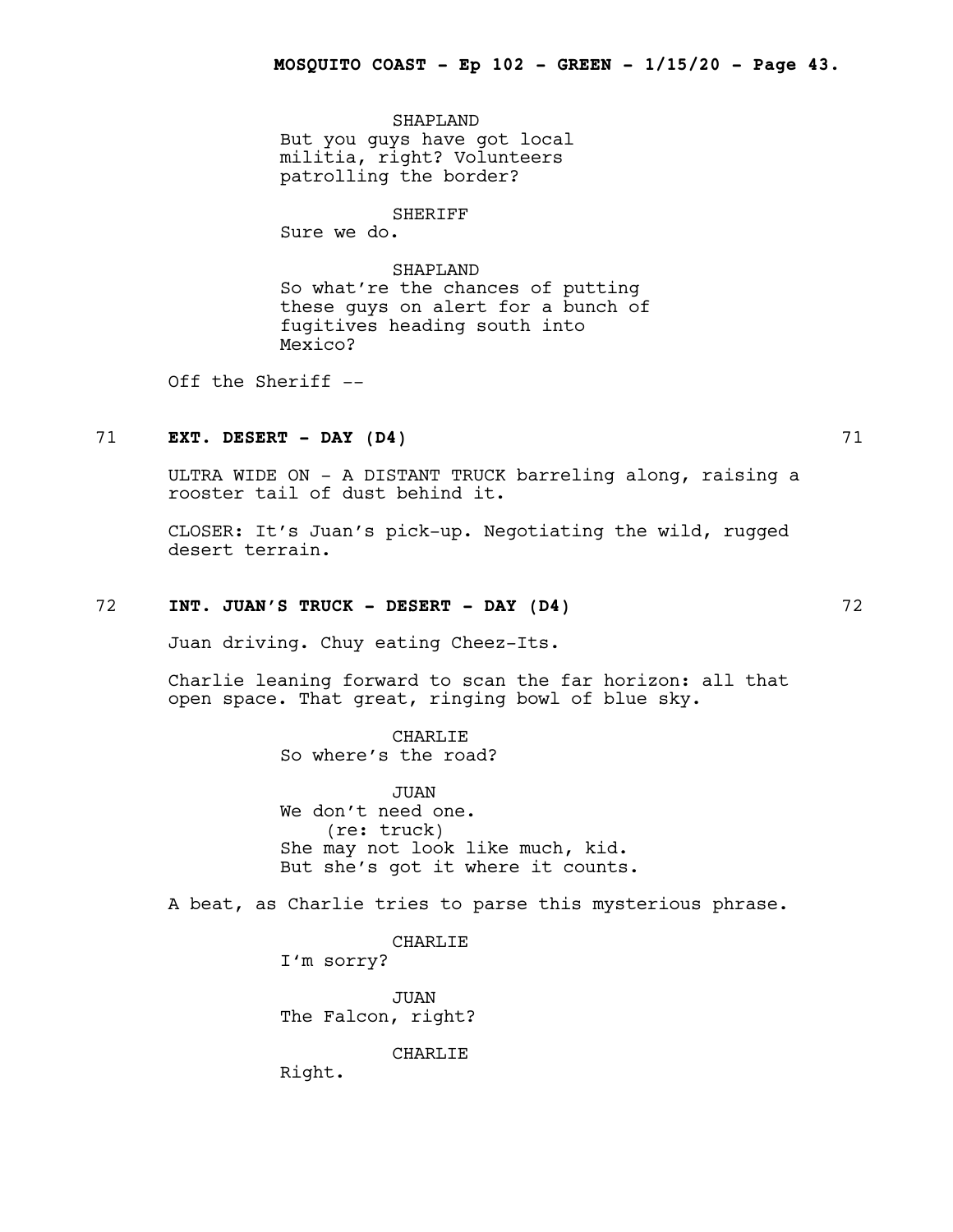SHAPLAND
But you guys have got local militia, right? Volunteers patrolling the border?

SHERIFF
Sure we do.

SHAPLAND
So what're the chances of putting these guys on alert for a bunch of fugitives heading south into Mexico?

Off the Sheriff --

71 **EXT. DESERT - DAY (D4)** 71

ULTRA WIDE ON - A DISTANT TRUCK barreling along, raising a rooster tail of dust behind it.

CLOSER: It's Juan's pick-up. Negotiating the wild, rugged desert terrain.

72 **INT. JUAN'S TRUCK - DESERT - DAY (D4)** 72

Juan driving. Chuy eating Cheez-Its.

Charlie leaning forward to scan the far horizon: all that open space. That great, ringing bowl of blue sky.

CHARLIE
So where's the road?

JUAN
We don't need one.
(re: truck)
She may not look like much, kid. But she's got it where it counts.

A beat, as Charlie tries to parse this mysterious phrase.

CHARLIE
I'm sorry?

JUAN
The Falcon, right?

CHARLIE
Right.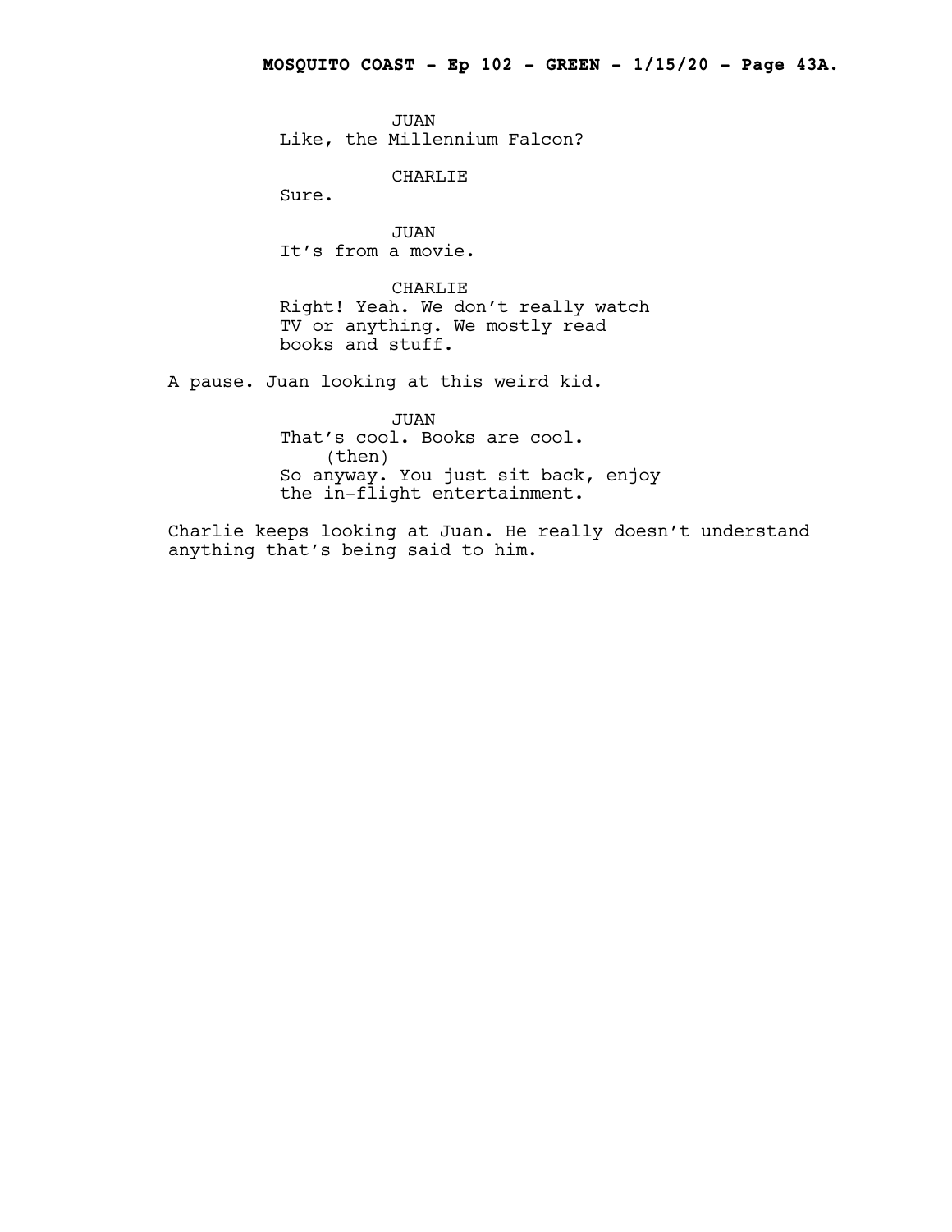JUAN
Like, the Millennium Falcon?

CHARLIE
Sure.

JUAN
It's from a movie.

CHARLIE
Right! Yeah. We don't really watch TV or anything. We mostly read books and stuff.

A pause. Juan looking at this weird kid.

JUAN
That's cool. Books are cool.
(then)
So anyway. You just sit back, enjoy the in-flight entertainment.

Charlie keeps looking at Juan. He really doesn't understand anything that's being said to him.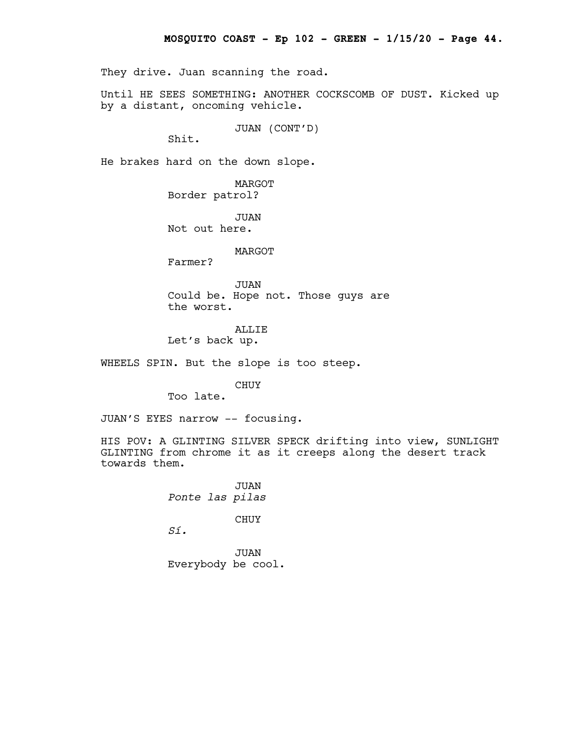They drive. Juan scanning the road.

Until HE SEES SOMETHING: ANOTHER COCKSCOMB OF DUST. Kicked up by a distant, oncoming vehicle.

JUAN (CONT'D)
Shit.

He brakes hard on the down slope.

MARGOT
Border patrol?

JUAN
Not out here.

MARGOT
Farmer?

JUAN
Could be. Hope not. Those guys are the worst.

ALLIE
Let's back up.

WHEELS SPIN. But the slope is too steep.

CHUY
Too late.

JUAN'S EYES narrow -- focusing.

HIS POV: A GLINTING SILVER SPECK drifting into view, SUNLIGHT GLINTING from chrome it as it creeps along the desert track towards them.

JUAN
*Ponte las pilas*

CHUY
*Sí.*

JUAN
Everybody be cool.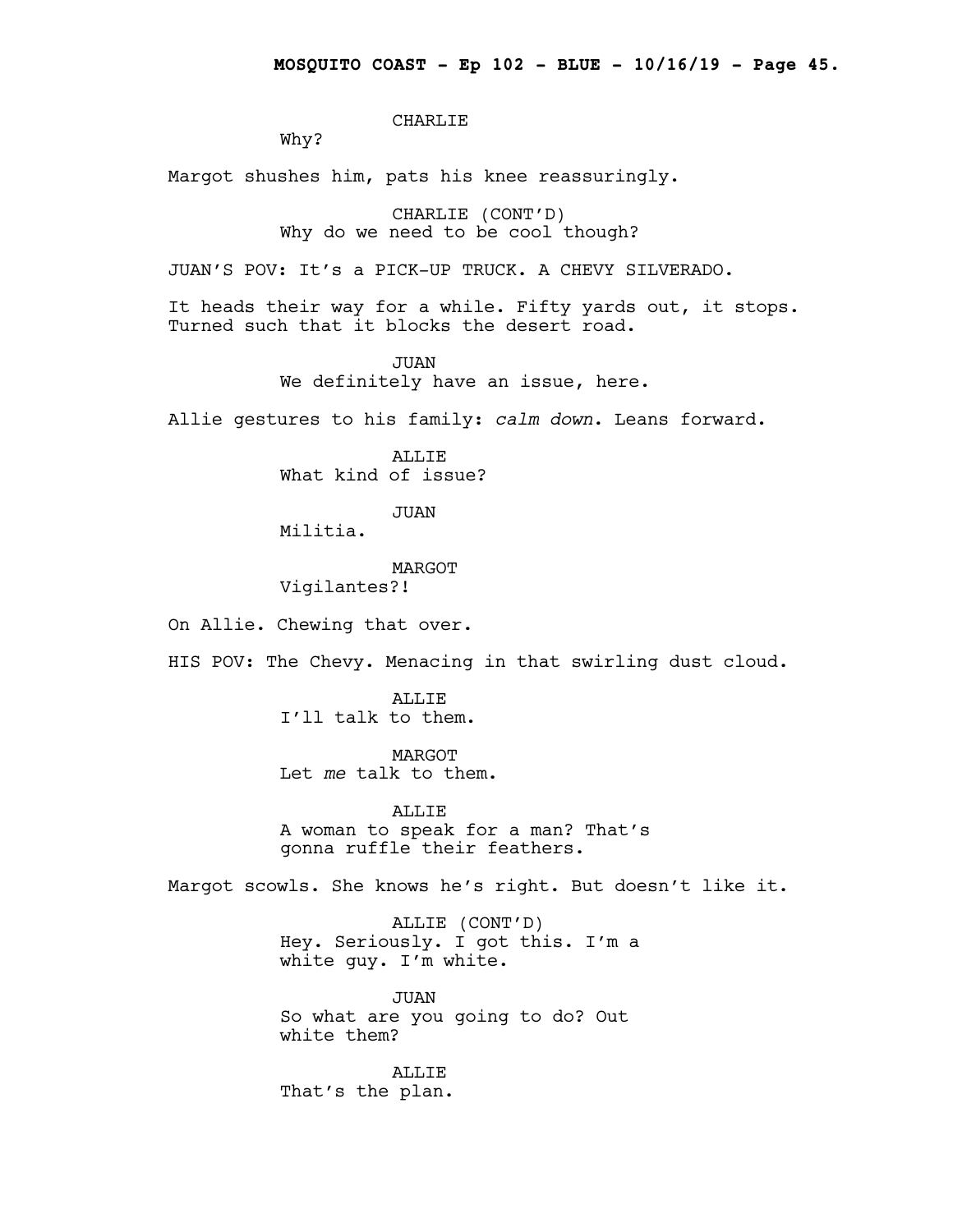CHARLIE

Why?

Margot shushes him, pats his knee reassuringly.

CHARLIE (CONT'D)

Why do we need to be cool though?

JUAN'S POV: It's a PICK-UP TRUCK. A CHEVY SILVERADO.

It heads their way for a while. Fifty yards out, it stops. Turned such that it blocks the desert road.

JUAN

We definitely have an issue, here.

Allie gestures to his family: *calm down*. Leans forward.

ALLIE

What kind of issue?

JUAN

Militia.

MARGOT

Vigilantes?!

On Allie. Chewing that over.

HIS POV: The Chevy. Menacing in that swirling dust cloud.

ALLIE

I'll talk to them.

MARGOT

Let *me* talk to them.

ALLIE

A woman to speak for a man? That's gonna ruffle their feathers.

Margot scowls. She knows he's right. But doesn't like it.

ALLIE (CONT'D)

Hey. Seriously. I got this. I'm a white guy. I'm white.

JUAN

So what are you going to do? Out white them?

ALLIE

That's the plan.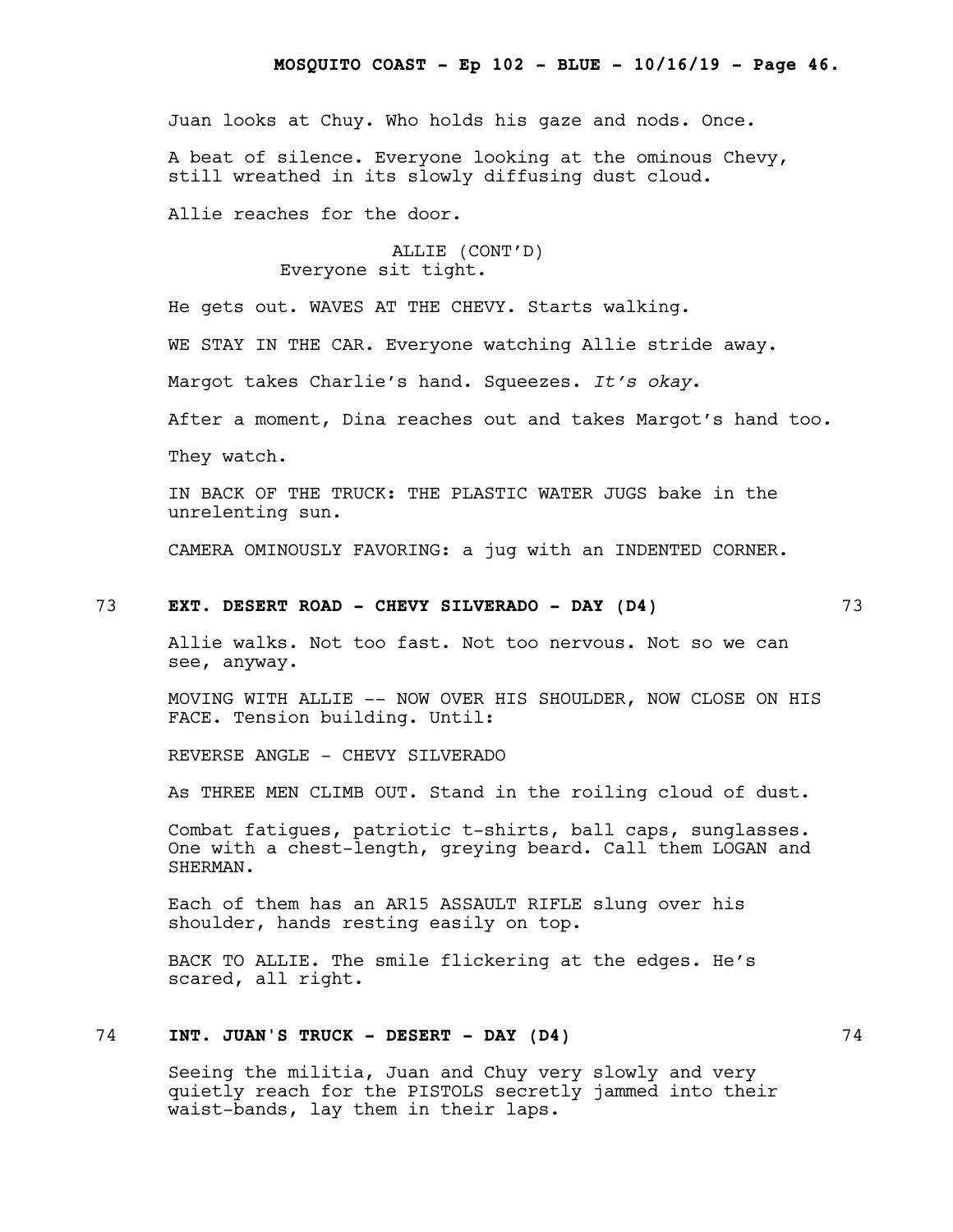Juan looks at Chuy. Who holds his gaze and nods. Once.

A beat of silence. Everyone looking at the ominous Chevy, still wreathed in its slowly diffusing dust cloud.

Allie reaches for the door.

ALLIE (CONT'D)
Everyone sit tight.

He gets out. WAVES AT THE CHEVY. Starts walking.

WE STAY IN THE CAR. Everyone watching Allie stride away.

Margot takes Charlie's hand. Squeezes. *It's okay*.

After a moment, Dina reaches out and takes Margot's hand too.

They watch.

IN BACK OF THE TRUCK: THE PLASTIC WATER JUGS bake in the unrelenting sun.

CAMERA OMINOUSLY FAVORING: a jug with an INDENTED CORNER.

73 **EXT. DESERT ROAD - CHEVY SILVERADO - DAY (D4)** 73

Allie walks. Not too fast. Not too nervous. Not so we can see, anyway.

MOVING WITH ALLIE -- NOW OVER HIS SHOULDER, NOW CLOSE ON HIS FACE. Tension building. Until:

REVERSE ANGLE - CHEVY SILVERADO

As THREE MEN CLIMB OUT. Stand in the roiling cloud of dust.

Combat fatigues, patriotic t-shirts, ball caps, sunglasses. One with a chest-length, greying beard. Call them LOGAN and SHERMAN.

Each of them has an AR15 ASSAULT RIFLE slung over his shoulder, hands resting easily on top.

BACK TO ALLIE. The smile flickering at the edges. He's scared, all right.

74 **INT. JUAN'S TRUCK - DESERT - DAY (D4)** 74

Seeing the militia, Juan and Chuy very slowly and very quietly reach for the PISTOLS secretly jammed into their waist-bands, lay them in their laps.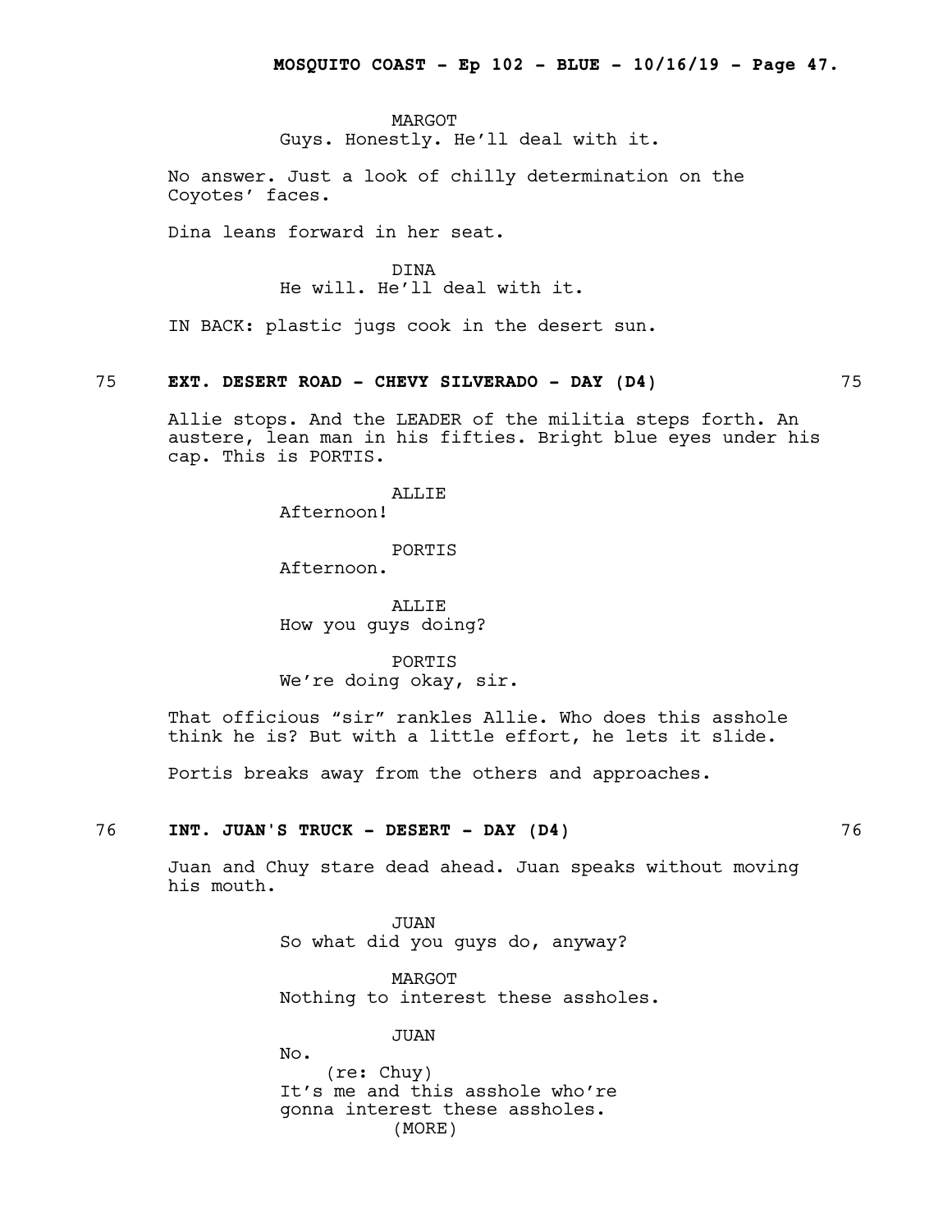MARGOT

Guys. Honestly. He'll deal with it.

No answer. Just a look of chilly determination on the Coyotes' faces.

Dina leans forward in her seat.

DINA

He will. He'll deal with it.

IN BACK: plastic jugs cook in the desert sun.

**75 EXT. DESERT ROAD - CHEVY SILVERADO - DAY (D4) 75**

Allie stops. And the LEADER of the militia steps forth. An austere, lean man in his fifties. Bright blue eyes under his cap. This is PORTIS.

ALLIE

Afternoon!

PORTIS

Afternoon.

ALLIE

How you guys doing?

PORTIS

We're doing okay, sir.

That officious "sir" rankles Allie. Who does this asshole think he is? But with a little effort, he lets it slide.

Portis breaks away from the others and approaches.

**76 INT. JUAN'S TRUCK - DESERT - DAY (D4) 76**

Juan and Chuy stare dead ahead. Juan speaks without moving his mouth.

JUAN

So what did you guys do, anyway?

MARGOT

Nothing to interest these assholes.

JUAN

No.

(re: Chuy)

It's me and this asshole who're gonna interest these assholes.

(MORE)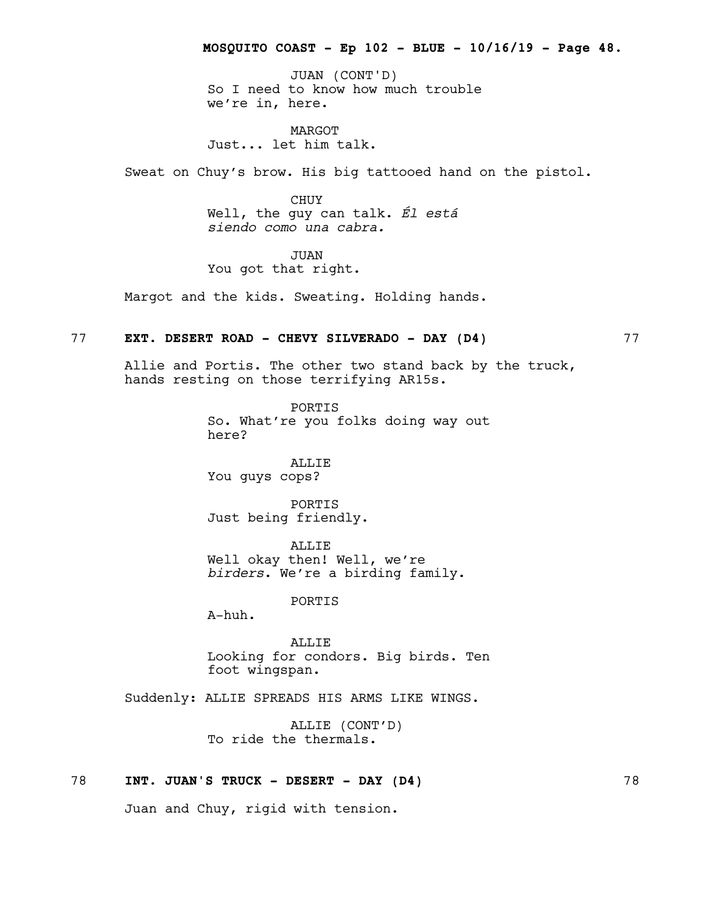JUAN (CONT'D)
So I need to know how much trouble we're in, here.

MARGOT
Just... let him talk.

Sweat on Chuy's brow. His big tattooed hand on the pistol.

CHUY
Well, the guy can talk. *Él está siendo como una cabra.*

JUAN
You got that right.

Margot and the kids. Sweating. Holding hands.

**77 EXT. DESERT ROAD - CHEVY SILVERADO - DAY (D4) 77**

Allie and Portis. The other two stand back by the truck, hands resting on those terrifying AR15s.

PORTIS
So. What're you folks doing way out here?

ALLIE
You guys cops?

PORTIS
Just being friendly.

ALLIE
Well okay then! Well, we're *birders*. We're a birding family.

PORTIS
A-huh.

ALLIE
Looking for condors. Big birds. Ten foot wingspan.

Suddenly: ALLIE SPREADS HIS ARMS LIKE WINGS.

ALLIE (CONT'D)
To ride the thermals.

**78 INT. JUAN'S TRUCK - DESERT - DAY (D4) 78**

Juan and Chuy, rigid with tension.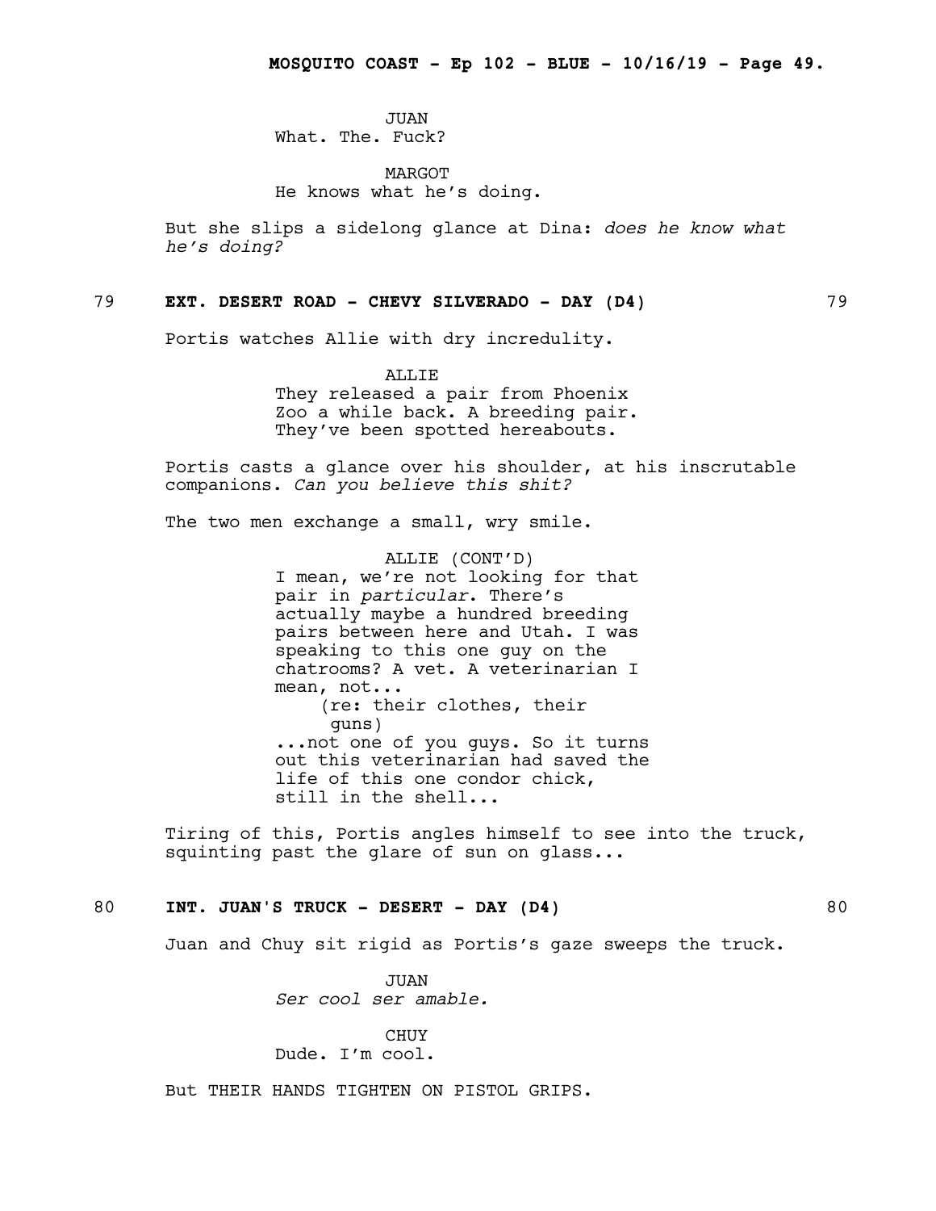JUAN
What. The. Fuck?

MARGOT
He knows what he's doing.

But she slips a sidelong glance at Dina: *does he know what he's doing?*

**79 EXT. DESERT ROAD - CHEVY SILVERADO - DAY (D4) 79**

Portis watches Allie with dry incredulity.

ALLIE
They released a pair from Phoenix Zoo a while back. A breeding pair. They've been spotted hereabouts.

Portis casts a glance over his shoulder, at his inscrutable companions. *Can you believe this shit?*

The two men exchange a small, wry smile.

ALLIE (CONT'D)
I mean, we're not looking for that pair in *particular*. There's actually maybe a hundred breeding pairs between here and Utah. I was speaking to this one guy on the chatrooms? A vet. A veterinarian I mean, not...
(re: their clothes, their guns)
...not one of you guys. So it turns out this veterinarian had saved the life of this one condor chick, still in the shell...

Tiring of this, Portis angles himself to see into the truck, squinting past the glare of sun on glass...

**80 INT. JUAN'S TRUCK - DESERT - DAY (D4) 80**

Juan and Chuy sit rigid as Portis's gaze sweeps the truck.

JUAN
*Ser cool ser amable.*

CHUY
Dude. I'm cool.

But THEIR HANDS TIGHTEN ON PISTOL GRIPS.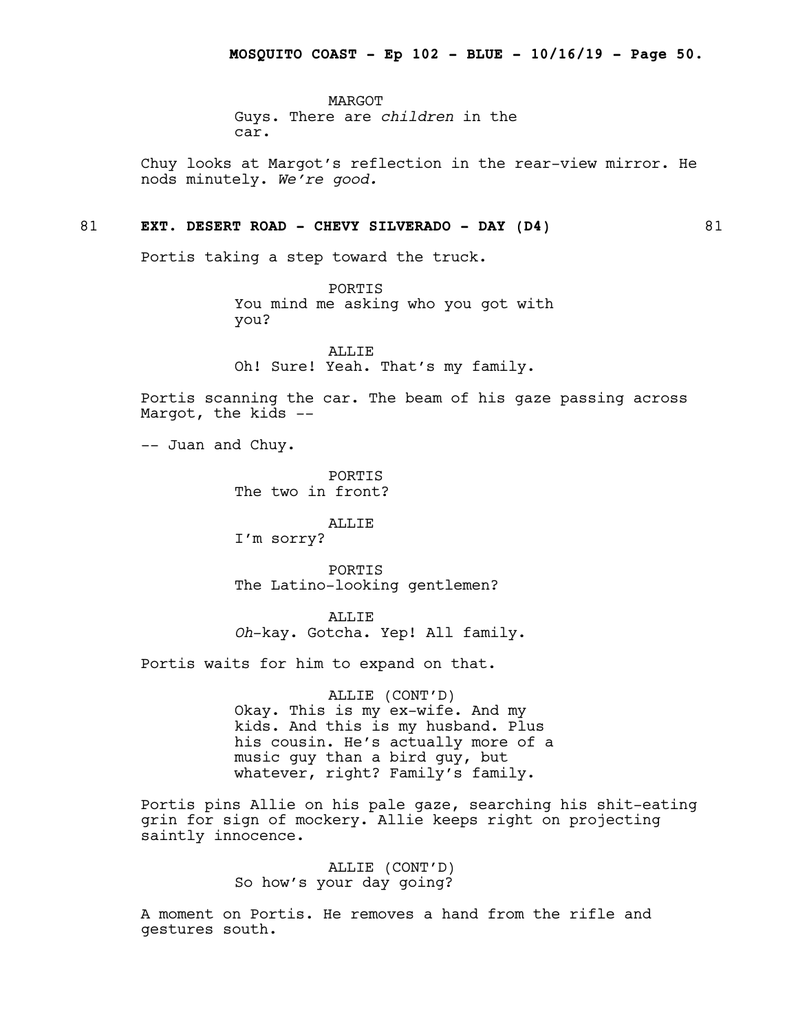MARGOT
Guys. There are *children* in the car.

Chuy looks at Margot's reflection in the rear-view mirror. He nods minutely. *We're good.*

**81 EXT. DESERT ROAD - CHEVY SILVERADO - DAY (D4) 81**

Portis taking a step toward the truck.

PORTIS
You mind me asking who you got with you?

ALLIE
Oh! Sure! Yeah. That's my family.

Portis scanning the car. The beam of his gaze passing across Margot, the kids --

-- Juan and Chuy.

PORTIS
The two in front?

ALLIE
I'm sorry?

PORTIS
The Latino-looking gentlemen?

ALLIE
*Oh*-kay. Gotcha. Yep! All family.

Portis waits for him to expand on that.

ALLIE (CONT'D)
Okay. This is my ex-wife. And my kids. And this is my husband. Plus his cousin. He's actually more of a music guy than a bird guy, but whatever, right? Family's family.

Portis pins Allie on his pale gaze, searching his shit-eating grin for sign of mockery. Allie keeps right on projecting saintly innocence.

ALLIE (CONT'D)
So how's your day going?

A moment on Portis. He removes a hand from the rifle and gestures south.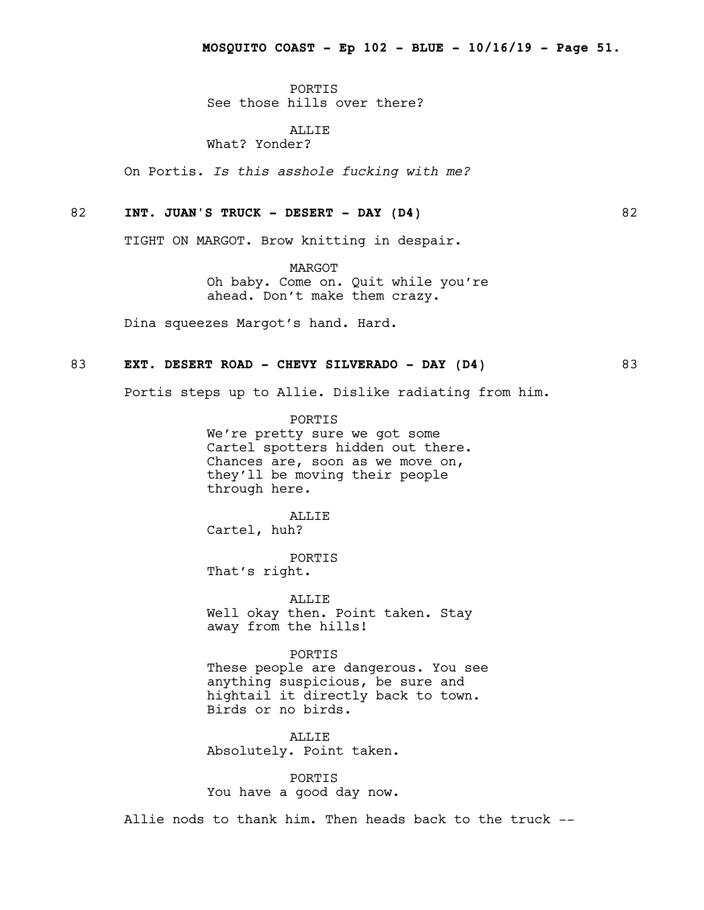PORTIS
See those hills over there?

ALLIE
What? Yonder?

On Portis. *Is this asshole fucking with me?*

82 **INT. JUAN'S TRUCK - DESERT - DAY (D4)** 82

TIGHT ON MARGOT. Brow knitting in despair.

MARGOT
Oh baby. Come on. Quit while you're ahead. Don't make them crazy.

Dina squeezes Margot's hand. Hard.

83 **EXT. DESERT ROAD - CHEVY SILVERADO - DAY (D4)** 83

Portis steps up to Allie. Dislike radiating from him.

PORTIS
We're pretty sure we got some Cartel spotters hidden out there. Chances are, soon as we move on, they'll be moving their people through here.

ALLIE
Cartel, huh?

PORTIS
That's right.

ALLIE
Well okay then. Point taken. Stay away from the hills!

PORTIS
These people are dangerous. You see anything suspicious, be sure and hightail it directly back to town. Birds or no birds.

ALLIE
Absolutely. Point taken.

PORTIS
You have a good day now.

Allie nods to thank him. Then heads back to the truck --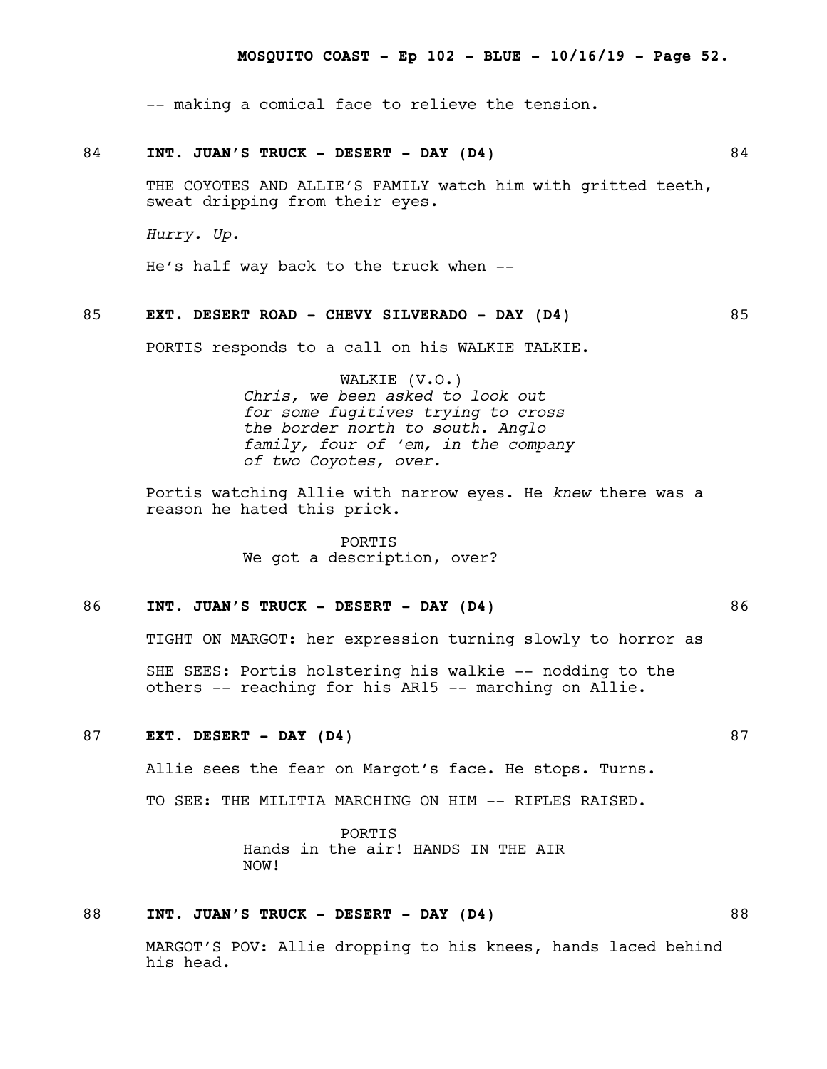-- making a comical face to relieve the tension.

**84 INT. JUAN'S TRUCK - DESERT - DAY (D4) 84**

THE COYOTES AND ALLIE'S FAMILY watch him with gritted teeth, sweat dripping from their eyes.

*Hurry. Up.*

He's half way back to the truck when --

**85 EXT. DESERT ROAD - CHEVY SILVERADO - DAY (D4) 85**

PORTIS responds to a call on his WALKIE TALKIE.

WALKIE (V.O.)
*Chris, we been asked to look out for some fugitives trying to cross the border north to south. Anglo family, four of 'em, in the company of two Coyotes, over.*

Portis watching Allie with narrow eyes. He *knew* there was a reason he hated this prick.

PORTIS
We got a description, over?

**86 INT. JUAN'S TRUCK - DESERT - DAY (D4) 86**

TIGHT ON MARGOT: her expression turning slowly to horror as

SHE SEES: Portis holstering his walkie -- nodding to the others -- reaching for his AR15 -- marching on Allie.

**87 EXT. DESERT - DAY (D4) 87**

Allie sees the fear on Margot's face. He stops. Turns.

TO SEE: THE MILITIA MARCHING ON HIM -- RIFLES RAISED.

PORTIS
Hands in the air! HANDS IN THE AIR NOW!

**88 INT. JUAN'S TRUCK - DESERT - DAY (D4) 88**

MARGOT'S POV: Allie dropping to his knees, hands laced behind his head.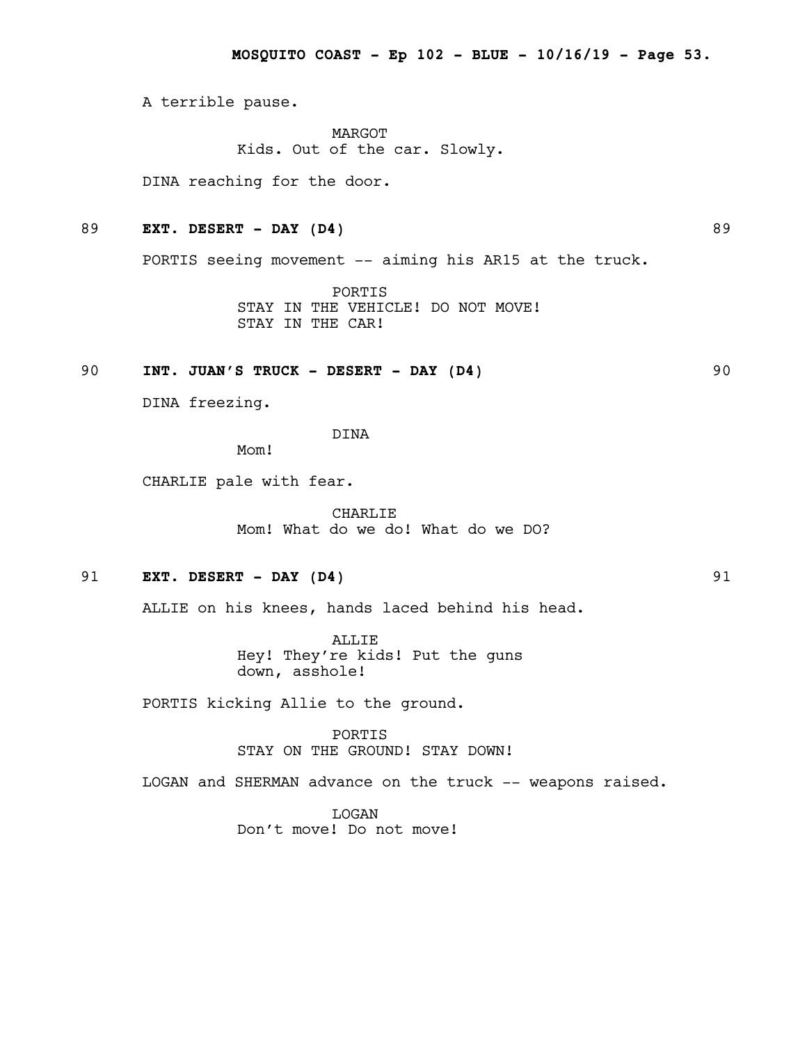A terrible pause.

MARGOT
Kids. Out of the car. Slowly.

DINA reaching for the door.

89 **EXT. DESERT - DAY (D4)** 89

PORTIS seeing movement -- aiming his AR15 at the truck.

PORTIS
STAY IN THE VEHICLE! DO NOT MOVE!
STAY IN THE CAR!

90 **INT. JUAN'S TRUCK - DESERT - DAY (D4)** 90

DINA freezing.

DINA
Mom!

CHARLIE pale with fear.

CHARLIE
Mom! What do we do! What do we DO?

91 **EXT. DESERT - DAY (D4)** 91

ALLIE on his knees, hands laced behind his head.

ALLIE
Hey! They're kids! Put the guns
down, asshole!

PORTIS kicking Allie to the ground.

PORTIS
STAY ON THE GROUND! STAY DOWN!

LOGAN and SHERMAN advance on the truck -- weapons raised.

LOGAN
Don't move! Do not move!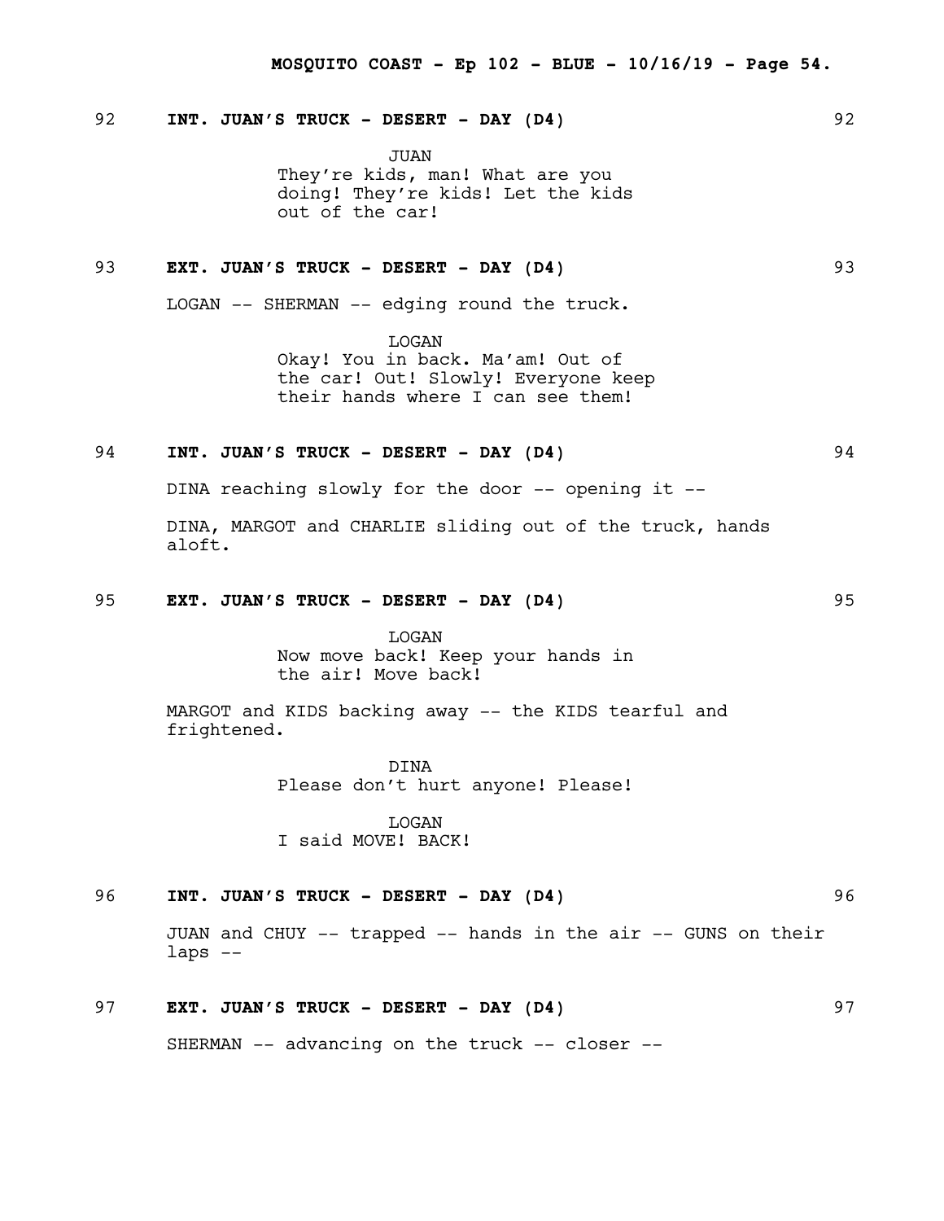92 **INT. JUAN'S TRUCK - DESERT - DAY (D4)** 92

JUAN
They're kids, man! What are you doing! They're kids! Let the kids out of the car!

93 **EXT. JUAN'S TRUCK - DESERT - DAY (D4)** 93

LOGAN -- SHERMAN -- edging round the truck.

LOGAN
Okay! You in back. Ma'am! Out of the car! Out! Slowly! Everyone keep their hands where I can see them!

94 **INT. JUAN'S TRUCK - DESERT - DAY (D4)** 94

DINA reaching slowly for the door -- opening it --

DINA, MARGOT and CHARLIE sliding out of the truck, hands aloft.

95 **EXT. JUAN'S TRUCK - DESERT - DAY (D4)** 95

LOGAN
Now move back! Keep your hands in the air! Move back!

MARGOT and KIDS backing away -- the KIDS tearful and frightened.

DINA
Please don't hurt anyone! Please!

LOGAN
I said MOVE! BACK!

96 **INT. JUAN'S TRUCK - DESERT - DAY (D4)** 96

JUAN and CHUY -- trapped -- hands in the air -- GUNS on their laps --

97 **EXT. JUAN'S TRUCK - DESERT - DAY (D4)** 97

SHERMAN -- advancing on the truck -- closer --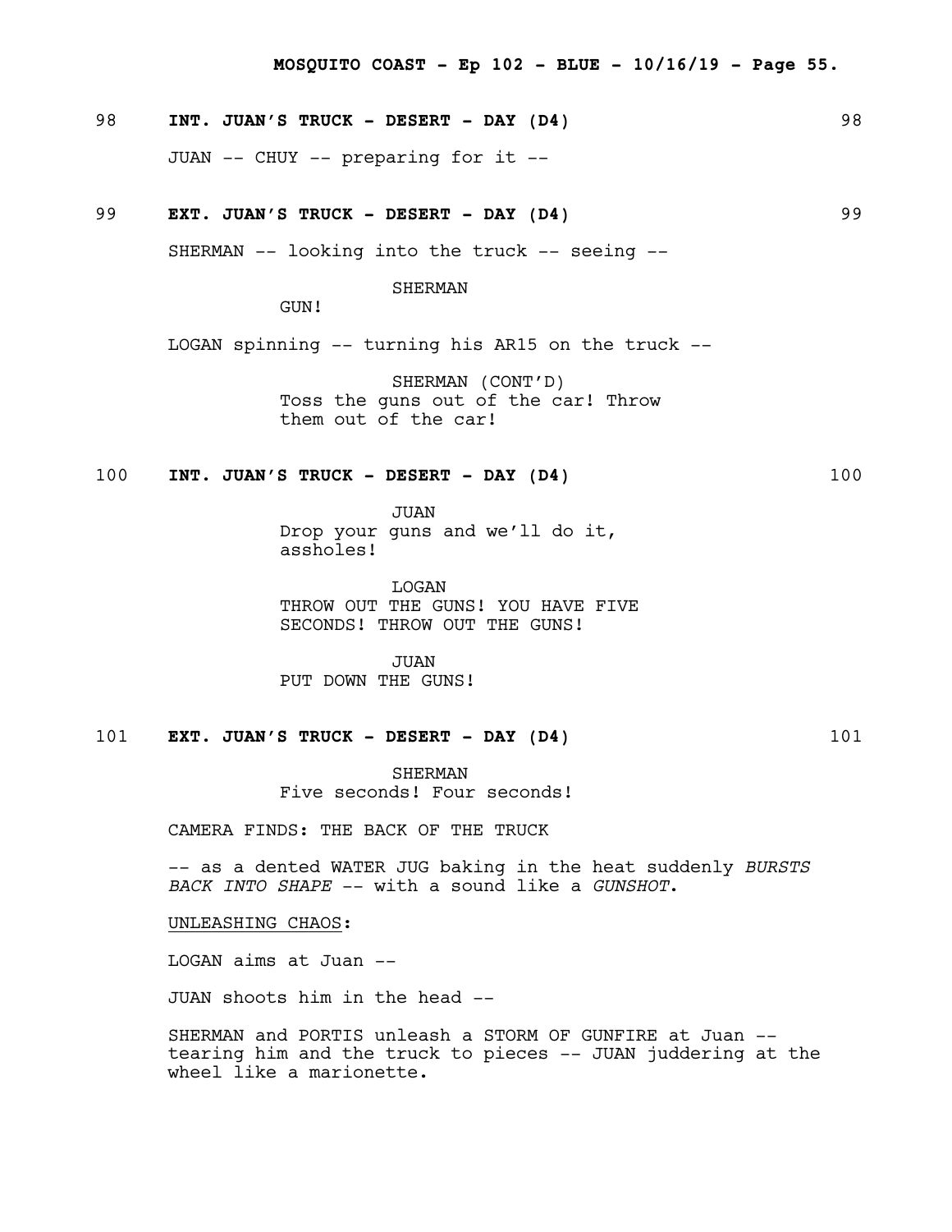98 **INT. JUAN'S TRUCK - DESERT - DAY (D4)** 98

JUAN -- CHUY -- preparing for it --

99 **EXT. JUAN'S TRUCK - DESERT - DAY (D4)** 99

SHERMAN -- looking into the truck -- seeing --

SHERMAN
GUN!

LOGAN spinning -- turning his AR15 on the truck --

SHERMAN (CONT'D)
Toss the guns out of the car! Throw them out of the car!

100 **INT. JUAN'S TRUCK - DESERT - DAY (D4)** 100

JUAN
Drop your guns and we'll do it, assholes!

LOGAN
THROW OUT THE GUNS! YOU HAVE FIVE SECONDS! THROW OUT THE GUNS!

JUAN
PUT DOWN THE GUNS!

101 **EXT. JUAN'S TRUCK - DESERT - DAY (D4)** 101

SHERMAN
Five seconds! Four seconds!

CAMERA FINDS: THE BACK OF THE TRUCK

-- as a dented WATER JUG baking in the heat suddenly *BURSTS BACK INTO SHAPE* -- with a sound like a *GUNSHOT*.

UNLEASHING CHAOS:

LOGAN aims at Juan --

JUAN shoots him in the head --

SHERMAN and PORTIS unleash a STORM OF GUNFIRE at Juan -- tearing him and the truck to pieces -- JUAN juddering at the wheel like a marionette.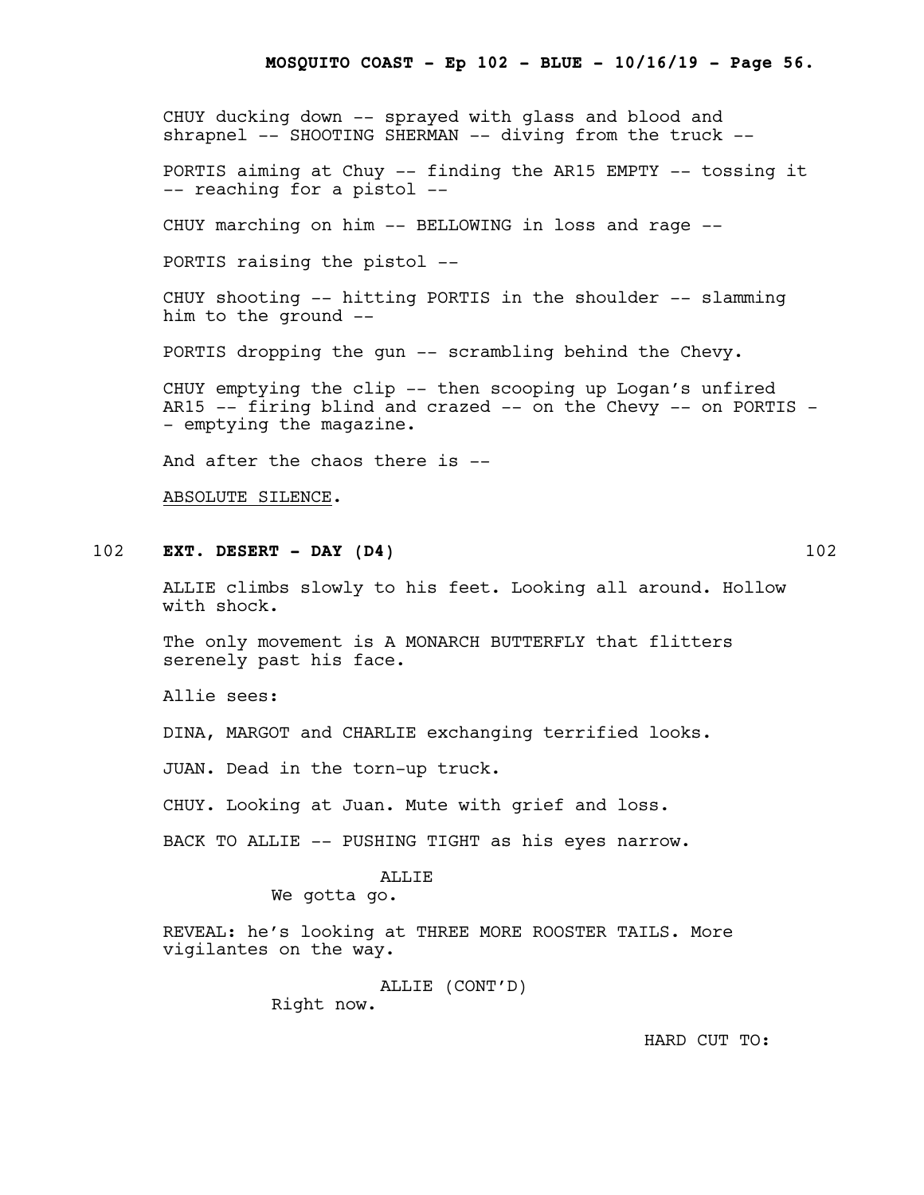CHUY ducking down -- sprayed with glass and blood and shrapnel -- SHOOTING SHERMAN -- diving from the truck --

PORTIS aiming at Chuy -- finding the AR15 EMPTY -- tossing it -- reaching for a pistol --

CHUY marching on him -- BELLOWING in loss and rage --

PORTIS raising the pistol --

CHUY shooting -- hitting PORTIS in the shoulder -- slamming him to the ground --

PORTIS dropping the gun -- scrambling behind the Chevy.

CHUY emptying the clip -- then scooping up Logan's unfired AR15 -- firing blind and crazed -- on the Chevy -- on PORTIS -- emptying the magazine.

And after the chaos there is --

<u>ABSOLUTE SILENCE</u>.

102 **EXT. DESERT - DAY (D4)** 102

ALLIE climbs slowly to his feet. Looking all around. Hollow with shock.

The only movement is A MONARCH BUTTERFLY that flitters serenely past his face.

Allie sees:

DINA, MARGOT and CHARLIE exchanging terrified looks.

JUAN. Dead in the torn-up truck.

CHUY. Looking at Juan. Mute with grief and loss.

BACK TO ALLIE -- PUSHING TIGHT as his eyes narrow.

ALLIE
We gotta go.

REVEAL: he's looking at THREE MORE ROOSTER TAILS. More vigilantes on the way.

ALLIE (CONT'D)
Right now.

HARD CUT TO: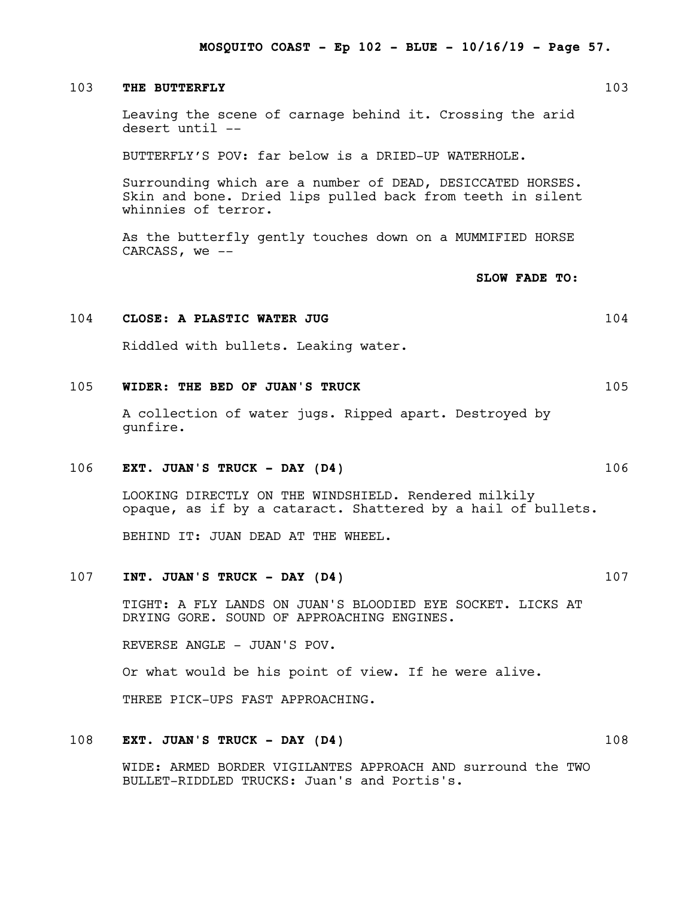103 **THE BUTTERFLY** 103

Leaving the scene of carnage behind it. Crossing the arid desert until --

BUTTERFLY'S POV: far below is a DRIED-UP WATERHOLE.

Surrounding which are a number of DEAD, DESICCATED HORSES. Skin and bone. Dried lips pulled back from teeth in silent whinnies of terror.

As the butterfly gently touches down on a MUMMIFIED HORSE CARCASS, we --

**SLOW FADE TO:**

104 **CLOSE: A PLASTIC WATER JUG** 104

Riddled with bullets. Leaking water.

105 **WIDER: THE BED OF JUAN'S TRUCK** 105

A collection of water jugs. Ripped apart. Destroyed by gunfire.

106 **EXT. JUAN'S TRUCK - DAY (D4)** 106

LOOKING DIRECTLY ON THE WINDSHIELD. Rendered milkily opaque, as if by a cataract. Shattered by a hail of bullets.

BEHIND IT: JUAN DEAD AT THE WHEEL.

107 **INT. JUAN'S TRUCK - DAY (D4)** 107

TIGHT: A FLY LANDS ON JUAN'S BLOODIED EYE SOCKET. LICKS AT DRYING GORE. SOUND OF APPROACHING ENGINES.

REVERSE ANGLE - JUAN'S POV.

Or what would be his point of view. If he were alive.

THREE PICK-UPS FAST APPROACHING.

108 **EXT. JUAN'S TRUCK - DAY (D4)** 108

WIDE: ARMED BORDER VIGILANTES APPROACH AND surround the TWO BULLET-RIDDLED TRUCKS: Juan's and Portis's.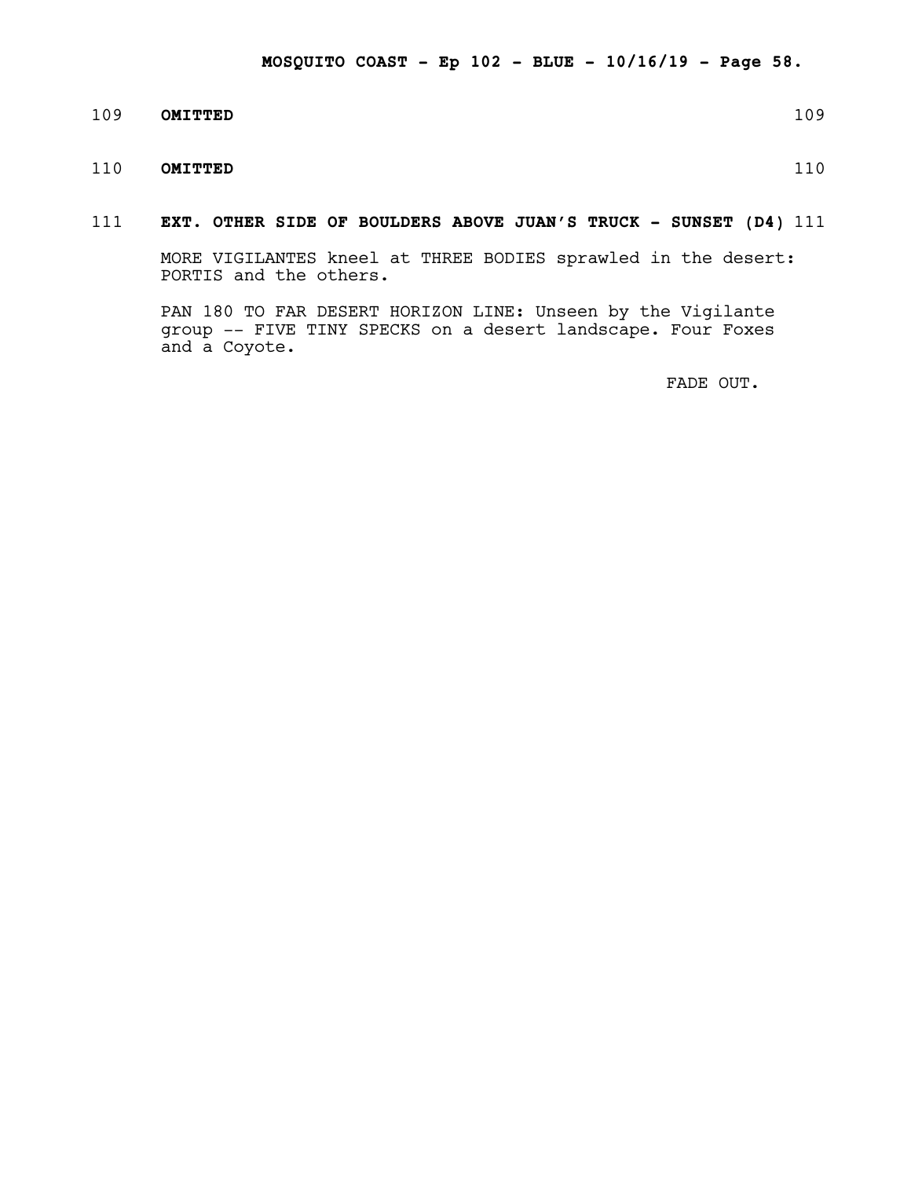109 **OMITTED** 109

110 **OMITTED** 110

111 **EXT. OTHER SIDE OF BOULDERS ABOVE JUAN'S TRUCK - SUNSET (D4)** 111

MORE VIGILANTES kneel at THREE BODIES sprawled in the desert: PORTIS and the others.

PAN 180 TO FAR DESERT HORIZON LINE: Unseen by the Vigilante group -- FIVE TINY SPECKS on a desert landscape. Four Foxes and a Coyote.

FADE OUT.